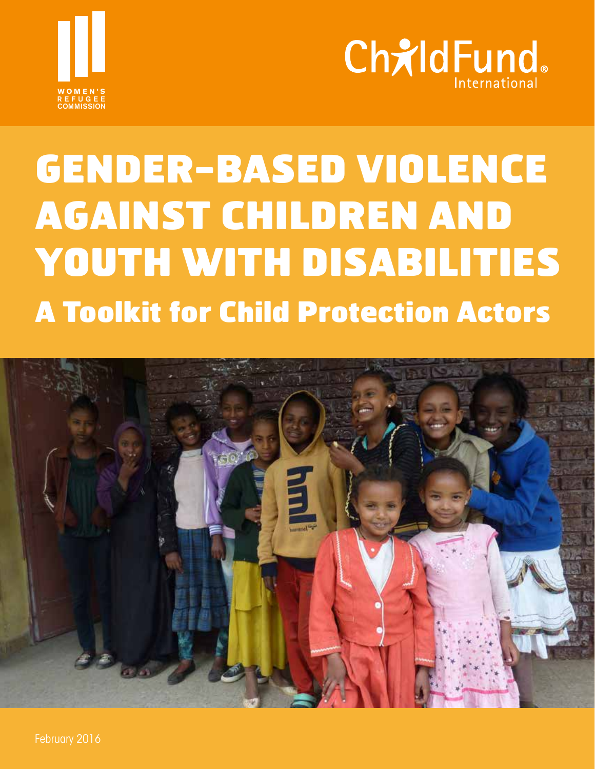WOMEN'S REFUGEE COMMISSION

ChildFund International

# GENDER-BASED VIOLENCE AGAINST CHILDREN AND YOUTH WITH DISABILITIES

## A Toolkit for Child Protection Actors

February 2016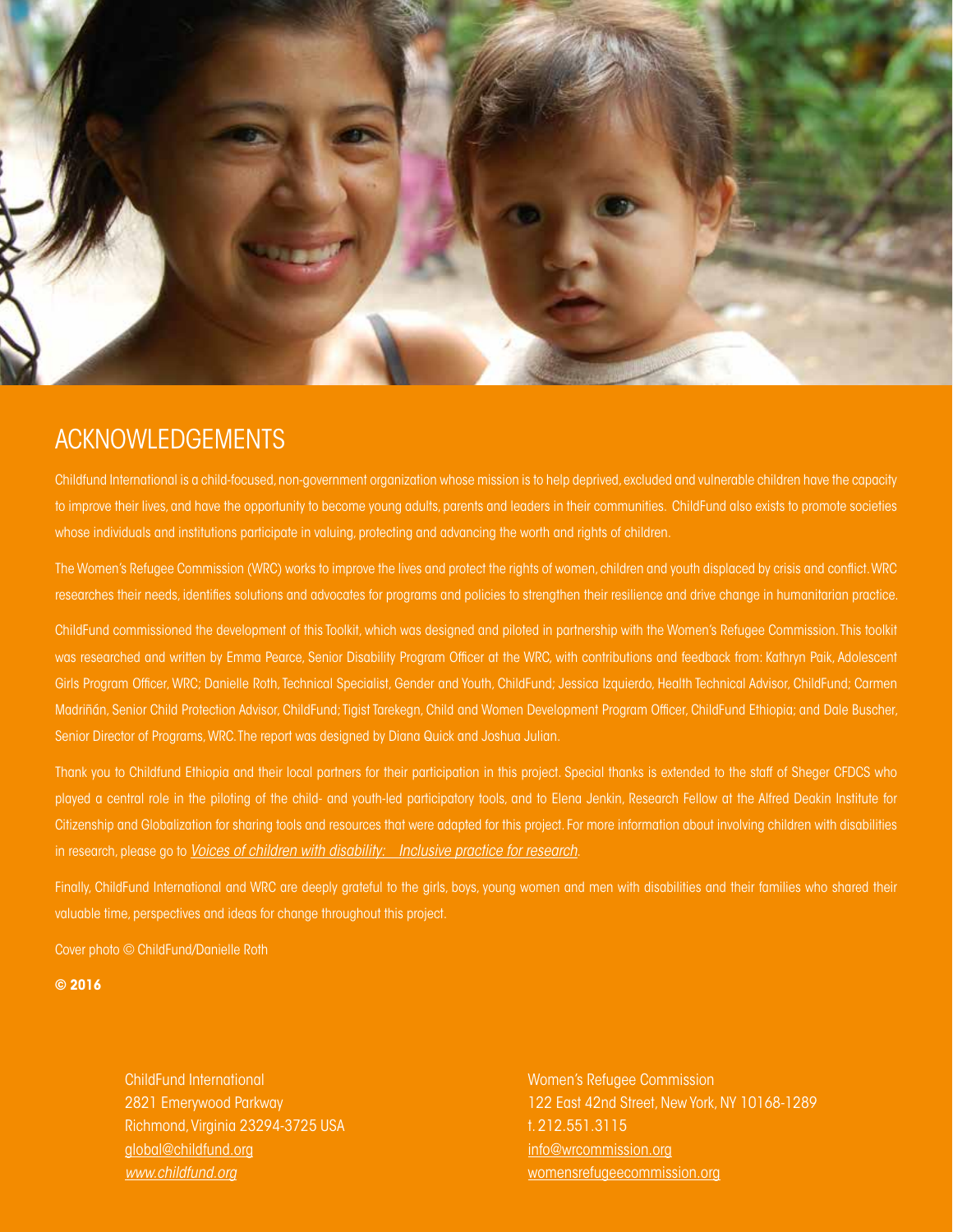# ACKNOWLEDGEMENTS

Childfund International is a child-focused, non-government organization whose mission is to help deprived, excluded and vulnerable children have the capacity to improve their lives, and have the opportunity to become young adults, parents and leaders in their communities. ChildFund also exists to promote societies whose individuals and institutions participate in valuing, protecting and advancing the worth and rights of children.

The Women's Refugee Commission (WRC) works to improve the lives and protect the rights of women, children and youth displaced by crisis and conflict. WRC researches their needs, identifies solutions and advocates for programs and policies to strengthen their resilience and drive change in humanitarian practice.

ChildFund commissioned the development of this Toolkit, which was designed and piloted in partnership with the Women's Refugee Commission. This toolkit was researched and written by Emma Pearce, Senior Disability Program Officer at the WRC, with contributions and feedback from: Kathryn Paik, Adolescent Girls Program Officer, WRC; Danielle Roth, Technical Specialist, Gender and Youth, ChildFund; Jessica Izquierdo, Health Technical Advisor, ChildFund; Carmen Madriñán, Senior Child Protection Advisor, ChildFund; Tigist Tarekegn, Child and Women Development Program Officer, ChildFund Ethiopia; and Dale Buscher, Senior Director of Programs, WRC. The report was designed by Diana Quick and Joshua Julian.

Thank you to Childfund Ethiopia and their local partners for their participation in this project. Special thanks is extended to the staff of Sheger CFDCS who played a central role in the piloting of the child- and youth-led participatory tools, and to Elena Jenkin, Research Fellow at the Alfred Deakin Institute for Citizenship and Globalization for sharing tools and resources that were adapted for this project. For more information about involving children with disabilities in research, please go to *Voices of children with disability: Inclusive practice for research*.

Finally, ChildFund International and WRC are deeply grateful to the girls, boys, young women and men with disabilities and their families who shared their valuable time, perspectives and ideas for change throughout this project.

Cover photo © ChildFund/Danielle Roth

**© 2016**

ChildFund International
2821 Emerywood Parkway
Richmond, Virginia 23294-3725 USA
global@childfund.org
*www.childfund.org*

Women's Refugee Commission
122 East 42nd Street, New York, NY 10168-1289
t. 212.551.3115
info@wrcommission.org
womensrefugeecommission.org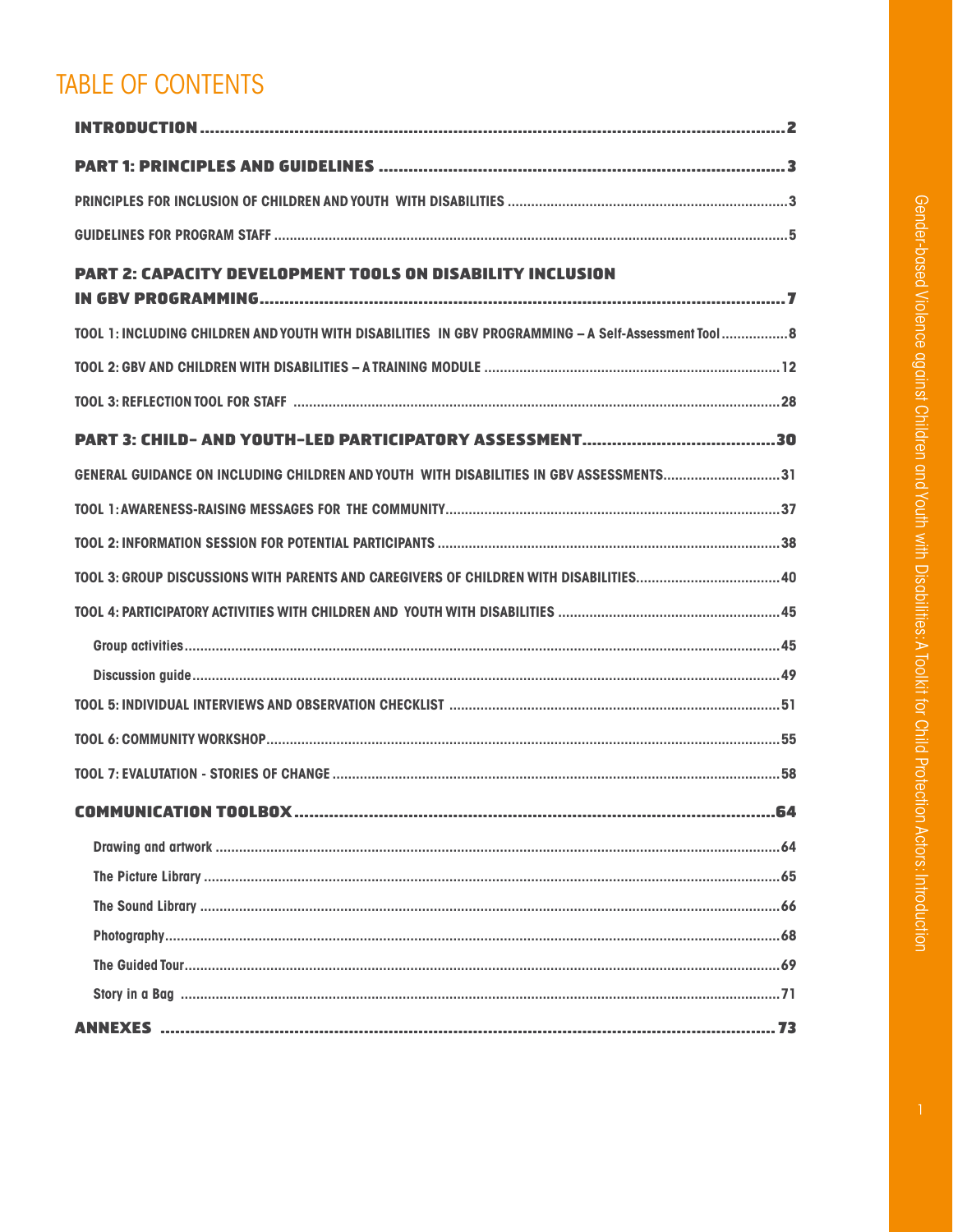# TABLE OF CONTENTS

**INTRODUCTION** .......... 2

**PART 1: PRINCIPLES AND GUIDELINES** .......... 3

PRINCIPLES FOR INCLUSION OF CHILDREN AND YOUTH WITH DISABILITIES .......... 3

GUIDELINES FOR PROGRAM STAFF .......... 5

**PART 2: CAPACITY DEVELOPMENT TOOLS ON DISABILITY INCLUSION IN GBV PROGRAMMING** .......... 7

TOOL 1: INCLUDING CHILDREN AND YOUTH WITH DISABILITIES IN GBV PROGRAMMING – A Self-Assessment Tool .......... 8

TOOL 2: GBV AND CHILDREN WITH DISABILITIES – A TRAINING MODULE .......... 12

TOOL 3: REFLECTION TOOL FOR STAFF .......... 28

**PART 3: CHILD- AND YOUTH-LED PARTICIPATORY ASSESSMENT** .......... 30

GENERAL GUIDANCE ON INCLUDING CHILDREN AND YOUTH WITH DISABILITIES IN GBV ASSESSMENTS .......... 31

TOOL 1: AWARENESS-RAISING MESSAGES FOR THE COMMUNITY .......... 37

TOOL 2: INFORMATION SESSION FOR POTENTIAL PARTICIPANTS .......... 38

TOOL 3: GROUP DISCUSSIONS WITH PARENTS AND CAREGIVERS OF CHILDREN WITH DISABILITIES .......... 40

TOOL 4: PARTICIPATORY ACTIVITIES WITH CHILDREN AND YOUTH WITH DISABILITIES .......... 45

- Group activities .......... 45
- Discussion guide .......... 49

TOOL 5: INDIVIDUAL INTERVIEWS AND OBSERVATION CHECKLIST .......... 51

TOOL 6: COMMUNITY WORKSHOP .......... 55

TOOL 7: EVALUTATION - STORIES OF CHANGE .......... 58

**COMMUNICATION TOOLBOX** .......... 64

- Drawing and artwork .......... 64
- The Picture Library .......... 65
- The Sound Library .......... 66
- Photography .......... 68
- The Guided Tour .......... 69
- Story in a Bag .......... 71

**ANNEXES** .......... 73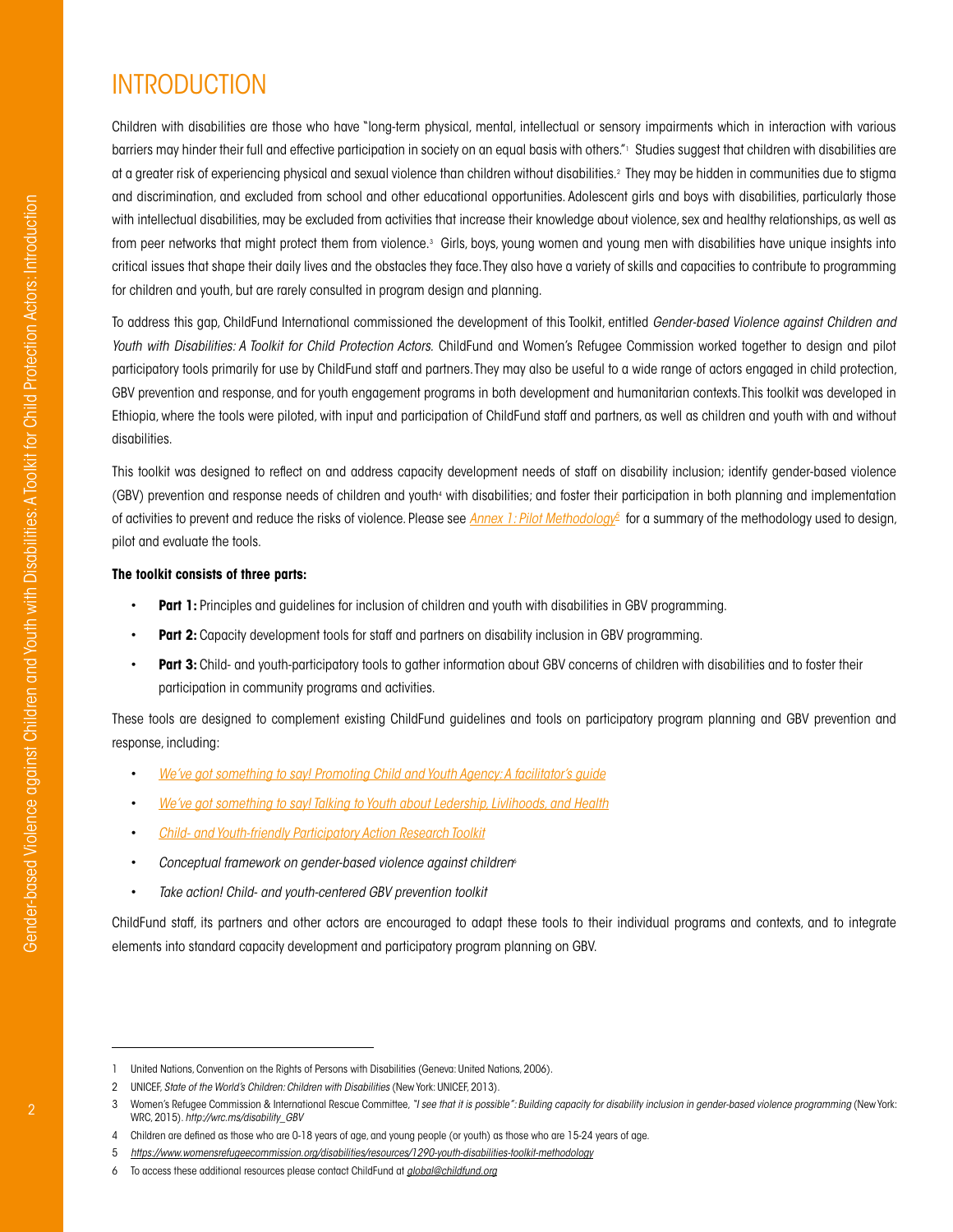# INTRODUCTION

Children with disabilities are those who have "long-term physical, mental, intellectual or sensory impairments which in interaction with various barriers may hinder their full and effective participation in society on an equal basis with others."[1] Studies suggest that children with disabilities are at a greater risk of experiencing physical and sexual violence than children without disabilities.[2] They may be hidden in communities due to stigma and discrimination, and excluded from school and other educational opportunities. Adolescent girls and boys with disabilities, particularly those with intellectual disabilities, may be excluded from activities that increase their knowledge about violence, sex and healthy relationships, as well as from peer networks that might protect them from violence.[3] Girls, boys, young women and young men with disabilities have unique insights into critical issues that shape their daily lives and the obstacles they face. They also have a variety of skills and capacities to contribute to programming for children and youth, but are rarely consulted in program design and planning.

To address this gap, ChildFund International commissioned the development of this Toolkit, entitled *Gender-based Violence against Children and Youth with Disabilities: A Toolkit for Child Protection Actors.* ChildFund and Women's Refugee Commission worked together to design and pilot participatory tools primarily for use by ChildFund staff and partners. They may also be useful to a wide range of actors engaged in child protection, GBV prevention and response, and for youth engagement programs in both development and humanitarian contexts. This toolkit was developed in Ethiopia, where the tools were piloted, with input and participation of ChildFund staff and partners, as well as children and youth with and without disabilities.

This toolkit was designed to reflect on and address capacity development needs of staff on disability inclusion; identify gender-based violence (GBV) prevention and response needs of children and youth[4] with disabilities; and foster their participation in both planning and implementation of activities to prevent and reduce the risks of violence. Please see *Annex 1: Pilot Methodology*[5] for a summary of the methodology used to design, pilot and evaluate the tools.

**The toolkit consists of three parts:**

- **Part 1:** Principles and guidelines for inclusion of children and youth with disabilities in GBV programming.
- **Part 2:** Capacity development tools for staff and partners on disability inclusion in GBV programming.
- **Part 3:** Child- and youth-participatory tools to gather information about GBV concerns of children with disabilities and to foster their participation in community programs and activities.

These tools are designed to complement existing ChildFund guidelines and tools on participatory program planning and GBV prevention and response, including:

- *We've got something to say! Promoting Child and Youth Agency: A facilitator's guide*
- *We've got something to say! Talking to Youth about Ledership, Livlihoods, and Health*
- *Child- and Youth-friendly Participatory Action Research Toolkit*
- *Conceptual framework on gender-based violence against children*[6]
- *Take action! Child- and youth-centered GBV prevention toolkit*

ChildFund staff, its partners and other actors are encouraged to adapt these tools to their individual programs and contexts, and to integrate elements into standard capacity development and participatory program planning on GBV.

---

1 United Nations, Convention on the Rights of Persons with Disabilities (Geneva: United Nations, 2006).

2 UNICEF, *State of the World's Children: Children with Disabilities* (New York: UNICEF, 2013).

3 Women's Refugee Commission & International Rescue Committee, *"I see that it is possible": Building capacity for disability inclusion in gender-based violence programming* (New York: WRC, 2015). *http://wrc.ms/disability_GBV*

4 Children are defined as those who are 0-18 years of age, and young people (or youth) as those who are 15-24 years of age.

5 *https://www.womensrefugeecommission.org/disabilities/resources/1290-youth-disabilities-toolkit-methodology*

6 To access these additional resources please contact ChildFund at *global@childfund.org*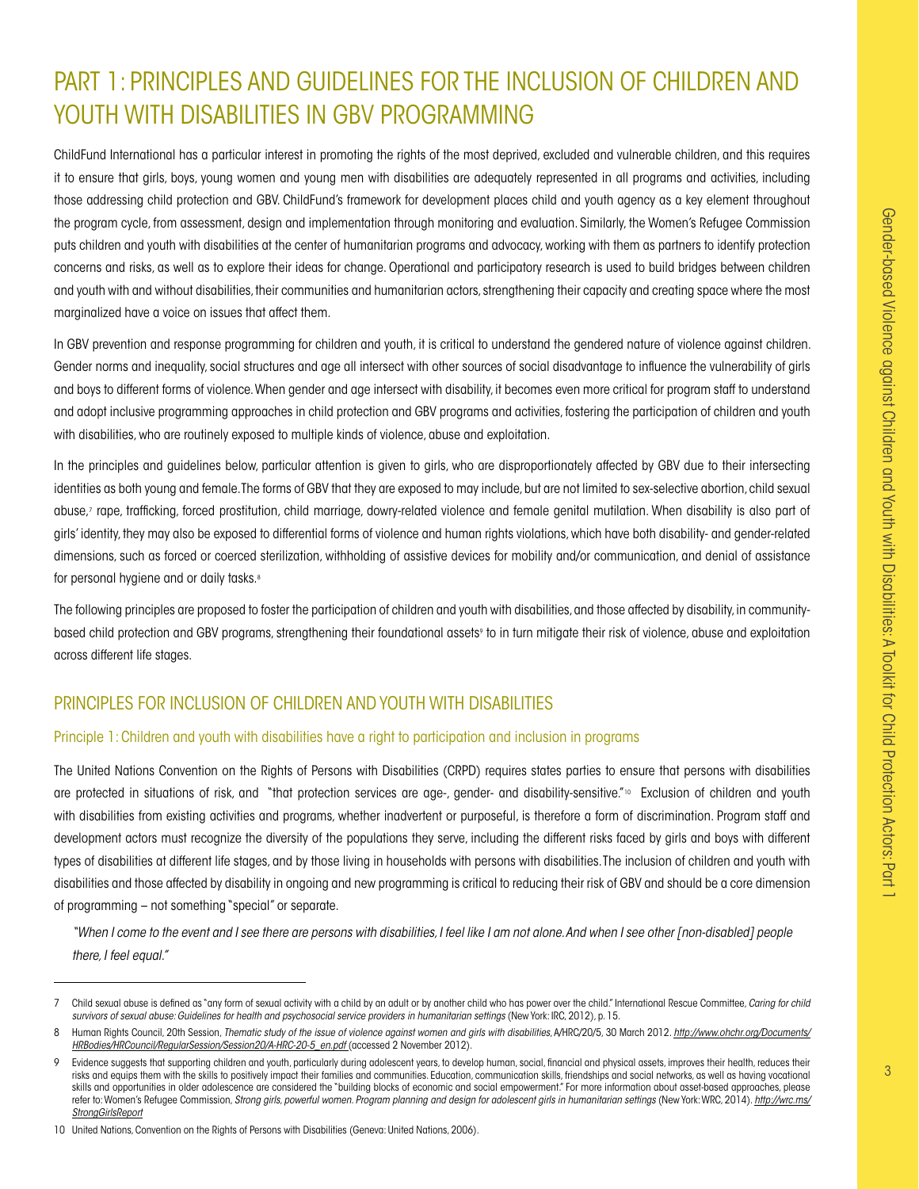# PART 1: PRINCIPLES AND GUIDELINES FOR THE INCLUSION OF CHILDREN AND YOUTH WITH DISABILITIES IN GBV PROGRAMMING

ChildFund International has a particular interest in promoting the rights of the most deprived, excluded and vulnerable children, and this requires it to ensure that girls, boys, young women and young men with disabilities are adequately represented in all programs and activities, including those addressing child protection and GBV. ChildFund's framework for development places child and youth agency as a key element throughout the program cycle, from assessment, design and implementation through monitoring and evaluation. Similarly, the Women's Refugee Commission puts children and youth with disabilities at the center of humanitarian programs and advocacy, working with them as partners to identify protection concerns and risks, as well as to explore their ideas for change. Operational and participatory research is used to build bridges between children and youth with and without disabilities, their communities and humanitarian actors, strengthening their capacity and creating space where the most marginalized have a voice on issues that affect them.

In GBV prevention and response programming for children and youth, it is critical to understand the gendered nature of violence against children. Gender norms and inequality, social structures and age all intersect with other sources of social disadvantage to influence the vulnerability of girls and boys to different forms of violence. When gender and age intersect with disability, it becomes even more critical for program staff to understand and adopt inclusive programming approaches in child protection and GBV programs and activities, fostering the participation of children and youth with disabilities, who are routinely exposed to multiple kinds of violence, abuse and exploitation.

In the principles and guidelines below, particular attention is given to girls, who are disproportionately affected by GBV due to their intersecting identities as both young and female. The forms of GBV that they are exposed to may include, but are not limited to sex-selective abortion, child sexual abuse,[7] rape, trafficking, forced prostitution, child marriage, dowry-related violence and female genital mutilation. When disability is also part of girls' identity, they may also be exposed to differential forms of violence and human rights violations, which have both disability- and gender-related dimensions, such as forced or coerced sterilization, withholding of assistive devices for mobility and/or communication, and denial of assistance for personal hygiene and or daily tasks.[8]

The following principles are proposed to foster the participation of children and youth with disabilities, and those affected by disability, in community-based child protection and GBV programs, strengthening their foundational assets[9] to in turn mitigate their risk of violence, abuse and exploitation across different life stages.

## PRINCIPLES FOR INCLUSION OF CHILDREN AND YOUTH WITH DISABILITIES

### Principle 1: Children and youth with disabilities have a right to participation and inclusion in programs

The United Nations Convention on the Rights of Persons with Disabilities (CRPD) requires states parties to ensure that persons with disabilities are protected in situations of risk, and "that protection services are age-, gender- and disability-sensitive."[10] Exclusion of children and youth with disabilities from existing activities and programs, whether inadvertent or purposeful, is therefore a form of discrimination. Program staff and development actors must recognize the diversity of the populations they serve, including the different risks faced by girls and boys with different types of disabilities at different life stages, and by those living in households with persons with disabilities. The inclusion of children and youth with disabilities and those affected by disability in ongoing and new programming is critical to reducing their risk of GBV and should be a core dimension of programming – not something "special" or separate.

> *"When I come to the event and I see there are persons with disabilities, I feel like I am not alone. And when I see other [non-disabled] people there, I feel equal."*

---

7 Child sexual abuse is defined as "any form of sexual activity with a child by an adult or by another child who has power over the child." International Rescue Committee, *Caring for child survivors of sexual abuse: Guidelines for health and psychosocial service providers in humanitarian settings* (New York: IRC, 2012), p. 15.

8 Human Rights Council, 20th Session, *Thematic study of the issue of violence against women and girls with disabilities*, A/HRC/20/5, 30 March 2012. http://www.ohchr.org/Documents/HRBodies/HRCouncil/RegularSession/Session20/A-HRC-20-5_en.pdf (accessed 2 November 2012).

9 Evidence suggests that supporting children and youth, particularly during adolescent years, to develop human, social, financial and physical assets, improves their health, reduces their risks and equips them with the skills to positively impact their families and communities. Education, communication skills, friendships and social networks, as well as having vocational skills and opportunities in older adolescence are considered the "building blocks of economic and social empowerment." For more information about asset-based approaches, please refer to: Women's Refugee Commission, *Strong girls, powerful women. Program planning and design for adolescent girls in humanitarian settings* (New York: WRC, 2014). http://wrc.ms/StrongGirlsReport

10 United Nations, Convention on the Rights of Persons with Disabilities (Geneva: United Nations, 2006).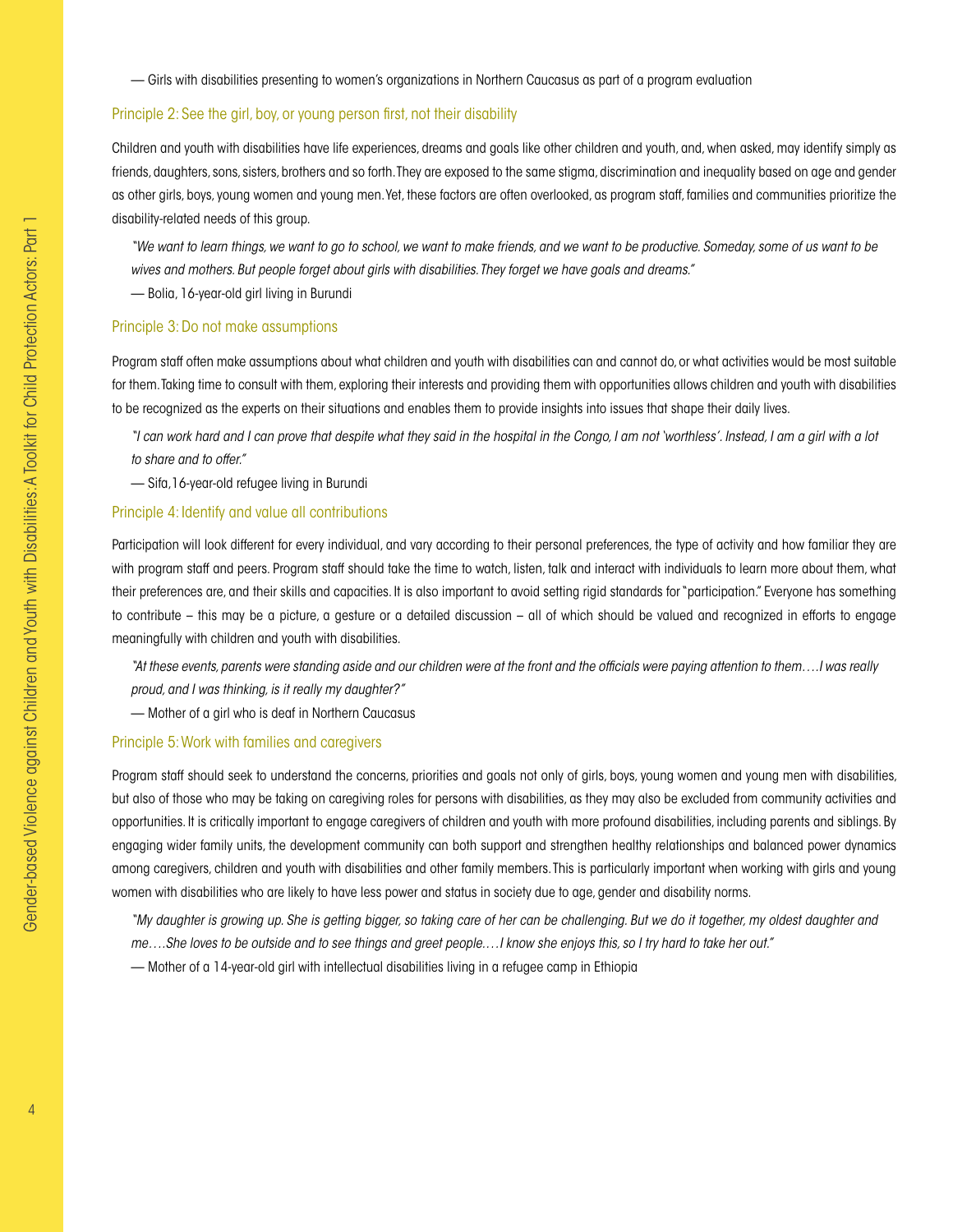— Girls with disabilities presenting to women's organizations in Northern Caucasus as part of a program evaluation

### Principle 2: See the girl, boy, or young person first, not their disability

Children and youth with disabilities have life experiences, dreams and goals like other children and youth, and, when asked, may identify simply as friends, daughters, sons, sisters, brothers and so forth. They are exposed to the same stigma, discrimination and inequality based on age and gender as other girls, boys, young women and young men. Yet, these factors are often overlooked, as program staff, families and communities prioritize the disability-related needs of this group.

*"We want to learn things, we want to go to school, we want to make friends, and we want to be productive. Someday, some of us want to be wives and mothers. But people forget about girls with disabilities. They forget we have goals and dreams."*

— Bolia, 16-year-old girl living in Burundi

### Principle 3: Do not make assumptions

Program staff often make assumptions about what children and youth with disabilities can and cannot do, or what activities would be most suitable for them. Taking time to consult with them, exploring their interests and providing them with opportunities allows children and youth with disabilities to be recognized as the experts on their situations and enables them to provide insights into issues that shape their daily lives.

*"I can work hard and I can prove that despite what they said in the hospital in the Congo, I am not 'worthless'. Instead, I am a girl with a lot to share and to offer."*

— Sifa,16-year-old refugee living in Burundi

### Principle 4: Identify and value all contributions

Participation will look different for every individual, and vary according to their personal preferences, the type of activity and how familiar they are with program staff and peers. Program staff should take the time to watch, listen, talk and interact with individuals to learn more about them, what their preferences are, and their skills and capacities. It is also important to avoid setting rigid standards for "participation." Everyone has something to contribute – this may be a picture, a gesture or a detailed discussion – all of which should be valued and recognized in efforts to engage meaningfully with children and youth with disabilities.

*"At these events, parents were standing aside and our children were at the front and the officials were paying attention to them….I was really proud, and I was thinking, is it really my daughter?"*

— Mother of a girl who is deaf in Northern Caucasus

### Principle 5: Work with families and caregivers

Program staff should seek to understand the concerns, priorities and goals not only of girls, boys, young women and young men with disabilities, but also of those who may be taking on caregiving roles for persons with disabilities, as they may also be excluded from community activities and opportunities. It is critically important to engage caregivers of children and youth with more profound disabilities, including parents and siblings. By engaging wider family units, the development community can both support and strengthen healthy relationships and balanced power dynamics among caregivers, children and youth with disabilities and other family members. This is particularly important when working with girls and young women with disabilities who are likely to have less power and status in society due to age, gender and disability norms.

*"My daughter is growing up. She is getting bigger, so taking care of her can be challenging. But we do it together, my oldest daughter and me….She loves to be outside and to see things and greet people.…I know she enjoys this, so I try hard to take her out."*

— Mother of a 14-year-old girl with intellectual disabilities living in a refugee camp in Ethiopia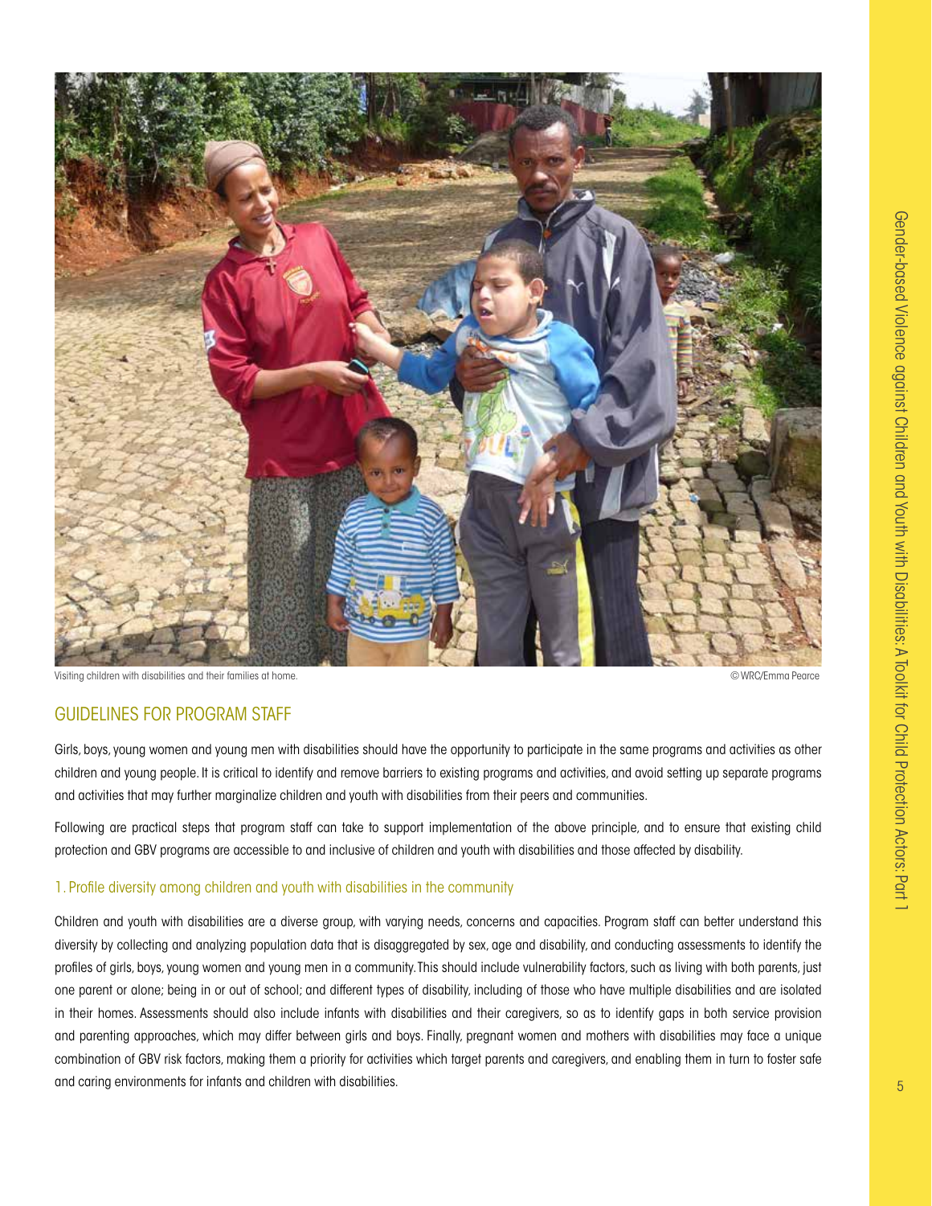Visiting children with disabilities and their families at home. © WRC/Emma Pearce

## GUIDELINES FOR PROGRAM STAFF

Girls, boys, young women and young men with disabilities should have the opportunity to participate in the same programs and activities as other children and young people. It is critical to identify and remove barriers to existing programs and activities, and avoid setting up separate programs and activities that may further marginalize children and youth with disabilities from their peers and communities.

Following are practical steps that program staff can take to support implementation of the above principle, and to ensure that existing child protection and GBV programs are accessible to and inclusive of children and youth with disabilities and those affected by disability.

### 1. Profile diversity among children and youth with disabilities in the community

Children and youth with disabilities are a diverse group, with varying needs, concerns and capacities. Program staff can better understand this diversity by collecting and analyzing population data that is disaggregated by sex, age and disability, and conducting assessments to identify the profiles of girls, boys, young women and young men in a community. This should include vulnerability factors, such as living with both parents, just one parent or alone; being in or out of school; and different types of disability, including of those who have multiple disabilities and are isolated in their homes. Assessments should also include infants with disabilities and their caregivers, so as to identify gaps in both service provision and parenting approaches, which may differ between girls and boys. Finally, pregnant women and mothers with disabilities may face a unique combination of GBV risk factors, making them a priority for activities which target parents and caregivers, and enabling them in turn to foster safe and caring environments for infants and children with disabilities.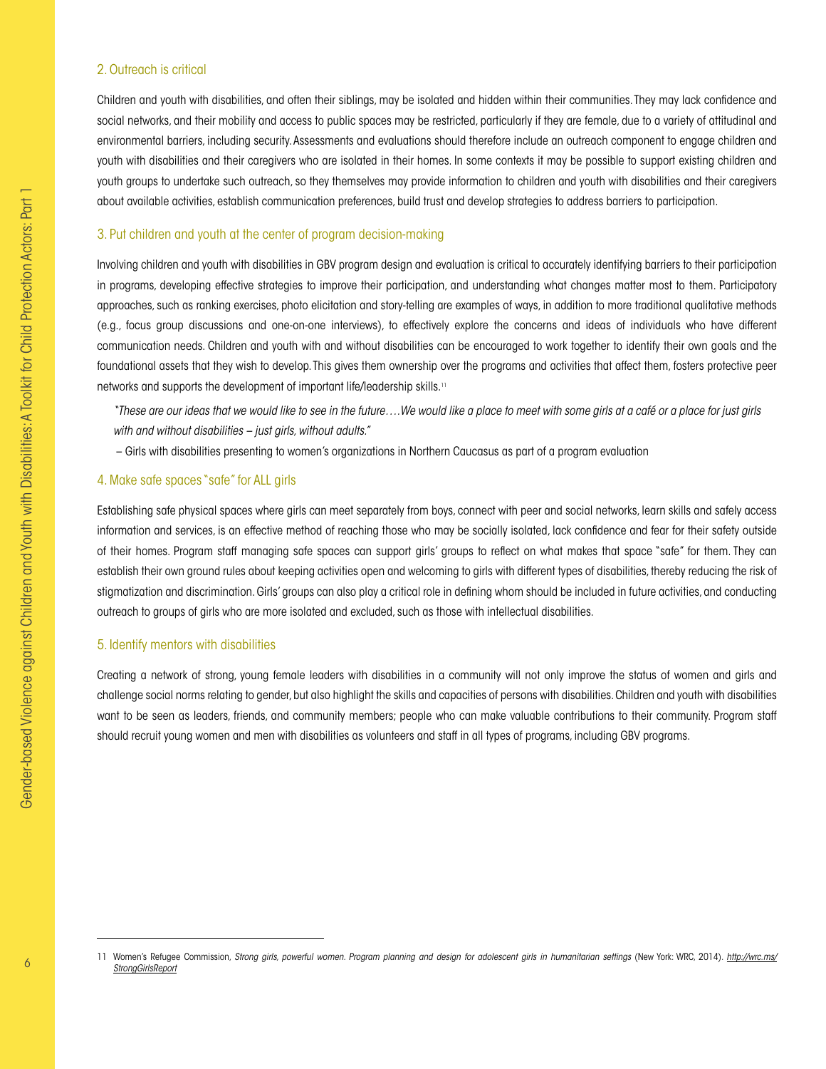### 2. Outreach is critical

Children and youth with disabilities, and often their siblings, may be isolated and hidden within their communities. They may lack confidence and social networks, and their mobility and access to public spaces may be restricted, particularly if they are female, due to a variety of attitudinal and environmental barriers, including security. Assessments and evaluations should therefore include an outreach component to engage children and youth with disabilities and their caregivers who are isolated in their homes. In some contexts it may be possible to support existing children and youth groups to undertake such outreach, so they themselves may provide information to children and youth with disabilities and their caregivers about available activities, establish communication preferences, build trust and develop strategies to address barriers to participation.

### 3. Put children and youth at the center of program decision-making

Involving children and youth with disabilities in GBV program design and evaluation is critical to accurately identifying barriers to their participation in programs, developing effective strategies to improve their participation, and understanding what changes matter most to them. Participatory approaches, such as ranking exercises, photo elicitation and story-telling are examples of ways, in addition to more traditional qualitative methods (e.g., focus group discussions and one-on-one interviews), to effectively explore the concerns and ideas of individuals who have different communication needs. Children and youth with and without disabilities can be encouraged to work together to identify their own goals and the foundational assets that they wish to develop. This gives them ownership over the programs and activities that affect them, fosters protective peer networks and supports the development of important life/leadership skills.[11]

> *"These are our ideas that we would like to see in the future….We would like a place to meet with some girls at a café or a place for just girls with and without disabilities – just girls, without adults."*
>
> – Girls with disabilities presenting to women's organizations in Northern Caucasus as part of a program evaluation

### 4. Make safe spaces "safe" for ALL girls

Establishing safe physical spaces where girls can meet separately from boys, connect with peer and social networks, learn skills and safely access information and services, is an effective method of reaching those who may be socially isolated, lack confidence and fear for their safety outside of their homes. Program staff managing safe spaces can support girls' groups to reflect on what makes that space "safe" for them. They can establish their own ground rules about keeping activities open and welcoming to girls with different types of disabilities, thereby reducing the risk of stigmatization and discrimination. Girls' groups can also play a critical role in defining whom should be included in future activities, and conducting outreach to groups of girls who are more isolated and excluded, such as those with intellectual disabilities.

### 5. Identify mentors with disabilities

Creating a network of strong, young female leaders with disabilities in a community will not only improve the status of women and girls and challenge social norms relating to gender, but also highlight the skills and capacities of persons with disabilities. Children and youth with disabilities want to be seen as leaders, friends, and community members; people who can make valuable contributions to their community. Program staff should recruit young women and men with disabilities as volunteers and staff in all types of programs, including GBV programs.

---

11 Women's Refugee Commission, *Strong girls, powerful women. Program planning and design for adolescent girls in humanitarian settings* (New York: WRC, 2014). *http://wrc.ms/StrongGirlsReport*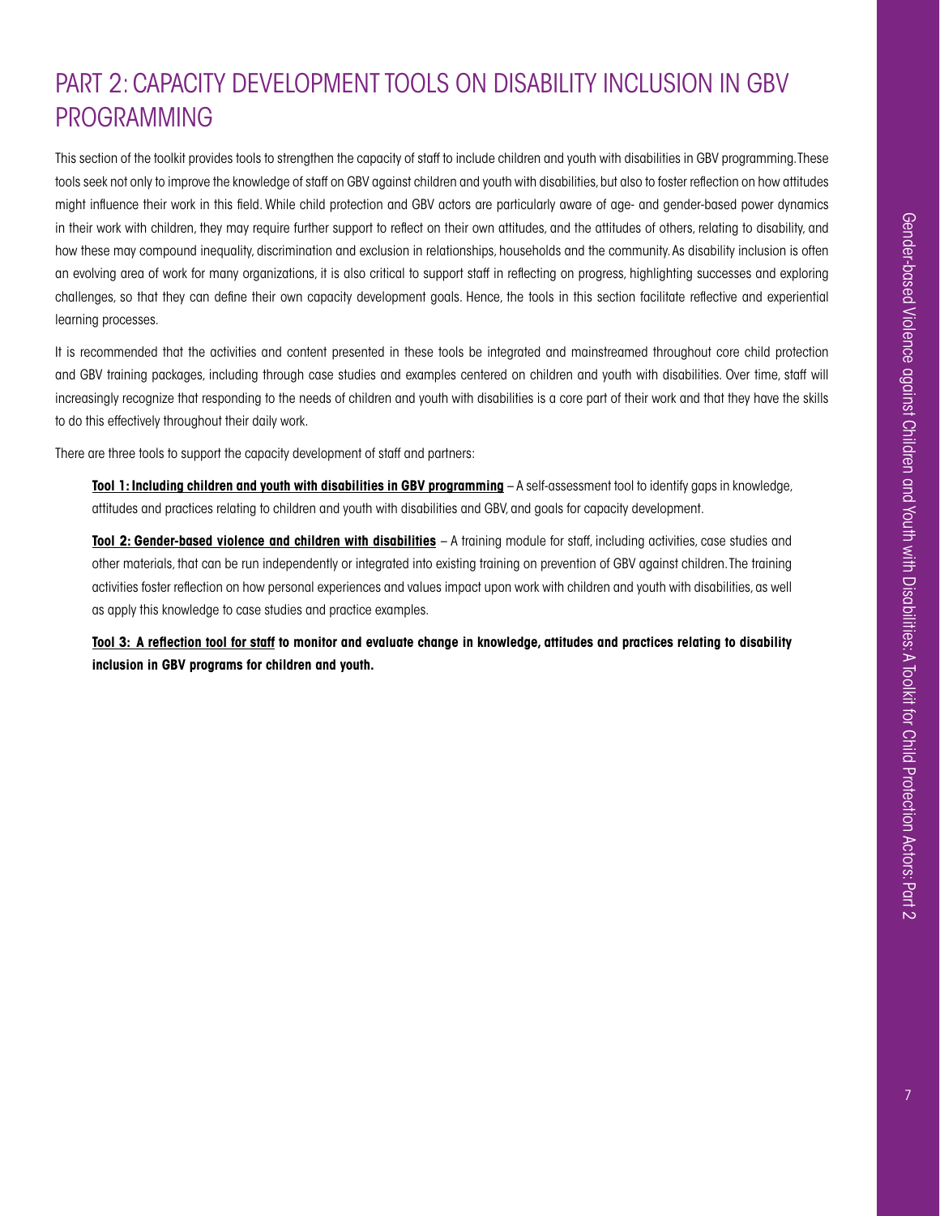# PART 2: CAPACITY DEVELOPMENT TOOLS ON DISABILITY INCLUSION IN GBV PROGRAMMING

This section of the toolkit provides tools to strengthen the capacity of staff to include children and youth with disabilities in GBV programming. These tools seek not only to improve the knowledge of staff on GBV against children and youth with disabilities, but also to foster reflection on how attitudes might influence their work in this field. While child protection and GBV actors are particularly aware of age- and gender-based power dynamics in their work with children, they may require further support to reflect on their own attitudes, and the attitudes of others, relating to disability, and how these may compound inequality, discrimination and exclusion in relationships, households and the community. As disability inclusion is often an evolving area of work for many organizations, it is also critical to support staff in reflecting on progress, highlighting successes and exploring challenges, so that they can define their own capacity development goals. Hence, the tools in this section facilitate reflective and experiential learning processes.

It is recommended that the activities and content presented in these tools be integrated and mainstreamed throughout core child protection and GBV training packages, including through case studies and examples centered on children and youth with disabilities. Over time, staff will increasingly recognize that responding to the needs of children and youth with disabilities is a core part of their work and that they have the skills to do this effectively throughout their daily work.

There are three tools to support the capacity development of staff and partners:

**Tool 1: Including children and youth with disabilities in GBV programming** – A self-assessment tool to identify gaps in knowledge, attitudes and practices relating to children and youth with disabilities and GBV, and goals for capacity development.

**Tool 2: Gender-based violence and children with disabilities** – A training module for staff, including activities, case studies and other materials, that can be run independently or integrated into existing training on prevention of GBV against children. The training activities foster reflection on how personal experiences and values impact upon work with children and youth with disabilities, as well as apply this knowledge to case studies and practice examples.

**Tool 3: A reflection tool for staff to monitor and evaluate change in knowledge, attitudes and practices relating to disability inclusion in GBV programs for children and youth.**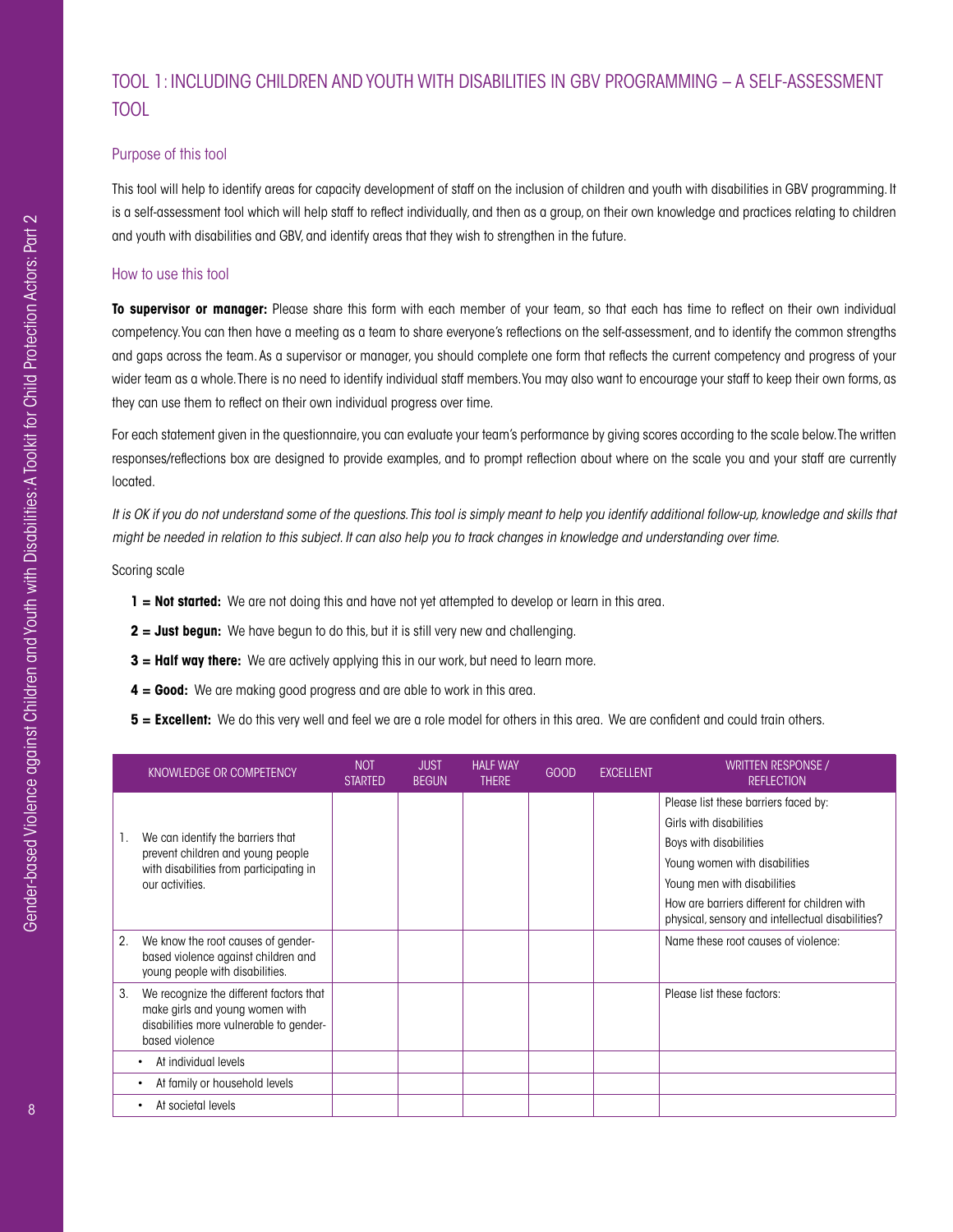## TOOL 1: INCLUDING CHILDREN AND YOUTH WITH DISABILITIES IN GBV PROGRAMMING – A SELF-ASSESSMENT TOOL

### Purpose of this tool

This tool will help to identify areas for capacity development of staff on the inclusion of children and youth with disabilities in GBV programming. It is a self-assessment tool which will help staff to reflect individually, and then as a group, on their own knowledge and practices relating to children and youth with disabilities and GBV, and identify areas that they wish to strengthen in the future.

### How to use this tool

**To supervisor or manager:** Please share this form with each member of your team, so that each has time to reflect on their own individual competency. You can then have a meeting as a team to share everyone's reflections on the self-assessment, and to identify the common strengths and gaps across the team. As a supervisor or manager, you should complete one form that reflects the current competency and progress of your wider team as a whole. There is no need to identify individual staff members. You may also want to encourage your staff to keep their own forms, as they can use them to reflect on their own individual progress over time.

For each statement given in the questionnaire, you can evaluate your team's performance by giving scores according to the scale below. The written responses/reflections box are designed to provide examples, and to prompt reflection about where on the scale you and your staff are currently located.

*It is OK if you do not understand some of the questions. This tool is simply meant to help you identify additional follow-up, knowledge and skills that might be needed in relation to this subject. It can also help you to track changes in knowledge and understanding over time.*

Scoring scale

- **1 = Not started:** We are not doing this and have not yet attempted to develop or learn in this area.
- **2 = Just begun:** We have begun to do this, but it is still very new and challenging.
- **3 = Half way there:** We are actively applying this in our work, but need to learn more.
- **4 = Good:** We are making good progress and are able to work in this area.
- **5 = Excellent:** We do this very well and feel we are a role model for others in this area. We are confident and could train others.

| KNOWLEDGE OR COMPETENCY | NOT STARTED | JUST BEGUN | HALF WAY THERE | GOOD | EXCELLENT | WRITTEN RESPONSE / REFLECTION |
|---|---|---|---|---|---|---|
| 1. We can identify the barriers that prevent children and young people with disabilities from participating in our activities. | | | | | | Please list these barriers faced by:<br>Girls with disabilities<br>Boys with disabilities<br>Young women with disabilities<br>Young men with disabilities<br>How are barriers different for children with physical, sensory and intellectual disabilities? |
| 2. We know the root causes of gender-based violence against children and young people with disabilities. | | | | | | Name these root causes of violence: |
| 3. We recognize the different factors that make girls and young women with disabilities more vulnerable to gender-based violence | | | | | | Please list these factors: |
| • At individual levels | | | | | | |
| • At family or household levels | | | | | | |
| • At societal levels | | | | | | |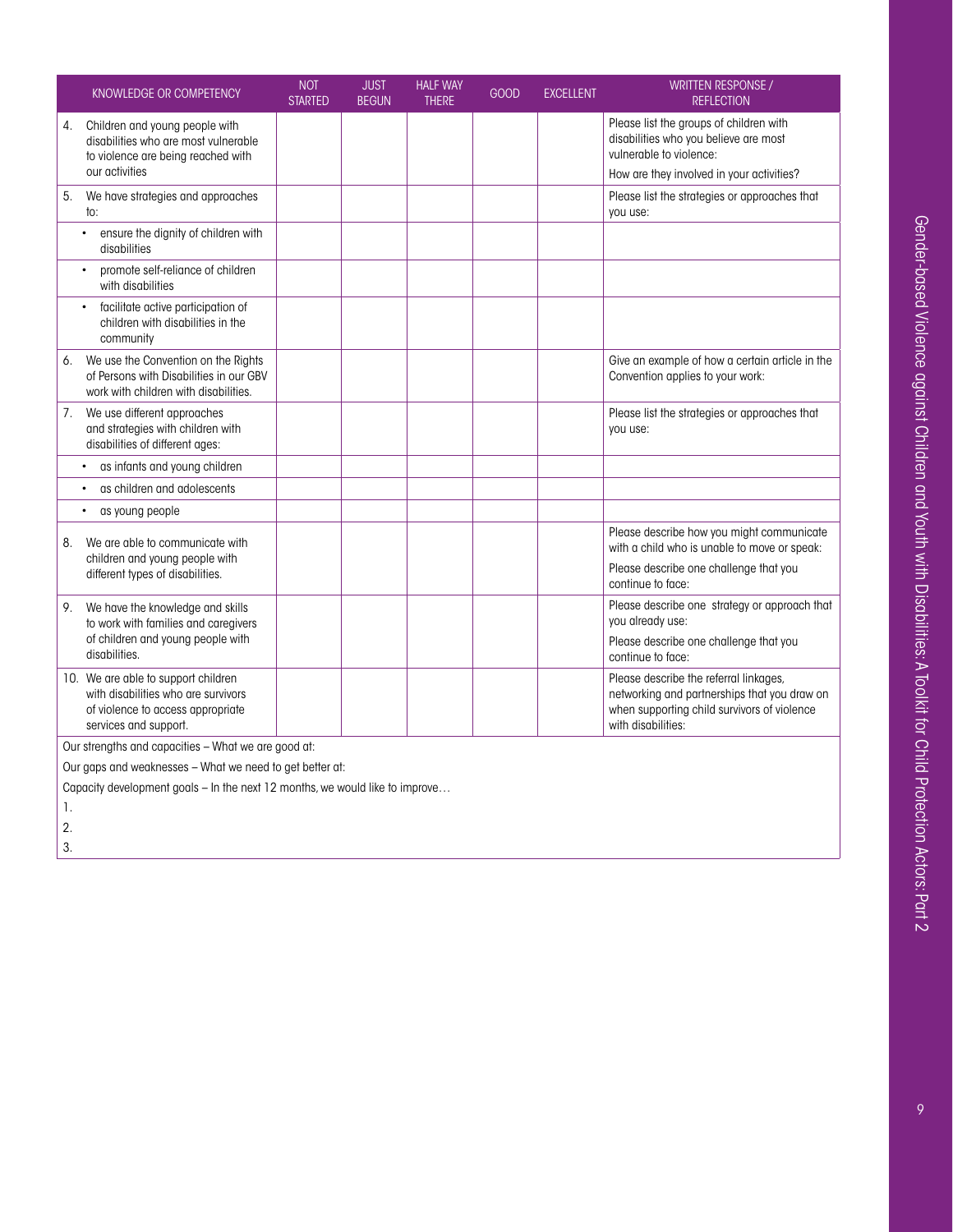| KNOWLEDGE OR COMPETENCY | NOT STARTED | JUST BEGUN | HALF WAY THERE | GOOD | EXCELLENT | WRITTEN RESPONSE / REFLECTION |
|---|---|---|---|---|---|---|
| 4. Children and young people with disabilities who are most vulnerable to violence are being reached with our activities | | | | | | Please list the groups of children with disabilities who you believe are most vulnerable to violence: How are they involved in your activities? |
| 5. We have strategies and approaches to: | | | | | | Please list the strategies or approaches that you use: |
| • ensure the dignity of children with disabilities | | | | | | |
| • promote self-reliance of children with disabilities | | | | | | |
| • facilitate active participation of children with disabilities in the community | | | | | | |
| 6. We use the Convention on the Rights of Persons with Disabilities in our GBV work with children with disabilities. | | | | | | Give an example of how a certain article in the Convention applies to your work: |
| 7. We use different approaches and strategies with children with disabilities of different ages: | | | | | | Please list the strategies or approaches that you use: |
| • as infants and young children | | | | | | |
| • as children and adolescents | | | | | | |
| • as young people | | | | | | |
| 8. We are able to communicate with children and young people with different types of disabilities. | | | | | | Please describe how you might communicate with a child who is unable to move or speak: Please describe one challenge that you continue to face: |
| 9. We have the knowledge and skills to work with families and caregivers of children and young people with disabilities. | | | | | | Please describe one strategy or approach that you already use: Please describe one challenge that you continue to face: |
| 10. We are able to support children with disabilities who are survivors of violence to access appropriate services and support. | | | | | | Please describe the referral linkages, networking and partnerships that you draw on when supporting child survivors of violence with disabilities: |

Our strengths and capacities – What we are good at:

Our gaps and weaknesses – What we need to get better at:

Capacity development goals – In the next 12 months, we would like to improve…

1.

2.

3.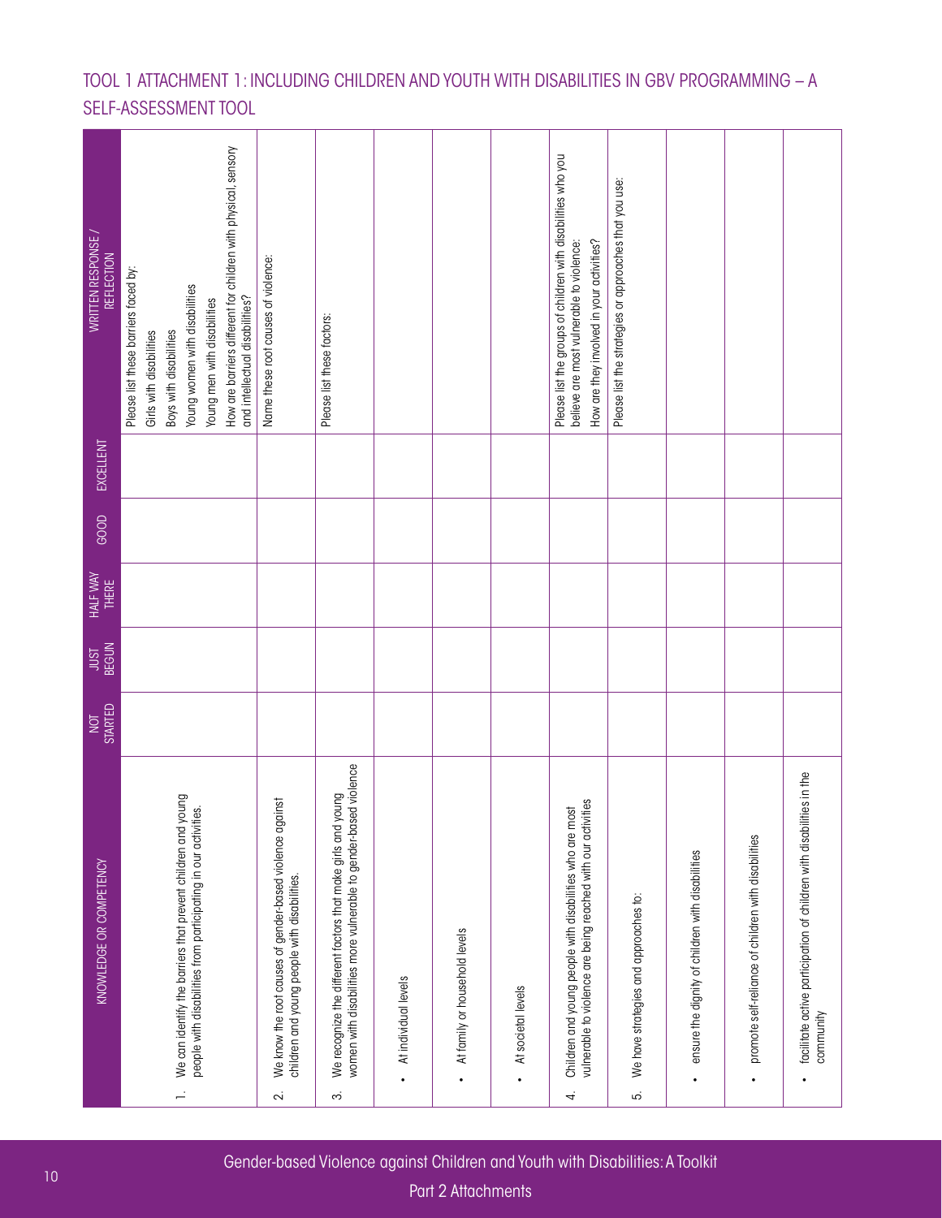## TOOL 1 ATTACHMENT 1: INCLUDING CHILDREN AND YOUTH WITH DISABILITIES IN GBV PROGRAMMING – A SELF-ASSESSMENT TOOL

| KNOWLEDGE OR COMPETENCY | NOT STARTED | JUST BEGUN | HALF WAY THERE | GOOD | EXCELLENT | WRITTEN RESPONSE / REFLECTION |
|---|---|---|---|---|---|---|
| 1. We can identify the barriers that prevent children and young people with disabilities from participating in our activities. | | | | | | Please list these barriers faced by:<br>Girls with disabilities<br>Boys with disabilities<br>Young women with disabilities<br>Young men with disabilities<br>How are barriers different for children with physical, sensory and intellectual disabilities? |
| 2. We know the root causes of gender-based violence against children and young people with disabilities. | | | | | | Name these root causes of violence: |
| 3. We recognize the different factors that make girls and young women with disabilities more vulnerable to gender-based violence | | | | | | Please list these factors: |
| • At individual levels | | | | | | |
| • At family or household levels | | | | | | |
| • At societal levels | | | | | | |
| 4. Children and young people with disabilities who are most vulnerable to violence are being reached with our activities | | | | | | Please list the groups of children with disabilities who you believe are most vulnerable to violence:<br>How are they involved in your activities? |
| 5. We have strategies and approaches to: | | | | | | Please list the strategies or approaches that you use: |
| • ensure the dignity of children with disabilities | | | | | | |
| • promote self-reliance of children with disabilities | | | | | | |
| • facilitate active participation of children with disabilities in the community | | | | | | |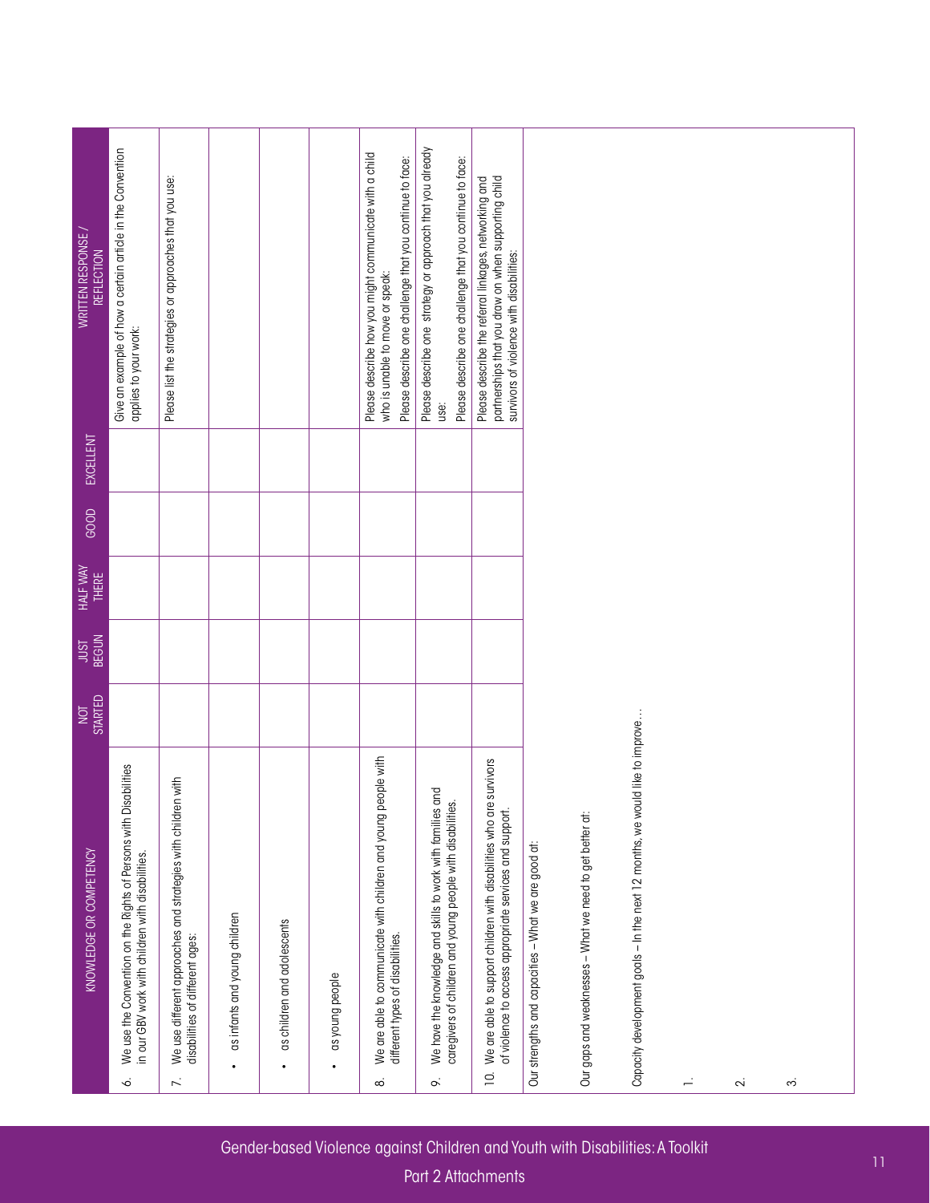| KNOWLEDGE OR COMPETENCY | NOT STARTED | JUST BEGUN | HALF WAY THERE | GOOD | EXCELLENT | WRITTEN RESPONSE / REFLECTION |
|---|---|---|---|---|---|---|
| 6. We use the Convention on the Rights of Persons with Disabilities in our GBV work with children with disabilities. | | | | | | Give an example of how a certain article in the Convention applies to your work: |
| 7. We use different approaches and strategies with children with disabilities of different ages: | | | | | | Please list the strategies or approaches that you use: |
| • as infants and young children | | | | | | |
| • as children and adolescents | | | | | | |
| • as young people | | | | | | |
| 8. We are able to communicate with children and young people with different types of disabilities. | | | | | | Please describe how you might communicate with a child who is unable to move or speak: Please describe one challenge that you continue to face: |
| 9. We have the knowledge and skills to work with families and caregivers of children and young people with disabilities. | | | | | | Please describe one strategy or approach that you already use: Please describe one challenge that you continue to face: |
| 10. We are able to support children with disabilities who are survivors of violence to access appropriate services and support. | | | | | | Please describe the referral linkages, networking and partnerships that you draw on when supporting child survivors of violence with disabilities: |

Our strengths and capacities – What we are good at:

Our gaps and weaknesses – What we need to get better at:

Capacity development goals – In the next 12 months, we would like to improve…

1.

2.

3.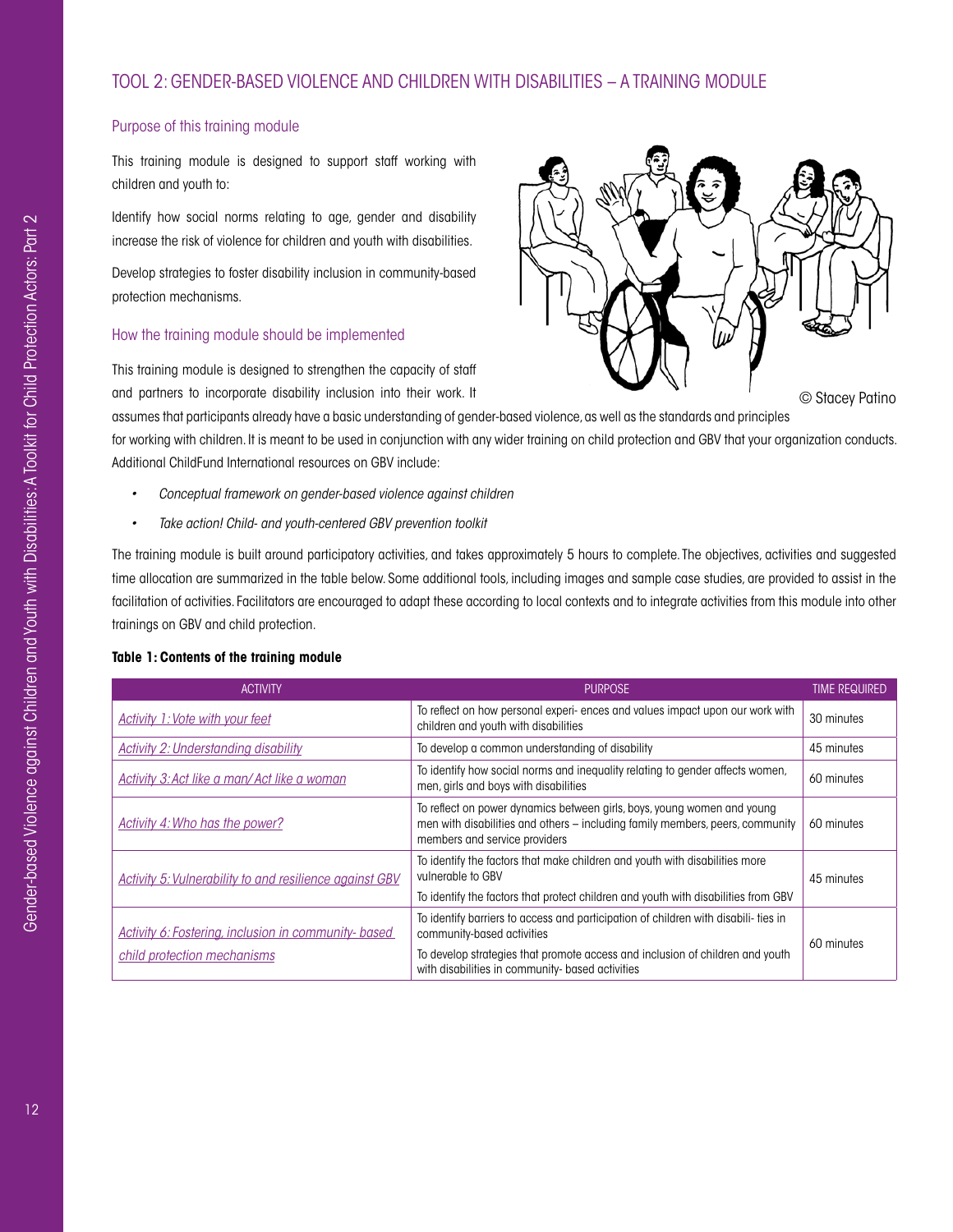## TOOL 2: GENDER-BASED VIOLENCE AND CHILDREN WITH DISABILITIES – A TRAINING MODULE

### Purpose of this training module

This training module is designed to support staff working with children and youth to:

Identify how social norms relating to age, gender and disability increase the risk of violence for children and youth with disabilities.

Develop strategies to foster disability inclusion in community-based protection mechanisms.

### How the training module should be implemented

This training module is designed to strengthen the capacity of staff and partners to incorporate disability inclusion into their work. It assumes that participants already have a basic understanding of gender-based violence, as well as the standards and principles for working with children. It is meant to be used in conjunction with any wider training on child protection and GBV that your organization conducts. Additional ChildFund International resources on GBV include:

© Stacey Patino

- *Conceptual framework on gender-based violence against children*
- *Take action! Child- and youth-centered GBV prevention toolkit*

The training module is built around participatory activities, and takes approximately 5 hours to complete. The objectives, activities and suggested time allocation are summarized in the table below. Some additional tools, including images and sample case studies, are provided to assist in the facilitation of activities. Facilitators are encouraged to adapt these according to local contexts and to integrate activities from this module into other trainings on GBV and child protection.

**Table 1: Contents of the training module**

| ACTIVITY | PURPOSE | TIME REQUIRED |
|---|---|---|
| Activity 1: Vote with your feet | To reflect on how personal experi- ences and values impact upon our work with children and youth with disabilities | 30 minutes |
| Activity 2: Understanding disability | To develop a common understanding of disability | 45 minutes |
| Activity 3: Act like a man/ Act like a woman | To identify how social norms and inequality relating to gender affects women, men, girls and boys with disabilities | 60 minutes |
| Activity 4: Who has the power? | To reflect on power dynamics between girls, boys, young women and young men with disabilities and others – including family members, peers, community members and service providers | 60 minutes |
| Activity 5: Vulnerability to and resilience against GBV | To identify the factors that make children and youth with disabilities more vulnerable to GBV<br>To identify the factors that protect children and youth with disabilities from GBV | 45 minutes |
| Activity 6: Fostering, inclusion in community- based child protection mechanisms | To identify barriers to access and participation of children with disabili- ties in community-based activities<br>To develop strategies that promote access and inclusion of children and youth with disabilities in community- based activities | 60 minutes |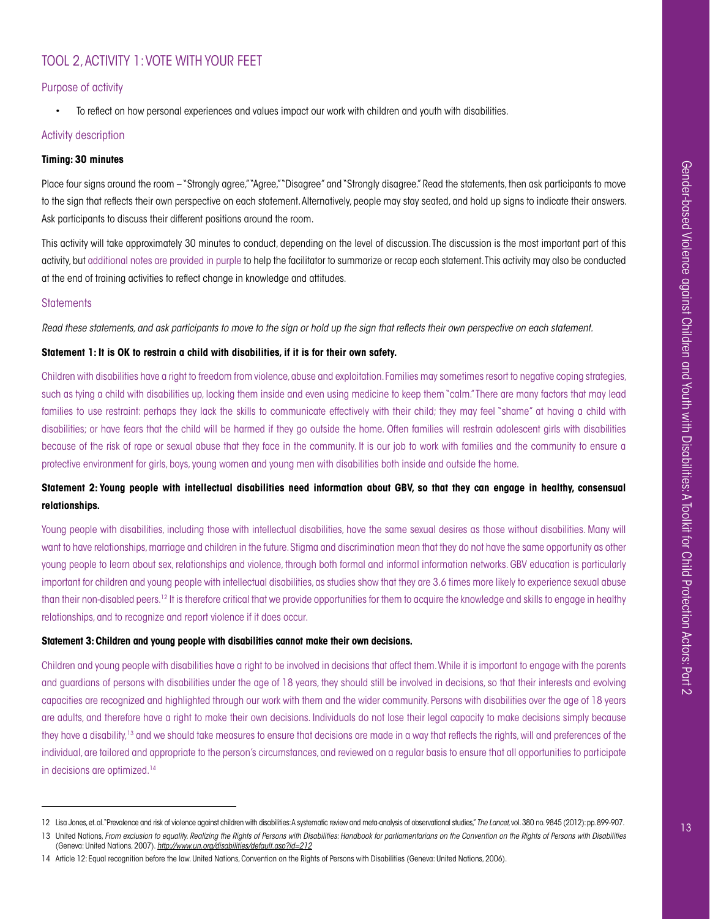## TOOL 2, ACTIVITY 1: VOTE WITH YOUR FEET

### Purpose of activity

- To reflect on how personal experiences and values impact our work with children and youth with disabilities.

### Activity description

**Timing: 30 minutes**

Place four signs around the room – "Strongly agree," "Agree," "Disagree" and "Strongly disagree." Read the statements, then ask participants to move to the sign that reflects their own perspective on each statement. Alternatively, people may stay seated, and hold up signs to indicate their answers. Ask participants to discuss their different positions around the room.

This activity will take approximately 30 minutes to conduct, depending on the level of discussion. The discussion is the most important part of this activity, but additional notes are provided in purple to help the facilitator to summarize or recap each statement. This activity may also be conducted at the end of training activities to reflect change in knowledge and attitudes.

### Statements

*Read these statements, and ask participants to move to the sign or hold up the sign that reflects their own perspective on each statement.*

**Statement 1: It is OK to restrain a child with disabilities, if it is for their own safety.**

Children with disabilities have a right to freedom from violence, abuse and exploitation. Families may sometimes resort to negative coping strategies, such as tying a child with disabilities up, locking them inside and even using medicine to keep them "calm." There are many factors that may lead families to use restraint: perhaps they lack the skills to communicate effectively with their child; they may feel "shame" at having a child with disabilities; or have fears that the child will be harmed if they go outside the home. Often families will restrain adolescent girls with disabilities because of the risk of rape or sexual abuse that they face in the community. It is our job to work with families and the community to ensure a protective environment for girls, boys, young women and young men with disabilities both inside and outside the home.

**Statement 2: Young people with intellectual disabilities need information about GBV, so that they can engage in healthy, consensual relationships.**

Young people with disabilities, including those with intellectual disabilities, have the same sexual desires as those without disabilities. Many will want to have relationships, marriage and children in the future. Stigma and discrimination mean that they do not have the same opportunity as other young people to learn about sex, relationships and violence, through both formal and informal information networks. GBV education is particularly important for children and young people with intellectual disabilities, as studies show that they are 3.6 times more likely to experience sexual abuse than their non-disabled peers.[12] It is therefore critical that we provide opportunities for them to acquire the knowledge and skills to engage in healthy relationships, and to recognize and report violence if it does occur.

**Statement 3: Children and young people with disabilities cannot make their own decisions.**

Children and young people with disabilities have a right to be involved in decisions that affect them. While it is important to engage with the parents and guardians of persons with disabilities under the age of 18 years, they should still be involved in decisions, so that their interests and evolving capacities are recognized and highlighted through our work with them and the wider community. Persons with disabilities over the age of 18 years are adults, and therefore have a right to make their own decisions. Individuals do not lose their legal capacity to make decisions simply because they have a disability,[13] and we should take measures to ensure that decisions are made in a way that reflects the rights, will and preferences of the individual, are tailored and appropriate to the person's circumstances, and reviewed on a regular basis to ensure that all opportunities to participate in decisions are optimized.[14]

---

12 Lisa Jones, et. al. "Prevalence and risk of violence against children with disabilities: A systematic review and meta-analysis of observational studies," *The Lancet*, vol. 380 no. 9845 (2012): pp. 899-907.

13 United Nations, *From exclusion to equality. Realizing the Rights of Persons with Disabilities: Handbook for parliamentarians on the Convention on the Rights of Persons with Disabilities* (Geneva: United Nations, 2007). http://www.un.org/disabilities/default.asp?id=212

14 Article 12: Equal recognition before the law. United Nations, Convention on the Rights of Persons with Disabilities (Geneva: United Nations, 2006).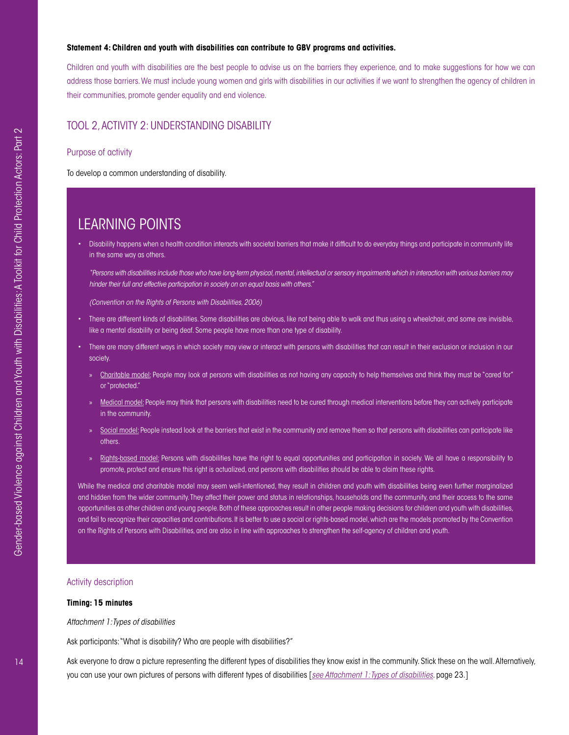**Statement 4: Children and youth with disabilities can contribute to GBV programs and activities.**

Children and youth with disabilities are the best people to advise us on the barriers they experience, and to make suggestions for how we can address those barriers. We must include young women and girls with disabilities in our activities if we want to strengthen the agency of children in their communities, promote gender equality and end violence.

## TOOL 2, ACTIVITY 2: UNDERSTANDING DISABILITY

### Purpose of activity

To develop a common understanding of disability.

### LEARNING POINTS

- Disability happens when a health condition interacts with societal barriers that make it difficult to do everyday things and participate in community life in the same way as others.

  *"Persons with disabilities include those who have long-term physical, mental, intellectual or sensory impairments which in interaction with various barriers may hinder their full and effective participation in society on an equal basis with others."*

  *(Convention on the Rights of Persons with Disabilities, 2006)*

- There are different kinds of disabilities. Some disabilities are obvious, like not being able to walk and thus using a wheelchair, and some are invisible, like a mental disability or being deaf. Some people have more than one type of disability.
- There are many different ways in which society may view or interact with persons with disabilities that can result in their exclusion or inclusion in our society.
  - Charitable model: People may look at persons with disabilities as not having any capacity to help themselves and think they must be "cared for" or "protected."
  - Medical model: People may think that persons with disabilities need to be cured through medical interventions before they can actively participate in the community.
  - Social model: People instead look at the barriers that exist in the community and remove them so that persons with disabilities can participate like others.
  - Rights-based model: Persons with disabilities have the right to equal opportunities and participation in society. We all have a responsibility to promote, protect and ensure this right is actualized, and persons with disabilities should be able to claim these rights.

While the medical and charitable model may seem well-intentioned, they result in children and youth with disabilities being even further marginalized and hidden from the wider community. They affect their power and status in relationships, households and the community, and their access to the same opportunities as other children and young people. Both of these approaches result in other people making decisions for children and youth with disabilities, and fail to recognize their capacities and contributions. It is better to use a social or rights-based model, which are the models promoted by the Convention on the Rights of Persons with Disabilities, and are also in line with approaches to strengthen the self-agency of children and youth.

### Activity description

**Timing: 15 minutes**

*Attachment 1: Types of disabilities*

Ask participants: "What is disability? Who are people with disabilities?"

Ask everyone to draw a picture representing the different types of disabilities they know exist in the community. Stick these on the wall. Alternatively, you can use your own pictures of persons with different types of disabilities [*see Attachment 1: Types of disabilities*. page 23.]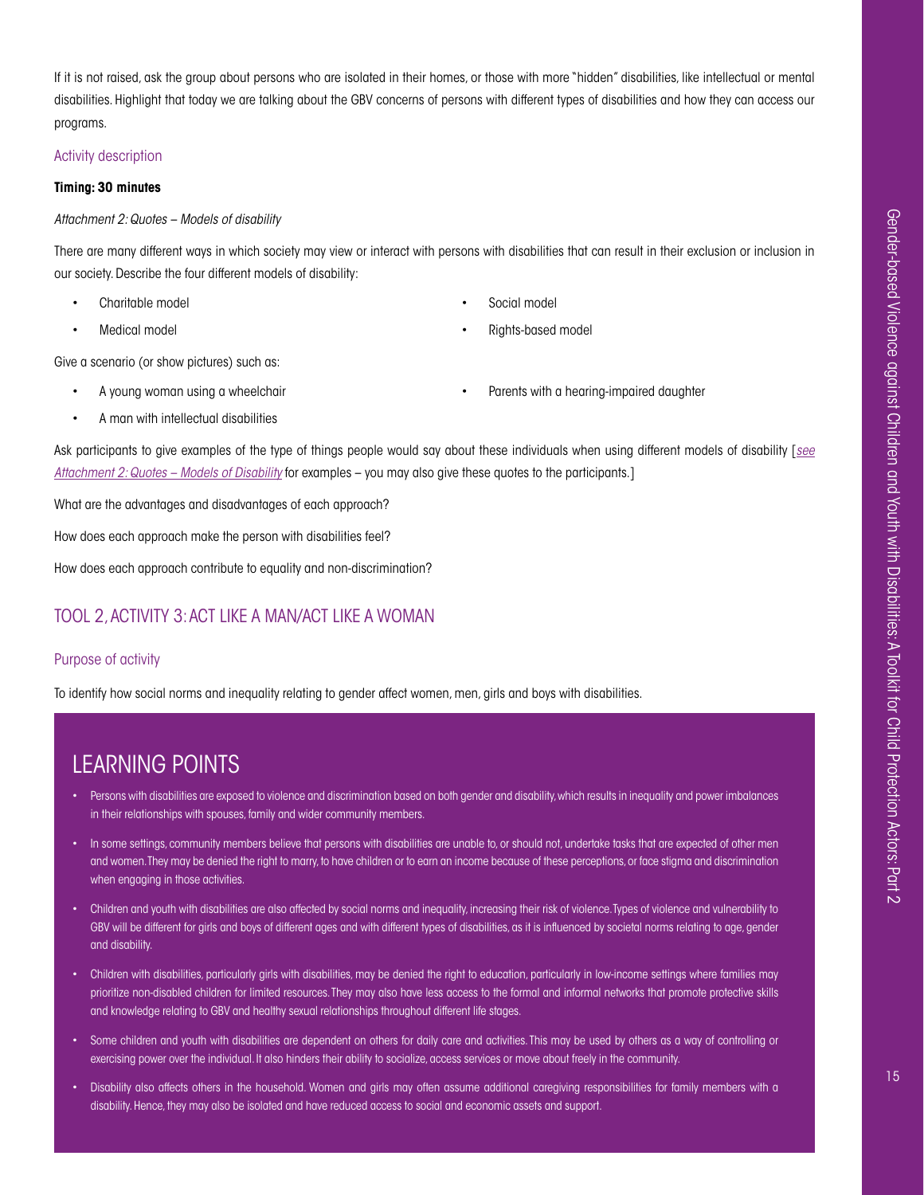If it is not raised, ask the group about persons who are isolated in their homes, or those with more "hidden" disabilities, like intellectual or mental disabilities. Highlight that today we are talking about the GBV concerns of persons with different types of disabilities and how they can access our programs.

### Activity description

**Timing: 30 minutes**

*Attachment 2: Quotes – Models of disability*

There are many different ways in which society may view or interact with persons with disabilities that can result in their exclusion or inclusion in our society. Describe the four different models of disability:

- Charitable model
- Medical model
- Social model
- Rights-based model

Give a scenario (or show pictures) such as:

- A young woman using a wheelchair
- A man with intellectual disabilities
- Parents with a hearing-impaired daughter

Ask participants to give examples of the type of things people would say about these individuals when using different models of disability [*see Attachment 2: Quotes – Models of Disability* for examples – you may also give these quotes to the participants.]

What are the advantages and disadvantages of each approach?

How does each approach make the person with disabilities feel?

How does each approach contribute to equality and non-discrimination?

## TOOL 2, ACTIVITY 3: ACT LIKE A MAN/ACT LIKE A WOMAN

### Purpose of activity

To identify how social norms and inequality relating to gender affect women, men, girls and boys with disabilities.

## LEARNING POINTS

- Persons with disabilities are exposed to violence and discrimination based on both gender and disability, which results in inequality and power imbalances in their relationships with spouses, family and wider community members.
- In some settings, community members believe that persons with disabilities are unable to, or should not, undertake tasks that are expected of other men and women. They may be denied the right to marry, to have children or to earn an income because of these perceptions, or face stigma and discrimination when engaging in those activities.
- Children and youth with disabilities are also affected by social norms and inequality, increasing their risk of violence. Types of violence and vulnerability to GBV will be different for girls and boys of different ages and with different types of disabilities, as it is influenced by societal norms relating to age, gender and disability.
- Children with disabilities, particularly girls with disabilities, may be denied the right to education, particularly in low-income settings where families may prioritize non-disabled children for limited resources. They may also have less access to the formal and informal networks that promote protective skills and knowledge relating to GBV and healthy sexual relationships throughout different life stages.
- Some children and youth with disabilities are dependent on others for daily care and activities. This may be used by others as a way of controlling or exercising power over the individual. It also hinders their ability to socialize, access services or move about freely in the community.
- Disability also affects others in the household. Women and girls may often assume additional caregiving responsibilities for family members with a disability. Hence, they may also be isolated and have reduced access to social and economic assets and support.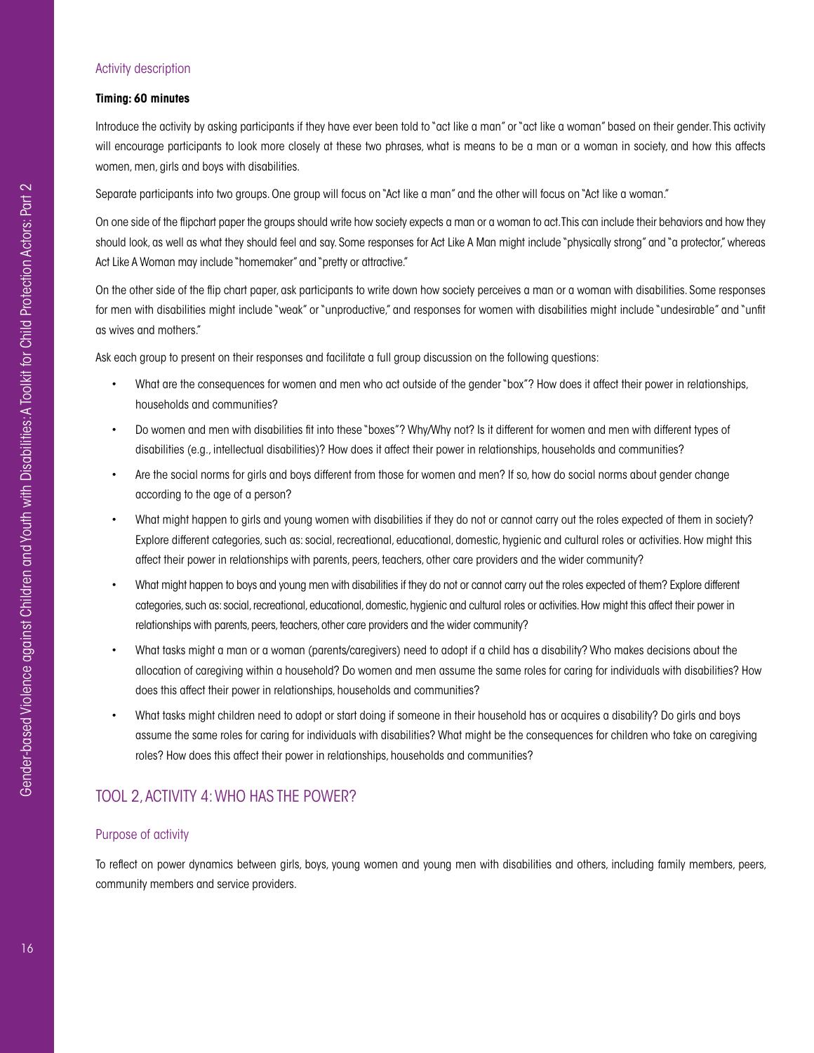### Activity description

**Timing: 60 minutes**

Introduce the activity by asking participants if they have ever been told to "act like a man" or "act like a woman" based on their gender. This activity will encourage participants to look more closely at these two phrases, what is means to be a man or a woman in society, and how this affects women, men, girls and boys with disabilities.

Separate participants into two groups. One group will focus on "Act like a man" and the other will focus on "Act like a woman."

On one side of the flipchart paper the groups should write how society expects a man or a woman to act. This can include their behaviors and how they should look, as well as what they should feel and say. Some responses for Act Like A Man might include "physically strong" and "a protector," whereas Act Like A Woman may include "homemaker" and "pretty or attractive."

On the other side of the flip chart paper, ask participants to write down how society perceives a man or a woman with disabilities. Some responses for men with disabilities might include "weak" or "unproductive," and responses for women with disabilities might include "undesirable" and "unfit as wives and mothers."

Ask each group to present on their responses and facilitate a full group discussion on the following questions:

- What are the consequences for women and men who act outside of the gender "box"? How does it affect their power in relationships, households and communities?
- Do women and men with disabilities fit into these "boxes"? Why/Why not? Is it different for women and men with different types of disabilities (e.g., intellectual disabilities)? How does it affect their power in relationships, households and communities?
- Are the social norms for girls and boys different from those for women and men? If so, how do social norms about gender change according to the age of a person?
- What might happen to girls and young women with disabilities if they do not or cannot carry out the roles expected of them in society? Explore different categories, such as: social, recreational, educational, domestic, hygienic and cultural roles or activities. How might this affect their power in relationships with parents, peers, teachers, other care providers and the wider community?
- What might happen to boys and young men with disabilities if they do not or cannot carry out the roles expected of them? Explore different categories, such as: social, recreational, educational, domestic, hygienic and cultural roles or activities. How might this affect their power in relationships with parents, peers, teachers, other care providers and the wider community?
- What tasks might a man or a woman (parents/caregivers) need to adopt if a child has a disability? Who makes decisions about the allocation of caregiving within a household? Do women and men assume the same roles for caring for individuals with disabilities? How does this affect their power in relationships, households and communities?
- What tasks might children need to adopt or start doing if someone in their household has or acquires a disability? Do girls and boys assume the same roles for caring for individuals with disabilities? What might be the consequences for children who take on caregiving roles? How does this affect their power in relationships, households and communities?

## TOOL 2, ACTIVITY 4: WHO HAS THE POWER?

### Purpose of activity

To reflect on power dynamics between girls, boys, young women and young men with disabilities and others, including family members, peers, community members and service providers.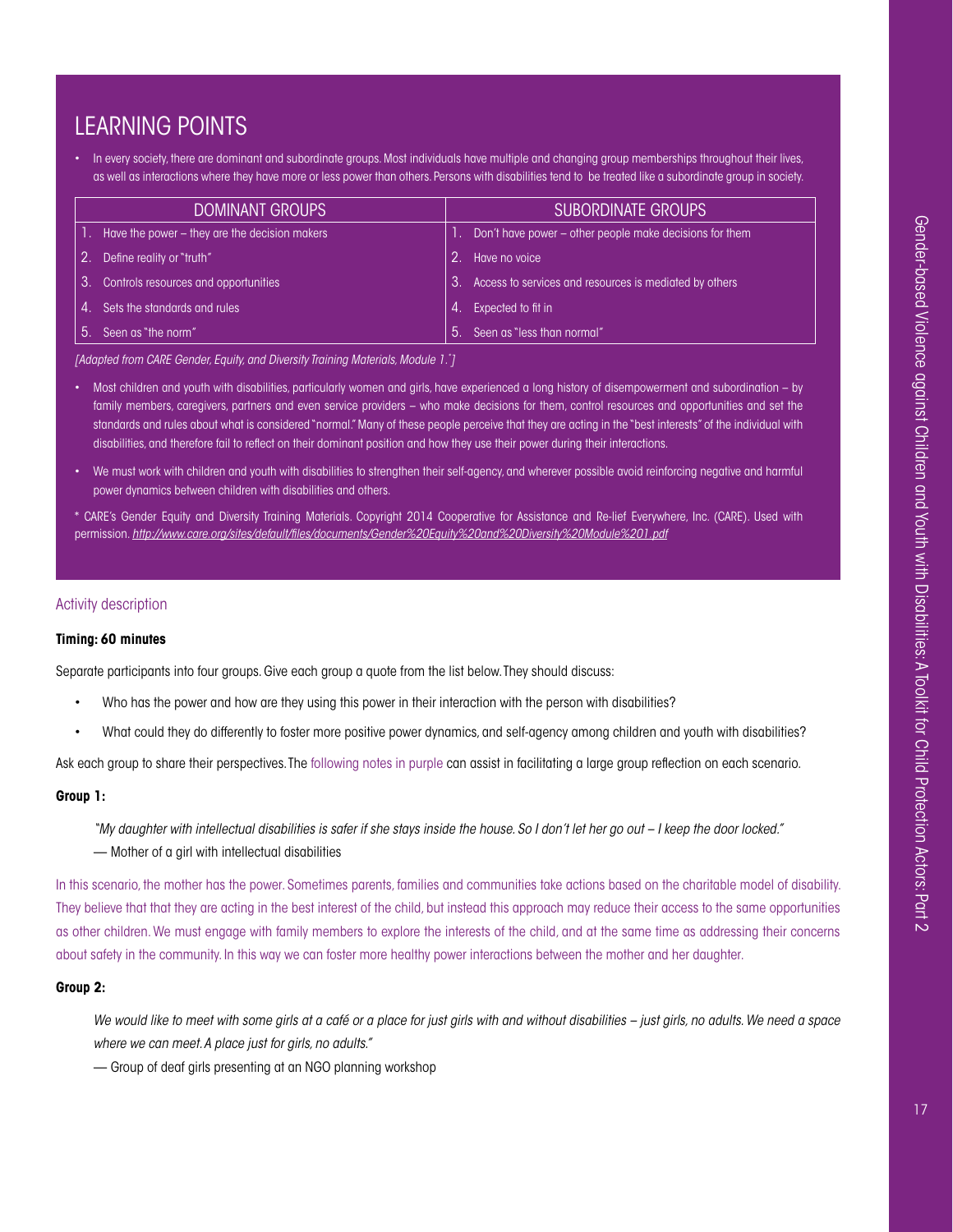## LEARNING POINTS

- In every society, there are dominant and subordinate groups. Most individuals have multiple and changing group memberships throughout their lives, as well as interactions where they have more or less power than others. Persons with disabilities tend to be treated like a subordinate group in society.

| DOMINANT GROUPS | SUBORDINATE GROUPS |
|---|---|
| 1. Have the power – they are the decision makers | 1. Don't have power – other people make decisions for them |
| 2. Define reality or "truth" | 2. Have no voice |
| 3. Controls resources and opportunities | 3. Access to services and resources is mediated by others |
| 4. Sets the standards and rules | 4. Expected to fit in |
| 5. Seen as "the norm" | 5. Seen as "less than normal" |

*[Adapted from CARE Gender, Equity, and Diversity Training Materials, Module 1.*]*

- Most children and youth with disabilities, particularly women and girls, have experienced a long history of disempowerment and subordination – by family members, caregivers, partners and even service providers – who make decisions for them, control resources and opportunities and set the standards and rules about what is considered "normal." Many of these people perceive that they are acting in the "best interests" of the individual with disabilities, and therefore fail to reflect on their dominant position and how they use their power during their interactions.
- We must work with children and youth with disabilities to strengthen their self-agency, and wherever possible avoid reinforcing negative and harmful power dynamics between children with disabilities and others.

* CARE's Gender Equity and Diversity Training Materials. Copyright 2014 Cooperative for Assistance and Re-lief Everywhere, Inc. (CARE). Used with permission. *http://www.care.org/sites/default/files/documents/Gender%20Equity%20and%20Diversity%20Module%201.pdf*

### Activity description

**Timing: 60 minutes**

Separate participants into four groups. Give each group a quote from the list below. They should discuss:

- Who has the power and how are they using this power in their interaction with the person with disabilities?
- What could they do differently to foster more positive power dynamics, and self-agency among children and youth with disabilities?

Ask each group to share their perspectives. The following notes in purple can assist in facilitating a large group reflection on each scenario.

**Group 1:**

*"My daughter with intellectual disabilities is safer if she stays inside the house. So I don't let her go out – I keep the door locked."*
— Mother of a girl with intellectual disabilities

In this scenario, the mother has the power. Sometimes parents, families and communities take actions based on the charitable model of disability. They believe that that they are acting in the best interest of the child, but instead this approach may reduce their access to the same opportunities as other children. We must engage with family members to explore the interests of the child, and at the same time as addressing their concerns about safety in the community. In this way we can foster more healthy power interactions between the mother and her daughter.

**Group 2:**

*We would like to meet with some girls at a café or a place for just girls with and without disabilities – just girls, no adults. We need a space where we can meet. A place just for girls, no adults."*
— Group of deaf girls presenting at an NGO planning workshop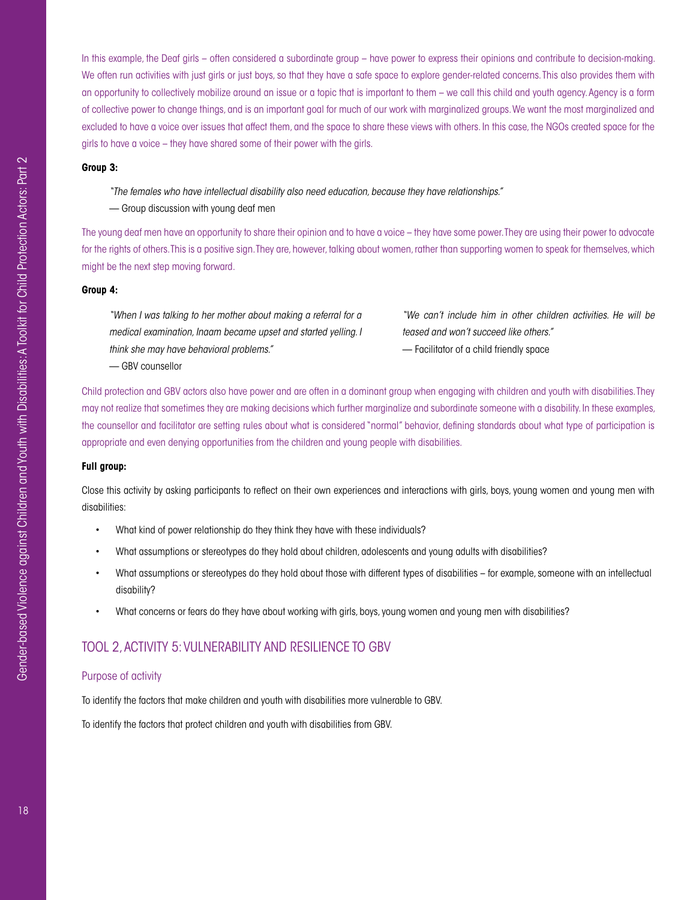In this example, the Deaf girls – often considered a subordinate group – have power to express their opinions and contribute to decision-making. We often run activities with just girls or just boys, so that they have a safe space to explore gender-related concerns. This also provides them with an opportunity to collectively mobilize around an issue or a topic that is important to them – we call this child and youth agency. Agency is a form of collective power to change things, and is an important goal for much of our work with marginalized groups. We want the most marginalized and excluded to have a voice over issues that affect them, and the space to share these views with others. In this case, the NGOs created space for the girls to have a voice – they have shared some of their power with the girls.

**Group 3:**

> *"The females who have intellectual disability also need education, because they have relationships."*
>
> — Group discussion with young deaf men

The young deaf men have an opportunity to share their opinion and to have a voice – they have some power. They are using their power to advocate for the rights of others. This is a positive sign. They are, however, talking about women, rather than supporting women to speak for themselves, which might be the next step moving forward.

**Group 4:**

> *"When I was talking to her mother about making a referral for a medical examination, Inaam became upset and started yelling. I think she may have behavioral problems."*
>
> — GBV counsellor

> *"We can't include him in other children activities. He will be teased and won't succeed like others."*
>
> — Facilitator of a child friendly space

Child protection and GBV actors also have power and are often in a dominant group when engaging with children and youth with disabilities. They may not realize that sometimes they are making decisions which further marginalize and subordinate someone with a disability. In these examples, the counsellor and facilitator are setting rules about what is considered "normal" behavior, defining standards about what type of participation is appropriate and even denying opportunities from the children and young people with disabilities.

**Full group:**

Close this activity by asking participants to reflect on their own experiences and interactions with girls, boys, young women and young men with disabilities:

- What kind of power relationship do they think they have with these individuals?
- What assumptions or stereotypes do they hold about children, adolescents and young adults with disabilities?
- What assumptions or stereotypes do they hold about those with different types of disabilities – for example, someone with an intellectual disability?
- What concerns or fears do they have about working with girls, boys, young women and young men with disabilities?

## TOOL 2, ACTIVITY 5: VULNERABILITY AND RESILIENCE TO GBV

### Purpose of activity

To identify the factors that make children and youth with disabilities more vulnerable to GBV.

To identify the factors that protect children and youth with disabilities from GBV.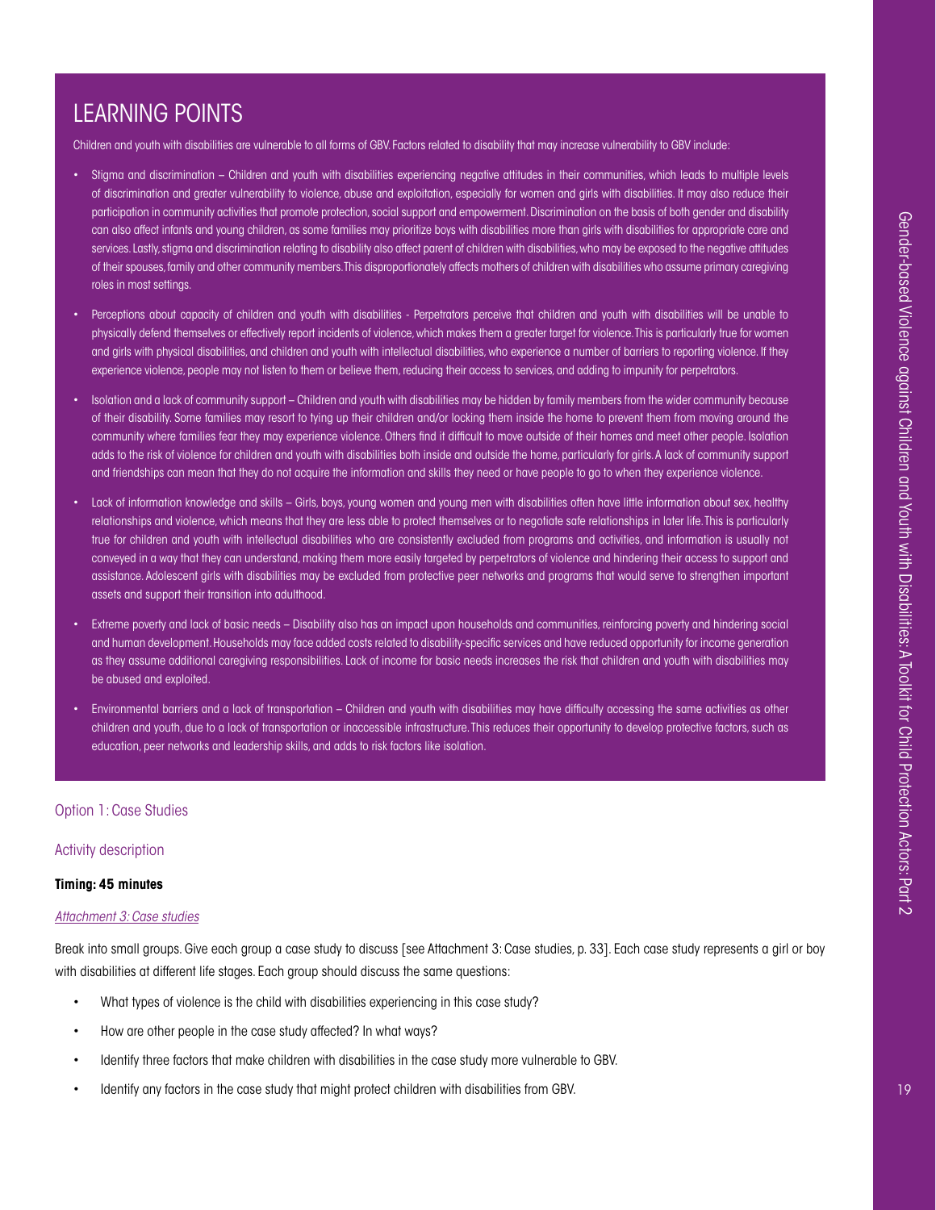## LEARNING POINTS

Children and youth with disabilities are vulnerable to all forms of GBV. Factors related to disability that may increase vulnerability to GBV include:

- Stigma and discrimination – Children and youth with disabilities experiencing negative attitudes in their communities, which leads to multiple levels of discrimination and greater vulnerability to violence, abuse and exploitation, especially for women and girls with disabilities. It may also reduce their participation in community activities that promote protection, social support and empowerment. Discrimination on the basis of both gender and disability can also affect infants and young children, as some families may prioritize boys with disabilities more than girls with disabilities for appropriate care and services. Lastly, stigma and discrimination relating to disability also affect parent of children with disabilities, who may be exposed to the negative attitudes of their spouses, family and other community members. This disproportionately affects mothers of children with disabilities who assume primary caregiving roles in most settings.
- Perceptions about capacity of children and youth with disabilities - Perpetrators perceive that children and youth with disabilities will be unable to physically defend themselves or effectively report incidents of violence, which makes them a greater target for violence. This is particularly true for women and girls with physical disabilities, and children and youth with intellectual disabilities, who experience a number of barriers to reporting violence. If they experience violence, people may not listen to them or believe them, reducing their access to services, and adding to impunity for perpetrators.
- Isolation and a lack of community support – Children and youth with disabilities may be hidden by family members from the wider community because of their disability. Some families may resort to tying up their children and/or locking them inside the home to prevent them from moving around the community where families fear they may experience violence. Others find it difficult to move outside of their homes and meet other people. Isolation adds to the risk of violence for children and youth with disabilities both inside and outside the home, particularly for girls. A lack of community support and friendships can mean that they do not acquire the information and skills they need or have people to go to when they experience violence.
- Lack of information knowledge and skills – Girls, boys, young women and young men with disabilities often have little information about sex, healthy relationships and violence, which means that they are less able to protect themselves or to negotiate safe relationships in later life. This is particularly true for children and youth with intellectual disabilities who are consistently excluded from programs and activities, and information is usually not conveyed in a way that they can understand, making them more easily targeted by perpetrators of violence and hindering their access to support and assistance. Adolescent girls with disabilities may be excluded from protective peer networks and programs that would serve to strengthen important assets and support their transition into adulthood.
- Extreme poverty and lack of basic needs – Disability also has an impact upon households and communities, reinforcing poverty and hindering social and human development. Households may face added costs related to disability-specific services and have reduced opportunity for income generation as they assume additional caregiving responsibilities. Lack of income for basic needs increases the risk that children and youth with disabilities may be abused and exploited.
- Environmental barriers and a lack of transportation – Children and youth with disabilities may have difficulty accessing the same activities as other children and youth, due to a lack of transportation or inaccessible infrastructure. This reduces their opportunity to develop protective factors, such as education, peer networks and leadership skills, and adds to risk factors like isolation.

### Option 1: Case Studies

#### Activity description

**Timing: 45 minutes**

*Attachment 3: Case studies*

Break into small groups. Give each group a case study to discuss [see Attachment 3: Case studies, p. 33]. Each case study represents a girl or boy with disabilities at different life stages. Each group should discuss the same questions:

- What types of violence is the child with disabilities experiencing in this case study?
- How are other people in the case study affected? In what ways?
- Identify three factors that make children with disabilities in the case study more vulnerable to GBV.
- Identify any factors in the case study that might protect children with disabilities from GBV.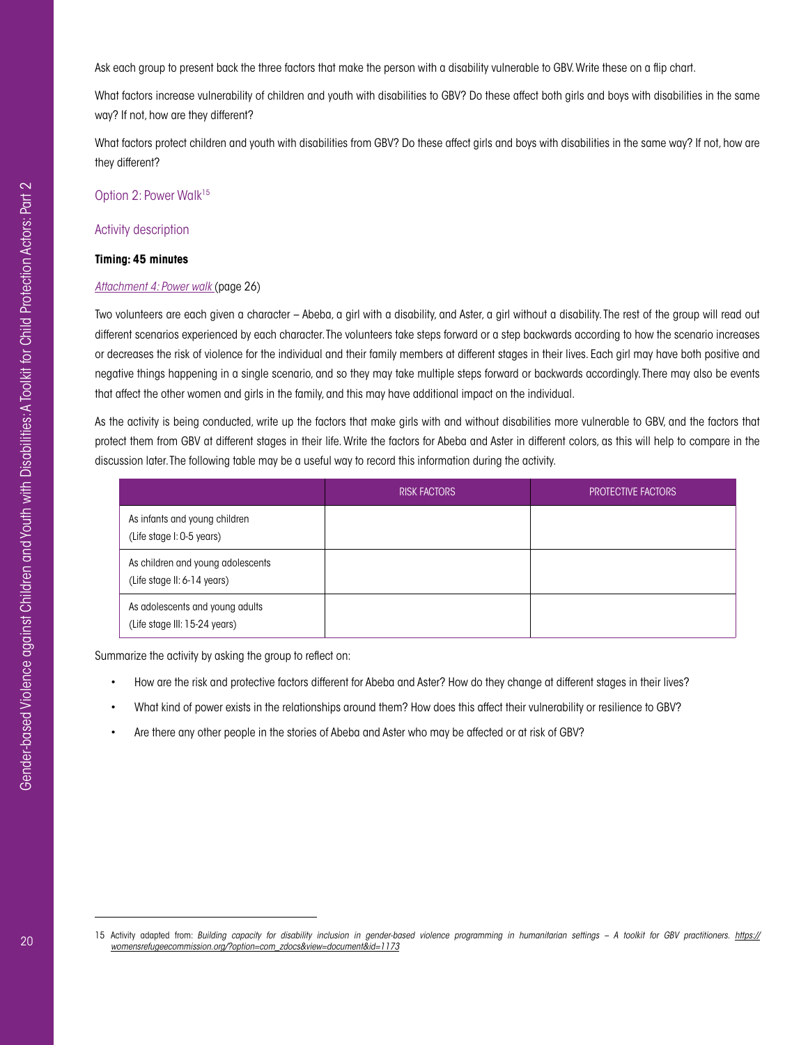Ask each group to present back the three factors that make the person with a disability vulnerable to GBV. Write these on a flip chart.

What factors increase vulnerability of children and youth with disabilities to GBV? Do these affect both girls and boys with disabilities in the same way? If not, how are they different?

What factors protect children and youth with disabilities from GBV? Do these affect girls and boys with disabilities in the same way? If not, how are they different?

### Option 2: Power Walk[15]

#### Activity description

**Timing: 45 minutes**

*Attachment 4: Power walk* (page 26)

Two volunteers are each given a character – Abeba, a girl with a disability, and Aster, a girl without a disability. The rest of the group will read out different scenarios experienced by each character. The volunteers take steps forward or a step backwards according to how the scenario increases or decreases the risk of violence for the individual and their family members at different stages in their lives. Each girl may have both positive and negative things happening in a single scenario, and so they may take multiple steps forward or backwards accordingly. There may also be events that affect the other women and girls in the family, and this may have additional impact on the individual.

As the activity is being conducted, write up the factors that make girls with and without disabilities more vulnerable to GBV, and the factors that protect them from GBV at different stages in their life. Write the factors for Abeba and Aster in different colors, as this will help to compare in the discussion later. The following table may be a useful way to record this information during the activity.

| | RISK FACTORS | PROTECTIVE FACTORS |
|---|---|---|
| As infants and young children (Life stage I: 0-5 years) | | |
| As children and young adolescents (Life stage II: 6-14 years) | | |
| As adolescents and young adults (Life stage III: 15-24 years) | | |

Summarize the activity by asking the group to reflect on:

- How are the risk and protective factors different for Abeba and Aster? How do they change at different stages in their lives?
- What kind of power exists in the relationships around them? How does this affect their vulnerability or resilience to GBV?
- Are there any other people in the stories of Abeba and Aster who may be affected or at risk of GBV?

---

15 Activity adapted from: *Building capacity for disability inclusion in gender-based violence programming in humanitarian settings – A toolkit for GBV practitioners.* *https://womensrefugeecommission.org/?option=com_zdocs&view=document&id=1173*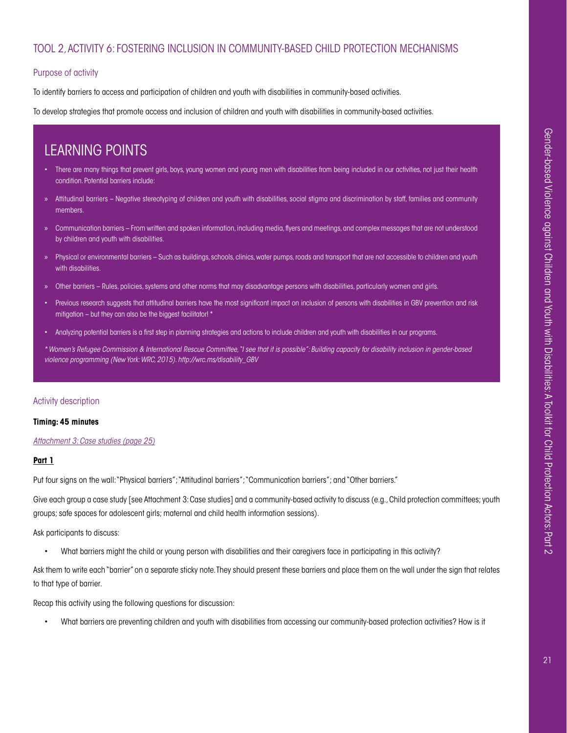## TOOL 2, ACTIVITY 6: FOSTERING INCLUSION IN COMMUNITY-BASED CHILD PROTECTION MECHANISMS

### Purpose of activity

To identify barriers to access and participation of children and youth with disabilities in community-based activities.

To develop strategies that promote access and inclusion of children and youth with disabilities in community-based activities.

## LEARNING POINTS

- There are many things that prevent girls, boys, young women and young men with disabilities from being included in our activities, not just their health condition. Potential barriers include:
  - Attitudinal barriers – Negative stereotyping of children and youth with disabilities, social stigma and discrimination by staff, families and community members.
  - Communication barriers – From written and spoken information, including media, flyers and meetings, and complex messages that are not understood by children and youth with disabilities.
  - Physical or environmental barriers – Such as buildings, schools, clinics, water pumps, roads and transport that are not accessible to children and youth with disabilities.
  - Other barriers – Rules, policies, systems and other norms that may disadvantage persons with disabilities, particularly women and girls.
- Previous research suggests that attitudinal barriers have the most significant impact on inclusion of persons with disabilities in GBV prevention and risk mitigation – but they can also be the biggest facilitator! *
- Analyzing potential barriers is a first step in planning strategies and actions to include children and youth with disabilities in our programs.

*\* Women's Refugee Commission & International Rescue Committee, "I see that it is possible": Building capacity for disability inclusion in gender-based violence programming (New York: WRC, 2015). http://wrc.ms/disability_GBV*

### Activity description

**Timing: 45 minutes**

*Attachment 3: Case studies (page 25)*

**Part 1**

Put four signs on the wall: "Physical barriers"; "Attitudinal barriers"; "Communication barriers"; and "Other barriers."

Give each group a case study [see Attachment 3: Case studies] and a community-based activity to discuss (e.g., Child protection committees; youth groups; safe spaces for adolescent girls; maternal and child health information sessions).

Ask participants to discuss:

- What barriers might the child or young person with disabilities and their caregivers face in participating in this activity?

Ask them to write each "barrier" on a separate sticky note. They should present these barriers and place them on the wall under the sign that relates to that type of barrier.

Recap this activity using the following questions for discussion:

- What barriers are preventing children and youth with disabilities from accessing our community-based protection activities? How is it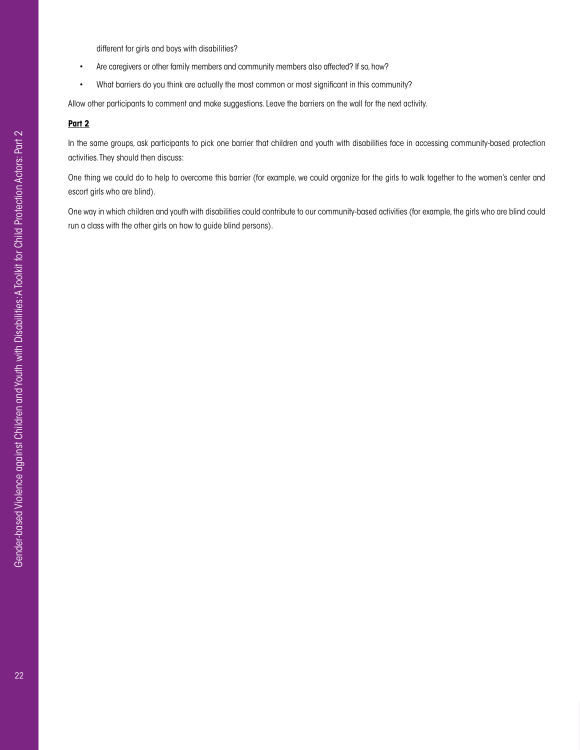different for girls and boys with disabilities?

- Are caregivers or other family members and community members also affected? If so, how?
- What barriers do you think are actually the most common or most significant in this community?

Allow other participants to comment and make suggestions. Leave the barriers on the wall for the next activity.

**Part 2**

In the same groups, ask participants to pick one barrier that children and youth with disabilities face in accessing community-based protection activities. They should then discuss:

One thing we could do to help to overcome this barrier (for example, we could organize for the girls to walk together to the women's center and escort girls who are blind).

One way in which children and youth with disabilities could contribute to our community-based activities (for example, the girls who are blind could run a class with the other girls on how to guide blind persons).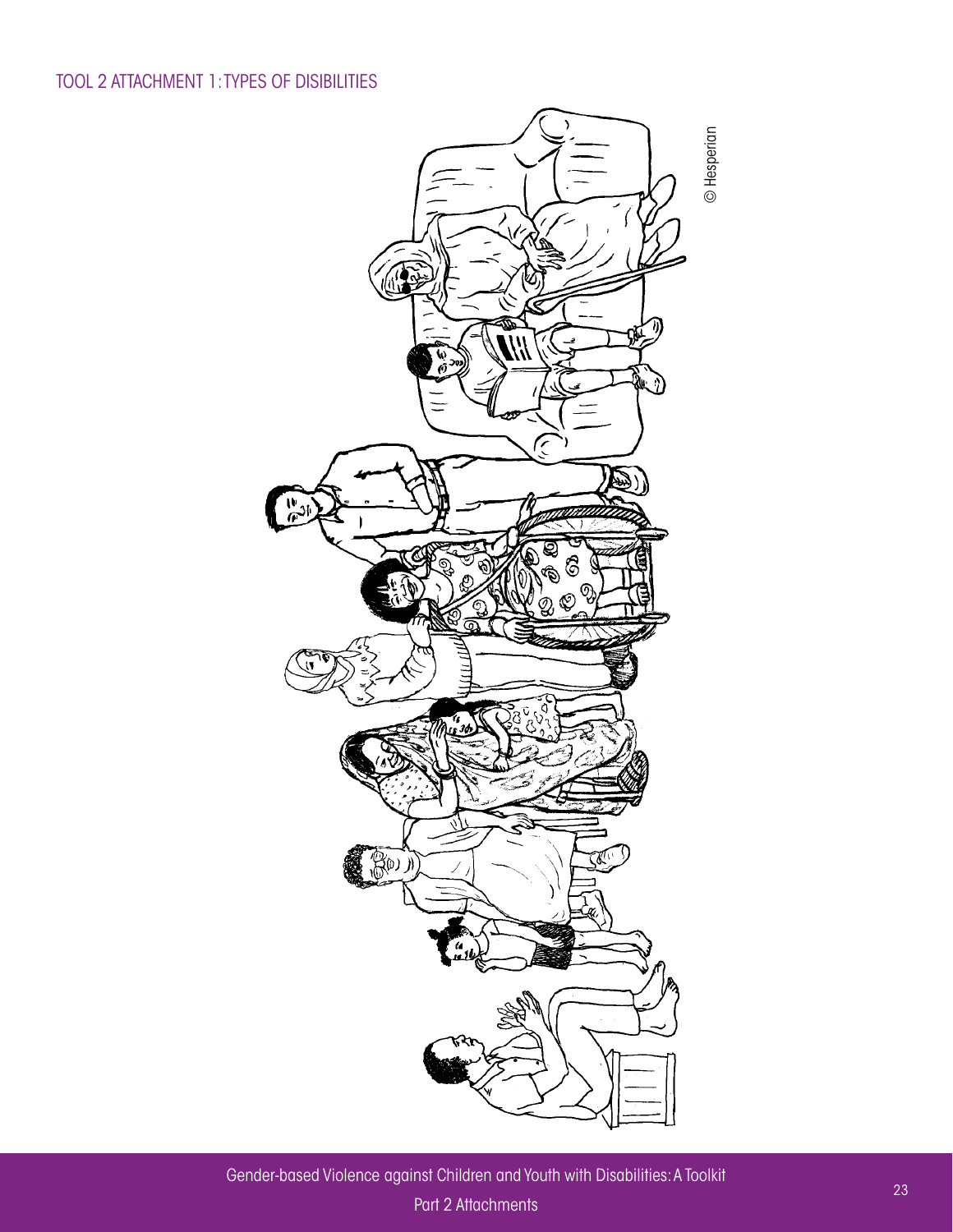# TOOL 2 ATTACHMENT 1: TYPES OF DISIBILITIES

© Hesperian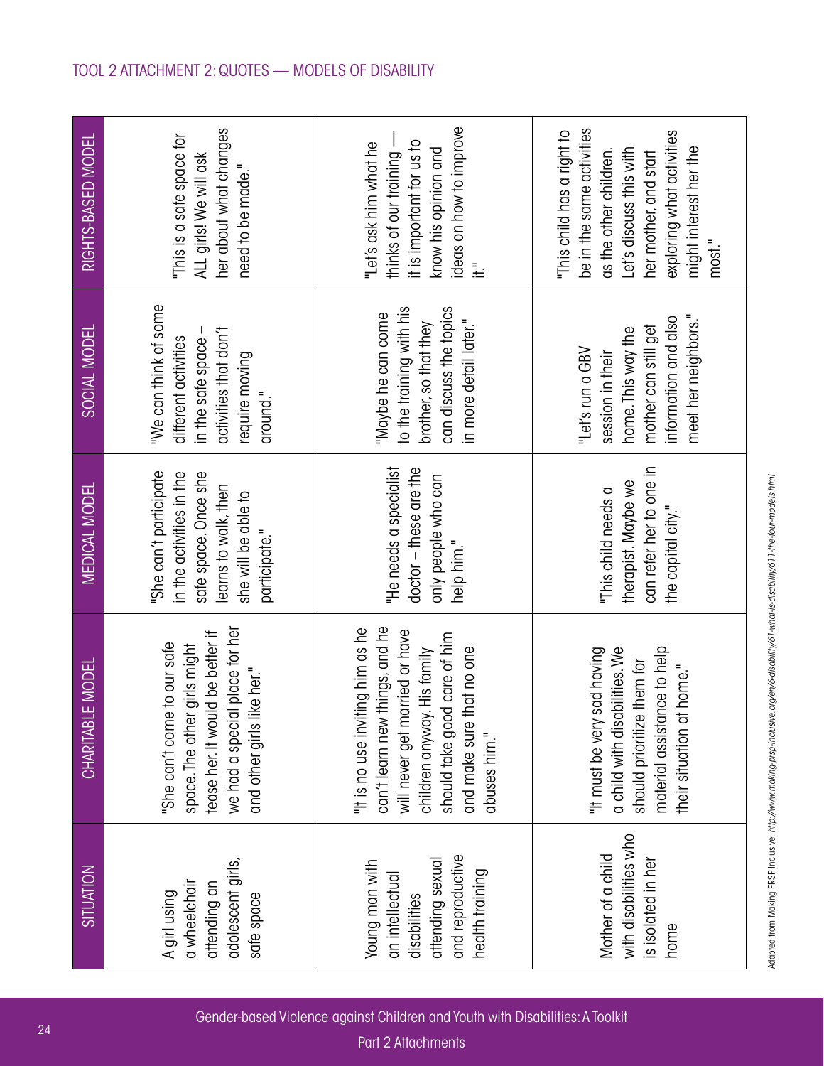## TOOL 2 ATTACHMENT 2: QUOTES — MODELS OF DISABILITY

| SITUATION | CHARITABLE MODEL | MEDICAL MODEL | SOCIAL MODEL | RIGHTS-BASED MODEL |
|---|---|---|---|---|
| A girl using a wheelchair attending an adolescent girls, safe space | "She can't come to our safe space. The other girls might tease her. It would be better if we had a special place for her and other girls like her." | "She can't participate in the activities in the safe space. Once she learns to walk, then she will be able to participate." | "We can think of some different activities in the safe space – activities that don't require moving around." | "This is a safe space for ALL girls! We will ask her about what changes need to be made." |
| Young man with an intellectual disabilities attending sexual and reproductive health training | "It is no use inviting him as he can't learn new things, and he will never get married or have children anyway. His family should take good care of him and make sure that no one abuses him." | "He needs a specialist doctor – these are the only people who can help him." | "Maybe he can come to the training with his brother, so that they can discuss the topics in more detail later." | "Let's ask him what he thinks of our training — it is important for us to know his opinion and ideas on how to improve it." |
| Mother of a child with disabilities who is isolated in her home | "It must be very sad having a child with disabilities. We should prioritize them for material assistance to help their situation at home." | "This child needs a therapist. Maybe we can refer her to one in the capital city." | "Let's run a GBV session in their home. This way the mother can still get information and also meet her neighbors." | "This child has a right to be in the same activities as the other children. Let's discuss this with her mother, and start exploring what activities might interest her the most." |

Adapted from Making PRSP Inclusive. http://www.making-prsp-inclusive.org/en/6-disability/61-what-is-disability/611-the-four-models.html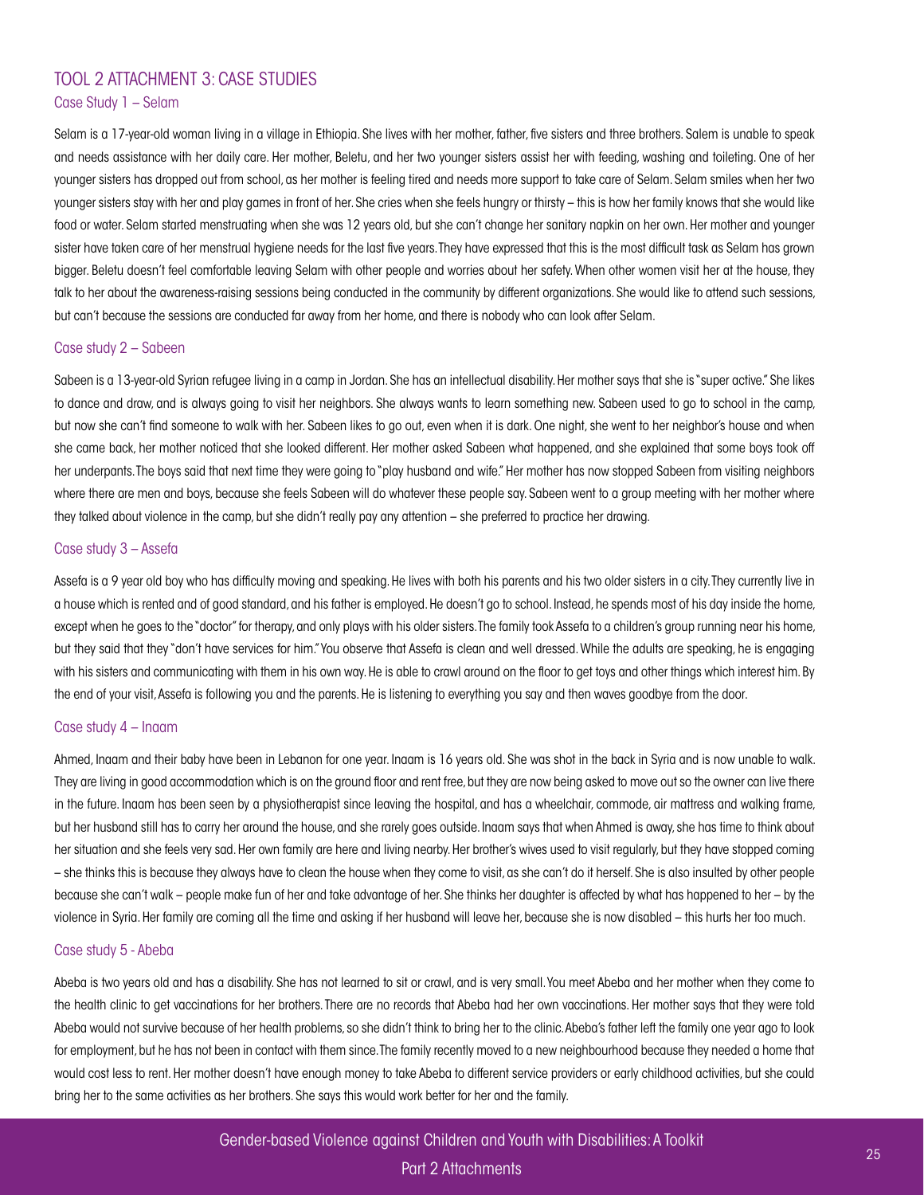## TOOL 2 ATTACHMENT 3: CASE STUDIES

### Case Study 1 – Selam

Selam is a 17-year-old woman living in a village in Ethiopia. She lives with her mother, father, five sisters and three brothers. Salem is unable to speak and needs assistance with her daily care. Her mother, Beletu, and her two younger sisters assist her with feeding, washing and toileting. One of her younger sisters has dropped out from school, as her mother is feeling tired and needs more support to take care of Selam. Selam smiles when her two younger sisters stay with her and play games in front of her. She cries when she feels hungry or thirsty – this is how her family knows that she would like food or water. Selam started menstruating when she was 12 years old, but she can't change her sanitary napkin on her own. Her mother and younger sister have taken care of her menstrual hygiene needs for the last five years. They have expressed that this is the most difficult task as Selam has grown bigger. Beletu doesn't feel comfortable leaving Selam with other people and worries about her safety. When other women visit her at the house, they talk to her about the awareness-raising sessions being conducted in the community by different organizations. She would like to attend such sessions, but can't because the sessions are conducted far away from her home, and there is nobody who can look after Selam.

### Case study 2 – Sabeen

Sabeen is a 13-year-old Syrian refugee living in a camp in Jordan. She has an intellectual disability. Her mother says that she is "super active." She likes to dance and draw, and is always going to visit her neighbors. She always wants to learn something new. Sabeen used to go to school in the camp, but now she can't find someone to walk with her. Sabeen likes to go out, even when it is dark. One night, she went to her neighbor's house and when she came back, her mother noticed that she looked different. Her mother asked Sabeen what happened, and she explained that some boys took off her underpants. The boys said that next time they were going to "play husband and wife." Her mother has now stopped Sabeen from visiting neighbors where there are men and boys, because she feels Sabeen will do whatever these people say. Sabeen went to a group meeting with her mother where they talked about violence in the camp, but she didn't really pay any attention – she preferred to practice her drawing.

### Case study 3 – Assefa

Assefa is a 9 year old boy who has difficulty moving and speaking. He lives with both his parents and his two older sisters in a city. They currently live in a house which is rented and of good standard, and his father is employed. He doesn't go to school. Instead, he spends most of his day inside the home, except when he goes to the "doctor" for therapy, and only plays with his older sisters. The family took Assefa to a children's group running near his home, but they said that they "don't have services for him." You observe that Assefa is clean and well dressed. While the adults are speaking, he is engaging with his sisters and communicating with them in his own way. He is able to crawl around on the floor to get toys and other things which interest him. By the end of your visit, Assefa is following you and the parents. He is listening to everything you say and then waves goodbye from the door.

### Case study 4 – Inaam

Ahmed, Inaam and their baby have been in Lebanon for one year. Inaam is 16 years old. She was shot in the back in Syria and is now unable to walk. They are living in good accommodation which is on the ground floor and rent free, but they are now being asked to move out so the owner can live there in the future. Inaam has been seen by a physiotherapist since leaving the hospital, and has a wheelchair, commode, air mattress and walking frame, but her husband still has to carry her around the house, and she rarely goes outside. Inaam says that when Ahmed is away, she has time to think about her situation and she feels very sad. Her own family are here and living nearby. Her brother's wives used to visit regularly, but they have stopped coming – she thinks this is because they always have to clean the house when they come to visit, as she can't do it herself. She is also insulted by other people because she can't walk – people make fun of her and take advantage of her. She thinks her daughter is affected by what has happened to her – by the violence in Syria. Her family are coming all the time and asking if her husband will leave her, because she is now disabled – this hurts her too much.

### Case study 5 - Abeba

Abeba is two years old and has a disability. She has not learned to sit or crawl, and is very small. You meet Abeba and her mother when they come to the health clinic to get vaccinations for her brothers. There are no records that Abeba had her own vaccinations. Her mother says that they were told Abeba would not survive because of her health problems, so she didn't think to bring her to the clinic. Abeba's father left the family one year ago to look for employment, but he has not been in contact with them since. The family recently moved to a new neighbourhood because they needed a home that would cost less to rent. Her mother doesn't have enough money to take Abeba to different service providers or early childhood activities, but she could bring her to the same activities as her brothers. She says this would work better for her and the family.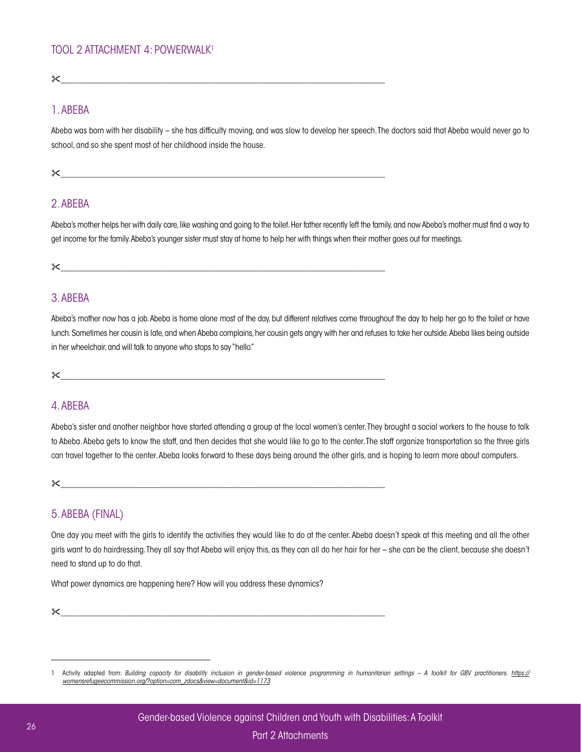## TOOL 2 ATTACHMENT 4: POWERWALK[1]

✂________________________________________________________________

### 1. ABEBA

Abeba was born with her disability – she has difficulty moving, and was slow to develop her speech. The doctors said that Abeba would never go to school, and so she spent most of her childhood inside the house.

✂________________________________________________________________

### 2. ABEBA

Abeba's mother helps her with daily care, like washing and going to the toilet. Her father recently left the family, and now Abeba's mother must find a way to get income for the family. Abeba's younger sister must stay at home to help her with things when their mother goes out for meetings.

✂________________________________________________________________

### 3. ABEBA

Abeba's mother now has a job. Abeba is home alone most of the day, but different relatives come throughout the day to help her go to the toilet or have lunch. Sometimes her cousin is late, and when Abeba complains, her cousin gets angry with her and refuses to take her outside. Abeba likes being outside in her wheelchair, and will talk to anyone who stops to say "hello."

✂________________________________________________________________

### 4. ABEBA

Abeba's sister and another neighbor have started attending a group at the local women's center. They brought a social workers to the house to talk to Abeba. Abeba gets to know the staff, and then decides that she would like to go to the center. The staff organize transportation so the three girls can travel together to the center. Abeba looks forward to these days being around the other girls, and is hoping to learn more about computers.

✂________________________________________________________________

### 5. ABEBA (FINAL)

One day you meet with the girls to identify the activities they would like to do at the center. Abeba doesn't speak at this meeting and all the other girls want to do hairdressing. They all say that Abeba will enjoy this, as they can all do her hair for her – she can be the client, because she doesn't need to stand up to do that.

What power dynamics are happening here? How will you address these dynamics?

✂________________________________________________________________

---

1 Activity adapted from: *Building capacity for disability inclusion in gender-based violence programming in humanitarian settings – A toolkit for GBV practitioners. https://womensrefugeecommission.org/?option=com_zdocs&view=document&id=1173*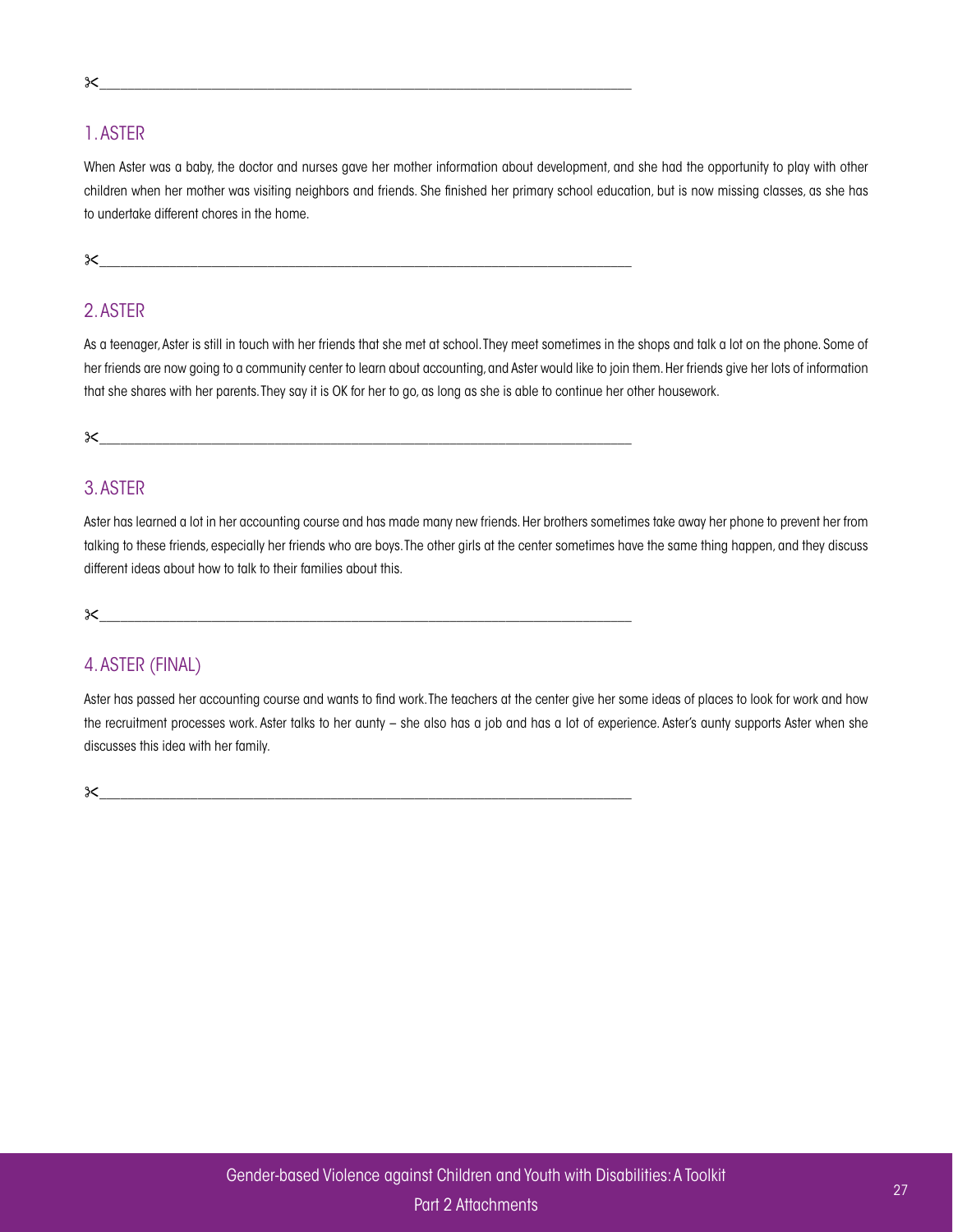## 1. ASTER

When Aster was a baby, the doctor and nurses gave her mother information about development, and she had the opportunity to play with other children when her mother was visiting neighbors and friends. She finished her primary school education, but is now missing classes, as she has to undertake different chores in the home.

## 2. ASTER

As a teenager, Aster is still in touch with her friends that she met at school. They meet sometimes in the shops and talk a lot on the phone. Some of her friends are now going to a community center to learn about accounting, and Aster would like to join them. Her friends give her lots of information that she shares with her parents. They say it is OK for her to go, as long as she is able to continue her other housework.

## 3. ASTER

Aster has learned a lot in her accounting course and has made many new friends. Her brothers sometimes take away her phone to prevent her from talking to these friends, especially her friends who are boys. The other girls at the center sometimes have the same thing happen, and they discuss different ideas about how to talk to their families about this.

## 4. ASTER (FINAL)

Aster has passed her accounting course and wants to find work. The teachers at the center give her some ideas of places to look for work and how the recruitment processes work. Aster talks to her aunty – she also has a job and has a lot of experience. Aster's aunty supports Aster when she discusses this idea with her family.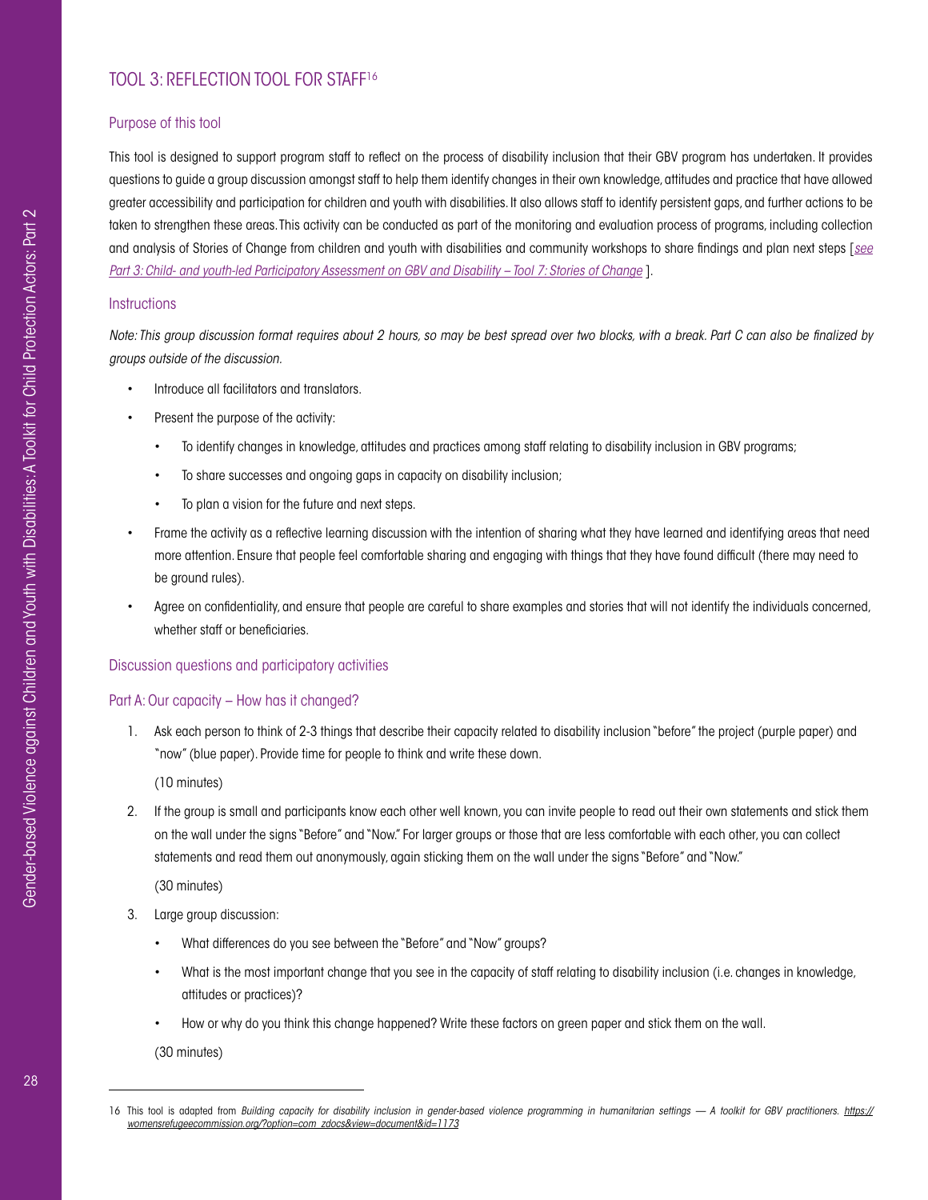## TOOL 3: REFLECTION TOOL FOR STAFF[16]

### Purpose of this tool

This tool is designed to support program staff to reflect on the process of disability inclusion that their GBV program has undertaken. It provides questions to guide a group discussion amongst staff to help them identify changes in their own knowledge, attitudes and practice that have allowed greater accessibility and participation for children and youth with disabilities. It also allows staff to identify persistent gaps, and further actions to be taken to strengthen these areas. This activity can be conducted as part of the monitoring and evaluation process of programs, including collection and analysis of Stories of Change from children and youth with disabilities and community workshops to share findings and plan next steps [*see Part 3: Child- and youth-led Participatory Assessment on GBV and Disability – Tool 7: Stories of Change* ].

### Instructions

*Note: This group discussion format requires about 2 hours, so may be best spread over two blocks, with a break. Part C can also be finalized by groups outside of the discussion.*

- Introduce all facilitators and translators.
- Present the purpose of the activity:
  - To identify changes in knowledge, attitudes and practices among staff relating to disability inclusion in GBV programs;
  - To share successes and ongoing gaps in capacity on disability inclusion;
  - To plan a vision for the future and next steps.
- Frame the activity as a reflective learning discussion with the intention of sharing what they have learned and identifying areas that need more attention. Ensure that people feel comfortable sharing and engaging with things that they have found difficult (there may need to be ground rules).
- Agree on confidentiality, and ensure that people are careful to share examples and stories that will not identify the individuals concerned, whether staff or beneficiaries.

### Discussion questions and participatory activities

### Part A: Our capacity – How has it changed?

1. Ask each person to think of 2-3 things that describe their capacity related to disability inclusion "before" the project (purple paper) and "now" (blue paper). Provide time for people to think and write these down.

   (10 minutes)

2. If the group is small and participants know each other well known, you can invite people to read out their own statements and stick them on the wall under the signs "Before" and "Now." For larger groups or those that are less comfortable with each other, you can collect statements and read them out anonymously, again sticking them on the wall under the signs "Before" and "Now."

   (30 minutes)

3. Large group discussion:
   - What differences do you see between the "Before" and "Now" groups?
   - What is the most important change that you see in the capacity of staff relating to disability inclusion (i.e. changes in knowledge, attitudes or practices)?
   - How or why do you think this change happened? Write these factors on green paper and stick them on the wall.

   (30 minutes)

16 This tool is adapted from *Building capacity for disability inclusion in gender-based violence programming in humanitarian settings — A toolkit for GBV practitioners.* *https://womensrefugeecommission.org/?option=com_zdocs&view=document&id=1173*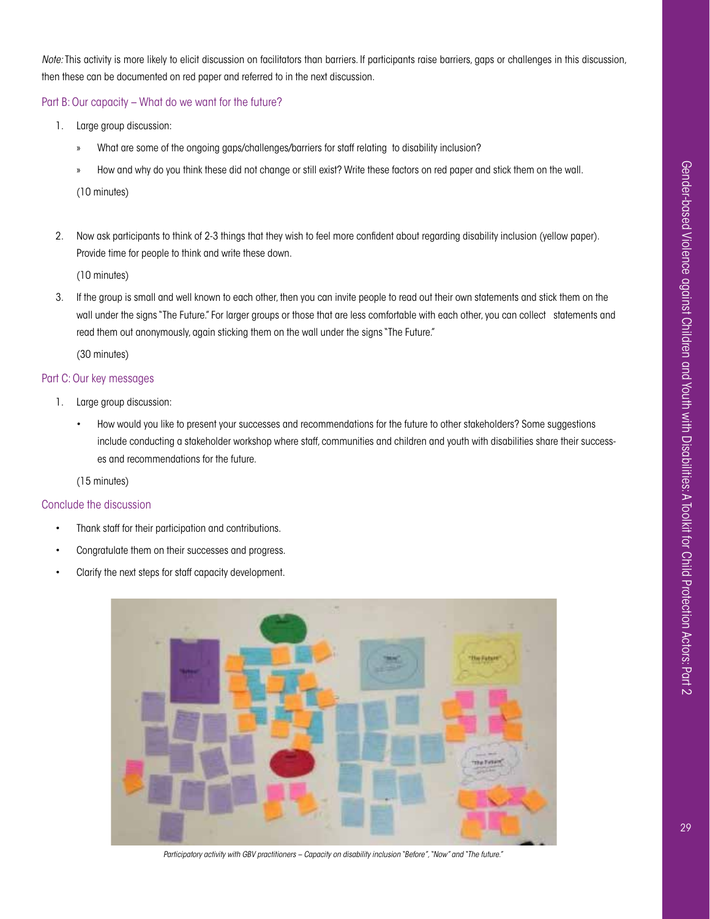*Note:* This activity is more likely to elicit discussion on facilitators than barriers. If participants raise barriers, gaps or challenges in this discussion, then these can be documented on red paper and referred to in the next discussion.

### Part B: Our capacity – What do we want for the future?

1. Large group discussion:
   - What are some of the ongoing gaps/challenges/barriers for staff relating to disability inclusion?
   - How and why do you think these did not change or still exist? Write these factors on red paper and stick them on the wall.

   (10 minutes)

2. Now ask participants to think of 2-3 things that they wish to feel more confident about regarding disability inclusion (yellow paper). Provide time for people to think and write these down.

   (10 minutes)

3. If the group is small and well known to each other, then you can invite people to read out their own statements and stick them on the wall under the signs "The Future." For larger groups or those that are less comfortable with each other, you can collect statements and read them out anonymously, again sticking them on the wall under the signs "The Future."

   (30 minutes)

### Part C: Our key messages

1. Large group discussion:
   - How would you like to present your successes and recommendations for the future to other stakeholders? Some suggestions include conducting a stakeholder workshop where staff, communities and children and youth with disabilities share their successes and recommendations for the future.

   (15 minutes)

### Conclude the discussion

- Thank staff for their participation and contributions.
- Congratulate them on their successes and progress.
- Clarify the next steps for staff capacity development.

*Participatory activity with GBV practitioners – Capacity on disability inclusion "Before", "Now" and "The future."*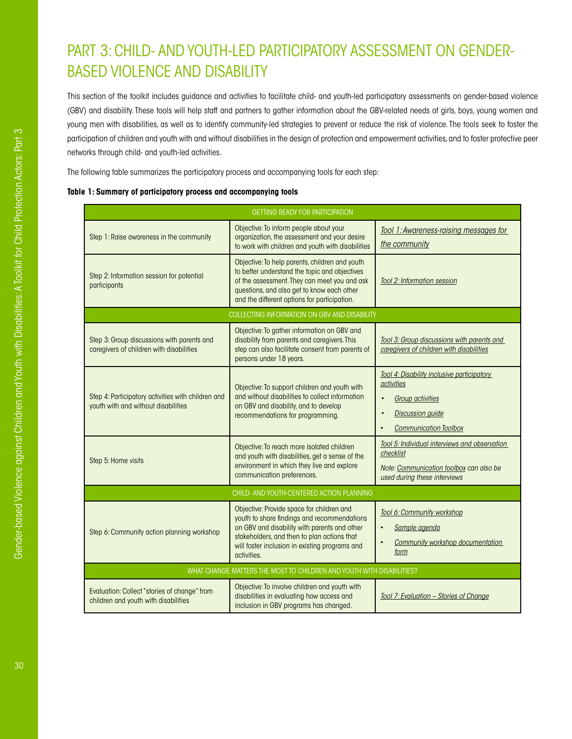# PART 3: CHILD- AND YOUTH-LED PARTICIPATORY ASSESSMENT ON GENDER-BASED VIOLENCE AND DISABILITY

This section of the toolkit includes guidance and activities to facilitate child- and youth-led participatory assessments on gender-based violence (GBV) and disability. These tools will help staff and partners to gather information about the GBV-related needs of girls, boys, young women and young men with disabilities, as well as to identify community-led strategies to prevent or reduce the risk of violence. The tools seek to foster the participation of children and youth with and without disabilities in the design of protection and empowerment activities, and to foster protective peer networks through child- and youth-led activities.

The following table summarizes the participatory process and accompanying tools for each step:

**Table 1: Summary of participatory process and accompanying tools**

| GETTING READY FOR PARTICIPATION | | |
|---|---|---|
| Step 1: Raise awareness in the community | Objective: To inform people about your organization, the assessment and your desire to work with children and youth with disabilities | *Tool 1: Awareness-raising messages for the community* |
| Step 2: Information session for potential participants | Objective: To help parents, children and youth to better understand the topic and objectives of the assessment. They can meet you and ask questions, and also get to know each other and the different options for participation. | *Tool 2: Information session* |
| **COLLECTING INFORMATION ON GBV AND DISABILITY** | | |
| Step 3: Group discussions with parents and caregivers of children with disabilities | Objective: To gather information on GBV and disability from parents and caregivers. This step can also facilitate consent from parents of persons under 18 years. | *Tool 3: Group discussions with parents and caregivers of children with disabilities* |
| Step 4: Participatory activities with children and youth with and without disabilities | Objective: To support children and youth with and without disabilities to collect information on GBV and disability, and to develop recommendations for programming. | *Tool 4: Disability inclusive participatory activities*<br>• *Group activities*<br>• *Discussion guide*<br>• *Communication Toolbox* |
| Step 5: Home visits | Objective: To reach more isolated children and youth with disabilities, get a sense of the environment in which they live and explore communication preferences. | *Tool 5: Individual interviews and observation checklist*<br>*Note: Communication toolbox can also be used during these interviews* |
| **CHILD- AND YOUTH-CENTERED ACTION PLANNING** | | |
| Step 6: Community action planning workshop | Objective: Provide space for children and youth to share findings and recommendations on GBV and disability with parents and other stakeholders, and then to plan actions that will foster inclusion in existing programs and activities. | *Tool 6: Community workshop*<br>• *Sample agenda*<br>• *Community workshop documentation form* |
| **WHAT CHANGE MATTERS THE MOST TO CHILDREN AND YOUTH WITH DISABILITIES?** | | |
| Evaluation: Collect "stories of change" from children and youth with disabilities | Objective: To involve children and youth with disabilities in evaluating how access and inclusion in GBV programs has changed. | *Tool 7: Evaluation – Stories of Change* |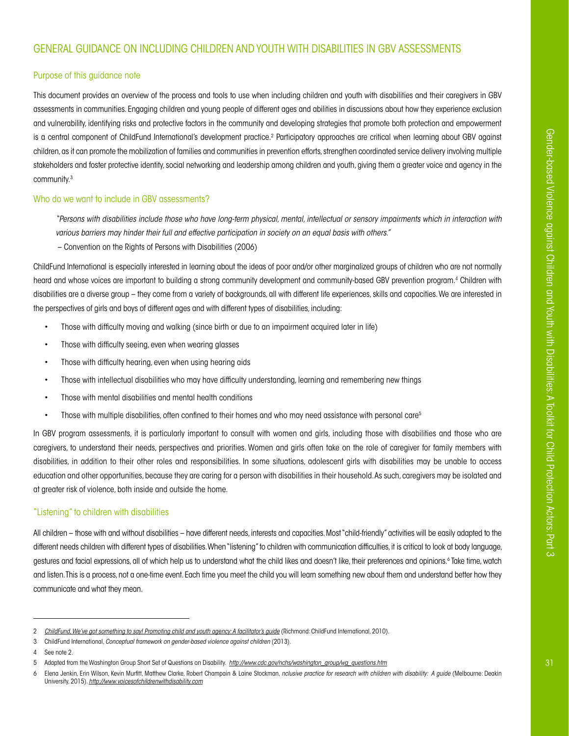## GENERAL GUIDANCE ON INCLUDING CHILDREN AND YOUTH WITH DISABILITIES IN GBV ASSESSMENTS

### Purpose of this guidance note

This document provides an overview of the process and tools to use when including children and youth with disabilities and their caregivers in GBV assessments in communities. Engaging children and young people of different ages and abilities in discussions about how they experience exclusion and vulnerability, identifying risks and protective factors in the community and developing strategies that promote both protection and empowerment is a central component of ChildFund International's development practice.[2] Participatory approaches are critical when learning about GBV against children, as it can promote the mobilization of families and communities in prevention efforts, strengthen coordinated service delivery involving multiple stakeholders and foster protective identity, social networking and leadership among children and youth, giving them a greater voice and agency in the community.[3]

### Who do we want to include in GBV assessments?

> *"Persons with disabilities include those who have long-term physical, mental, intellectual or sensory impairments which in interaction with various barriers may hinder their full and effective participation in society on an equal basis with others."*
>
> – Convention on the Rights of Persons with Disabilities (2006)

ChildFund International is especially interested in learning about the ideas of poor and/or other marginalized groups of children who are not normally heard and whose voices are important to building a strong community development and community-based GBV prevention program.[4] Children with disabilities are a diverse group – they come from a variety of backgrounds, all with different life experiences, skills and capacities. We are interested in the perspectives of girls and boys of different ages and with different types of disabilities, including:

- Those with difficulty moving and walking (since birth or due to an impairment acquired later in life)
- Those with difficulty seeing, even when wearing glasses
- Those with difficulty hearing, even when using hearing aids
- Those with intellectual disabilities who may have difficulty understanding, learning and remembering new things
- Those with mental disabilities and mental health conditions
- Those with multiple disabilities, often confined to their homes and who may need assistance with personal care[5]

In GBV program assessments, it is particularly important to consult with women and girls, including those with disabilities and those who are caregivers, to understand their needs, perspectives and priorities. Women and girls often take on the role of caregiver for family members with disabilities, in addition to their other roles and responsibilities. In some situations, adolescent girls with disabilities may be unable to access education and other opportunities, because they are caring for a person with disabilities in their household. As such, caregivers may be isolated and at greater risk of violence, both inside and outside the home.

### "Listening" to children with disabilities

All children – those with and without disabilities – have different needs, interests and capacities. Most "child-friendly" activities will be easily adapted to the different needs children with different types of disabilities. When "listening" to children with communication difficulties, it is critical to look at body language, gestures and facial expressions, all of which help us to understand what the child likes and doesn't like, their preferences and opinions.[6] Take time, watch and listen. This is a process, not a one-time event. Each time you meet the child you will learn something new about them and understand better how they communicate and what they mean.

---

2 *ChildFund, We've got something to say! Promoting child and youth agency: A facilitator's guide* (Richmond: ChildFund International, 2010).

3 ChildFund International, *Conceptual framework on gender-based violence against children* (2013).

4 See note 2.

5 Adapted from the Washington Group Short Set of Questions on Disability. *http://www.cdc.gov/nchs/washington_group/wg_questions.htm*

6 Elena Jenkin, Erin Wilson, Kevin Murfitt, Matthew Clarke, Robert Champain & Laine Stockman, *nclusive practice for research with children with disability: A guide* (Melbourne: Deakin University, 2015). *http://www.voicesofchildrenwithdisability.com*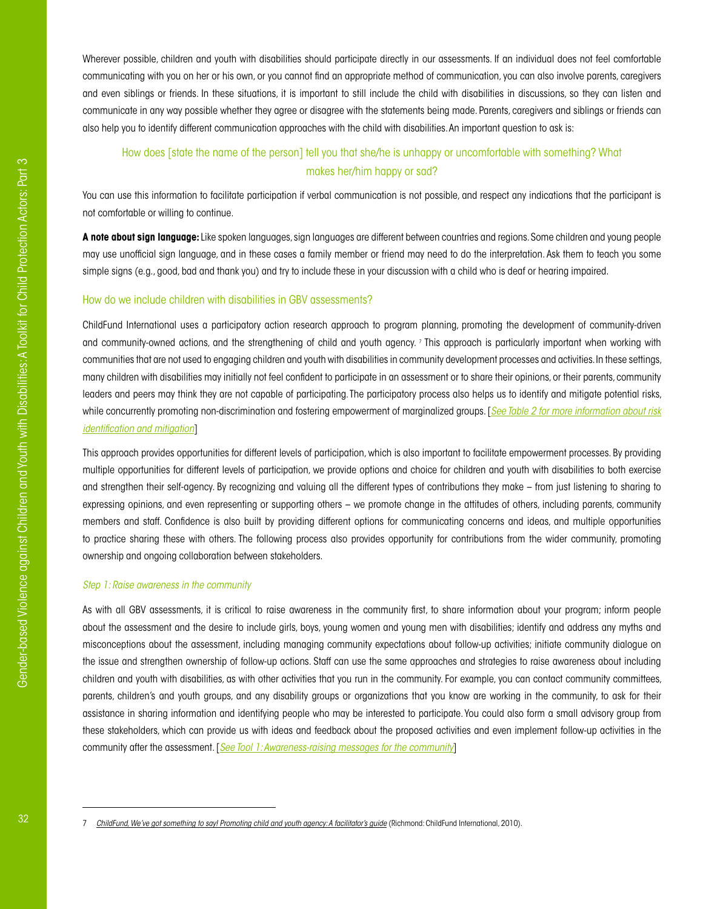Wherever possible, children and youth with disabilities should participate directly in our assessments. If an individual does not feel comfortable communicating with you on her or his own, or you cannot find an appropriate method of communication, you can also involve parents, caregivers and even siblings or friends. In these situations, it is important to still include the child with disabilities in discussions, so they can listen and communicate in any way possible whether they agree or disagree with the statements being made. Parents, caregivers and siblings or friends can also help you to identify different communication approaches with the child with disabilities. An important question to ask is:

How does [state the name of the person] tell you that she/he is unhappy or uncomfortable with something? What makes her/him happy or sad?

You can use this information to facilitate participation if verbal communication is not possible, and respect any indications that the participant is not comfortable or willing to continue.

**A note about sign language:** Like spoken languages, sign languages are different between countries and regions. Some children and young people may use unofficial sign language, and in these cases a family member or friend may need to do the interpretation. Ask them to teach you some simple signs (e.g., good, bad and thank you) and try to include these in your discussion with a child who is deaf or hearing impaired.

### How do we include children with disabilities in GBV assessments?

ChildFund International uses a participatory action research approach to program planning, promoting the development of community-driven and community-owned actions, and the strengthening of child and youth agency. [7] This approach is particularly important when working with communities that are not used to engaging children and youth with disabilities in community development processes and activities. In these settings, many children with disabilities may initially not feel confident to participate in an assessment or to share their opinions, or their parents, community leaders and peers may think they are not capable of participating. The participatory process also helps us to identify and mitigate potential risks, while concurrently promoting non-discrimination and fostering empowerment of marginalized groups. [*See Table 2 for more information about risk identification and mitigation*]

This approach provides opportunities for different levels of participation, which is also important to facilitate empowerment processes. By providing multiple opportunities for different levels of participation, we provide options and choice for children and youth with disabilities to both exercise and strengthen their self-agency. By recognizing and valuing all the different types of contributions they make – from just listening to sharing to expressing opinions, and even representing or supporting others – we promote change in the attitudes of others, including parents, community members and staff. Confidence is also built by providing different options for communicating concerns and ideas, and multiple opportunities to practice sharing these with others. The following process also provides opportunity for contributions from the wider community, promoting ownership and ongoing collaboration between stakeholders.

*Step 1: Raise awareness in the community*

As with all GBV assessments, it is critical to raise awareness in the community first, to share information about your program; inform people about the assessment and the desire to include girls, boys, young women and young men with disabilities; identify and address any myths and misconceptions about the assessment, including managing community expectations about follow-up activities; initiate community dialogue on the issue and strengthen ownership of follow-up actions. Staff can use the same approaches and strategies to raise awareness about including children and youth with disabilities, as with other activities that you run in the community. For example, you can contact community committees, parents, children's and youth groups, and any disability groups or organizations that you know are working in the community, to ask for their assistance in sharing information and identifying people who may be interested to participate. You could also form a small advisory group from these stakeholders, which can provide us with ideas and feedback about the proposed activities and even implement follow-up activities in the community after the assessment. [*See Tool 1: Awareness-raising messages for the community*]

---

7 *ChildFund, We've got something to say! Promoting child and youth agency: A facilitator's guide* (Richmond: ChildFund International, 2010).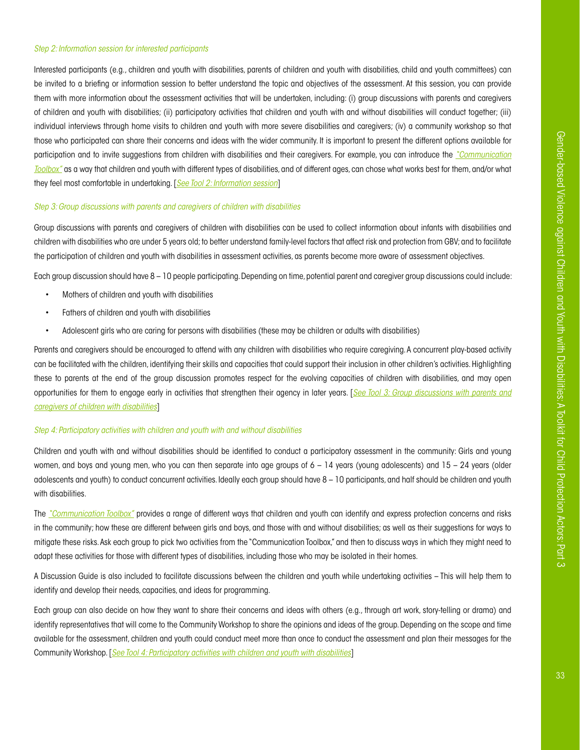*Step 2: Information session for interested participants*

Interested participants (e.g., children and youth with disabilities, parents of children and youth with disabilities, child and youth committees) can be invited to a briefing or information session to better understand the topic and objectives of the assessment. At this session, you can provide them with more information about the assessment activities that will be undertaken, including: (i) group discussions with parents and caregivers of children and youth with disabilities; (ii) participatory activities that children and youth with and without disabilities will conduct together; (iii) individual interviews through home visits to children and youth with more severe disabilities and caregivers; (iv) a community workshop so that those who participated can share their concerns and ideas with the wider community. It is important to present the different options available for participation and to invite suggestions from children with disabilities and their caregivers. For example, you can introduce the *"Communication Toolbox"* as a way that children and youth with different types of disabilities, and of different ages, can chose what works best for them, and/or what they feel most comfortable in undertaking. [*See Tool 2: Information session*]

*Step 3: Group discussions with parents and caregivers of children with disabilities*

Group discussions with parents and caregivers of children with disabilities can be used to collect information about infants with disabilities and children with disabilities who are under 5 years old; to better understand family-level factors that affect risk and protection from GBV; and to facilitate the participation of children and youth with disabilities in assessment activities, as parents become more aware of assessment objectives.

Each group discussion should have 8 – 10 people participating. Depending on time, potential parent and caregiver group discussions could include:

- Mothers of children and youth with disabilities
- Fathers of children and youth with disabilities
- Adolescent girls who are caring for persons with disabilities (these may be children or adults with disabilities)

Parents and caregivers should be encouraged to attend with any children with disabilities who require caregiving. A concurrent play-based activity can be facilitated with the children, identifying their skills and capacities that could support their inclusion in other children's activities. Highlighting these to parents at the end of the group discussion promotes respect for the evolving capacities of children with disabilities, and may open opportunities for them to engage early in activities that strengthen their agency in later years. [*See Tool 3: Group discussions with parents and caregivers of children with disabilities*]

*Step 4: Participatory activities with children and youth with and without disabilities*

Children and youth with and without disabilities should be identified to conduct a participatory assessment in the community: Girls and young women, and boys and young men, who you can then separate into age groups of 6 – 14 years (young adolescents) and 15 – 24 years (older adolescents and youth) to conduct concurrent activities. Ideally each group should have 8 – 10 participants, and half should be children and youth with disabilities.

The *"Communication Toolbox"* provides a range of different ways that children and youth can identify and express protection concerns and risks in the community; how these are different between girls and boys, and those with and without disabilities; as well as their suggestions for ways to mitigate these risks. Ask each group to pick two activities from the "Communication Toolbox," and then to discuss ways in which they might need to adapt these activities for those with different types of disabilities, including those who may be isolated in their homes.

A Discussion Guide is also included to facilitate discussions between the children and youth while undertaking activities – This will help them to identify and develop their needs, capacities, and ideas for programming.

Each group can also decide on how they want to share their concerns and ideas with others (e.g., through art work, story-telling or drama) and identify representatives that will come to the Community Workshop to share the opinions and ideas of the group. Depending on the scope and time available for the assessment, children and youth could conduct meet more than once to conduct the assessment and plan their messages for the Community Workshop. [*See Tool 4: Participatory activities with children and youth with disabilities*]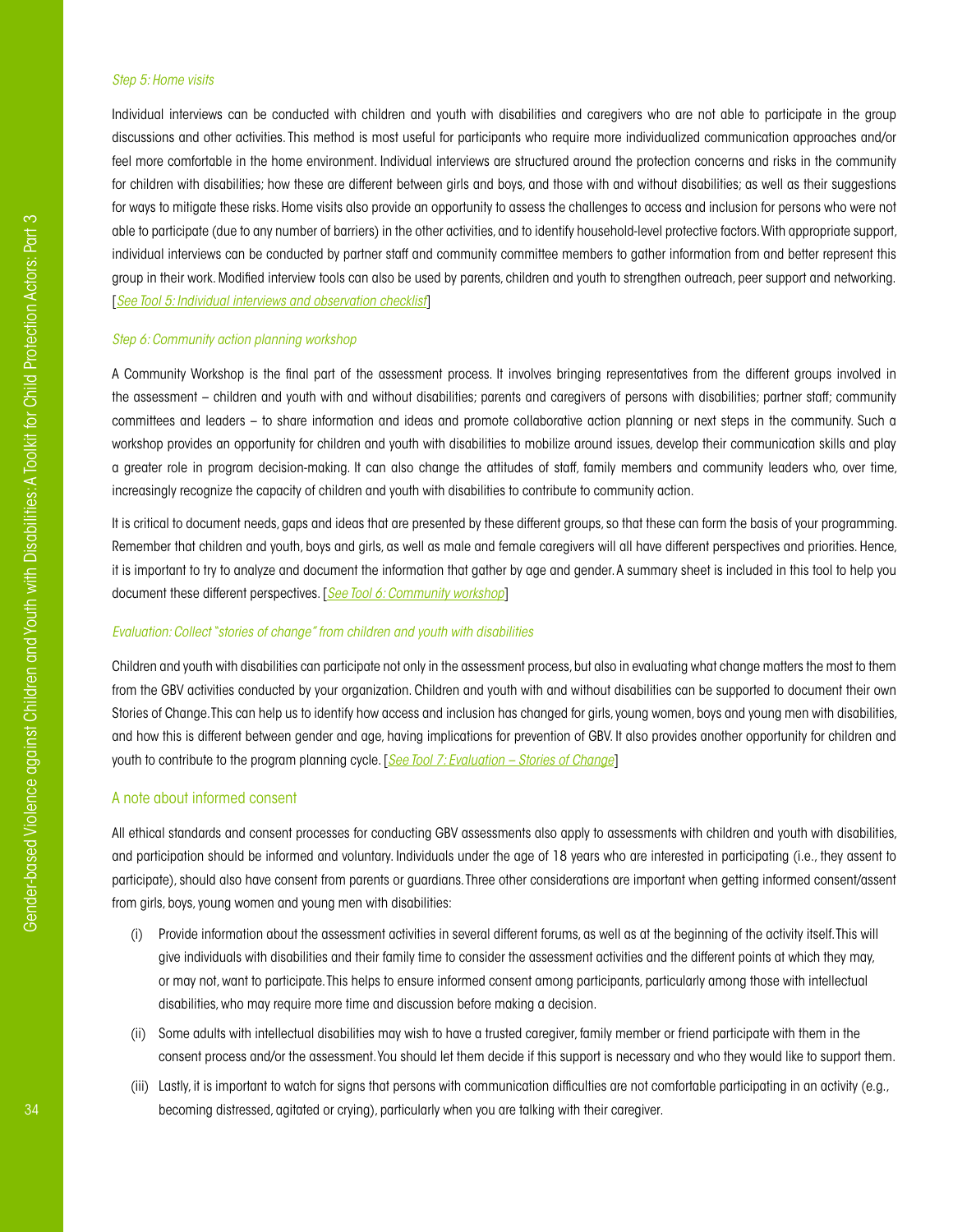*Step 5: Home visits*

Individual interviews can be conducted with children and youth with disabilities and caregivers who are not able to participate in the group discussions and other activities. This method is most useful for participants who require more individualized communication approaches and/or feel more comfortable in the home environment. Individual interviews are structured around the protection concerns and risks in the community for children with disabilities; how these are different between girls and boys, and those with and without disabilities; as well as their suggestions for ways to mitigate these risks. Home visits also provide an opportunity to assess the challenges to access and inclusion for persons who were not able to participate (due to any number of barriers) in the other activities, and to identify household-level protective factors. With appropriate support, individual interviews can be conducted by partner staff and community committee members to gather information from and better represent this group in their work. Modified interview tools can also be used by parents, children and youth to strengthen outreach, peer support and networking. [*See Tool 5: Individual interviews and observation checklist*]

*Step 6: Community action planning workshop*

A Community Workshop is the final part of the assessment process. It involves bringing representatives from the different groups involved in the assessment – children and youth with and without disabilities; parents and caregivers of persons with disabilities; partner staff; community committees and leaders – to share information and ideas and promote collaborative action planning or next steps in the community. Such a workshop provides an opportunity for children and youth with disabilities to mobilize around issues, develop their communication skills and play a greater role in program decision-making. It can also change the attitudes of staff, family members and community leaders who, over time, increasingly recognize the capacity of children and youth with disabilities to contribute to community action.

It is critical to document needs, gaps and ideas that are presented by these different groups, so that these can form the basis of your programming. Remember that children and youth, boys and girls, as well as male and female caregivers will all have different perspectives and priorities. Hence, it is important to try to analyze and document the information that gather by age and gender. A summary sheet is included in this tool to help you document these different perspectives. [*See Tool 6: Community workshop*]

*Evaluation: Collect "stories of change" from children and youth with disabilities*

Children and youth with disabilities can participate not only in the assessment process, but also in evaluating what change matters the most to them from the GBV activities conducted by your organization. Children and youth with and without disabilities can be supported to document their own Stories of Change. This can help us to identify how access and inclusion has changed for girls, young women, boys and young men with disabilities, and how this is different between gender and age, having implications for prevention of GBV. It also provides another opportunity for children and youth to contribute to the program planning cycle. [*See Tool 7: Evaluation – Stories of Change*]

## A note about informed consent

All ethical standards and consent processes for conducting GBV assessments also apply to assessments with children and youth with disabilities, and participation should be informed and voluntary. Individuals under the age of 18 years who are interested in participating (i.e., they assent to participate), should also have consent from parents or guardians. Three other considerations are important when getting informed consent/assent from girls, boys, young women and young men with disabilities:

(i) Provide information about the assessment activities in several different forums, as well as at the beginning of the activity itself. This will give individuals with disabilities and their family time to consider the assessment activities and the different points at which they may, or may not, want to participate. This helps to ensure informed consent among participants, particularly among those with intellectual disabilities, who may require more time and discussion before making a decision.

(ii) Some adults with intellectual disabilities may wish to have a trusted caregiver, family member or friend participate with them in the consent process and/or the assessment. You should let them decide if this support is necessary and who they would like to support them.

(iii) Lastly, it is important to watch for signs that persons with communication difficulties are not comfortable participating in an activity (e.g., becoming distressed, agitated or crying), particularly when you are talking with their caregiver.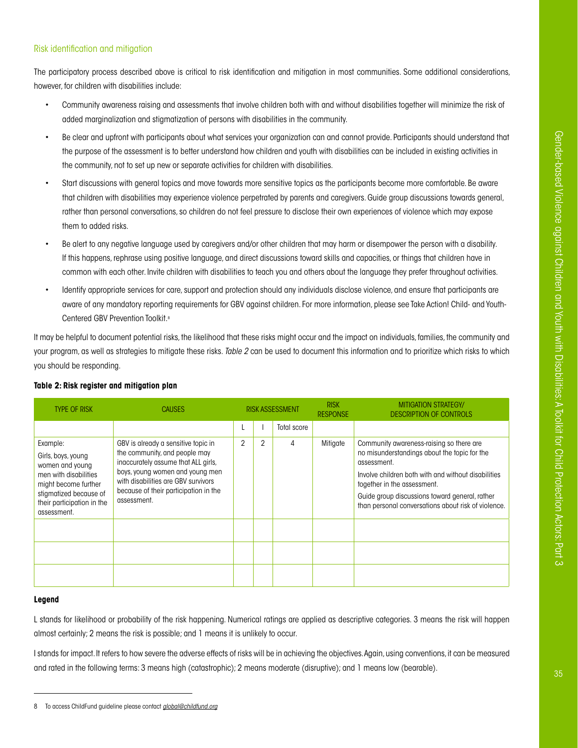## Risk identification and mitigation

The participatory process described above is critical to risk identification and mitigation in most communities. Some additional considerations, however, for children with disabilities include:

- Community awareness raising and assessments that involve children both with and without disabilities together will minimize the risk of added marginalization and stigmatization of persons with disabilities in the community.
- Be clear and upfront with participants about what services your organization can and cannot provide. Participants should understand that the purpose of the assessment is to better understand how children and youth with disabilities can be included in existing activities in the community, not to set up new or separate activities for children with disabilities.
- Start discussions with general topics and move towards more sensitive topics as the participants become more comfortable. Be aware that children with disabilities may experience violence perpetrated by parents and caregivers. Guide group discussions towards general, rather than personal conversations, so children do not feel pressure to disclose their own experiences of violence which may expose them to added risks.
- Be alert to any negative language used by caregivers and/or other children that may harm or disempower the person with a disability. If this happens, rephrase using positive language, and direct discussions toward skills and capacities, or things that children have in common with each other. Invite children with disabilities to teach you and others about the language they prefer throughout activities.
- Identify appropriate services for care, support and protection should any individuals disclose violence, and ensure that participants are aware of any mandatory reporting requirements for GBV against children. For more information, please see Take Action! Child- and Youth-Centered GBV Prevention Toolkit.[8]

It may be helpful to document potential risks, the likelihood that these risks might occur and the impact on individuals, families, the community and your program, as well as strategies to mitigate these risks. *Table 2* can be used to document this information and to prioritize which risks to which you should be responding.

**Table 2: Risk register and mitigation plan**

| TYPE OF RISK | CAUSES | RISK ASSESSMENT | | | RISK RESPONSE | MITIGATION STRATEGY/ DESCRIPTION OF CONTROLS |
|---|---|---|---|---|---|---|
| | | L | I | Total score | | |
| Example: Girls, boys, young women and young men with disabilities might become further stigmatized because of their participation in the assessment. | GBV is already a sensitive topic in the community, and people may inaccurately assume that ALL girls, boys, young women and young men with disabilities are GBV survivors because of their participation in the assessment. | 2 | 2 | 4 | Mitigate | Community awareness-raising so there are no misunderstandings about the topic for the assessment. Involve children both with and without disabilities together in the assessment. Guide group discussions toward general, rather than personal conversations about risk of violence. |
| | | | | | | |
| | | | | | | |
| | | | | | | |

**Legend**

L stands for likelihood or probability of the risk happening. Numerical ratings are applied as descriptive categories. 3 means the risk will happen almost certainly; 2 means the risk is possible; and 1 means it is unlikely to occur.

I stands for impact. It refers to how severe the adverse effects of risks will be in achieving the objectives. Again, using conventions, it can be measured and rated in the following terms: 3 means high (catastrophic); 2 means moderate (disruptive); and 1 means low (bearable).

---

8 To access ChildFund guideline please contact global@childfund.org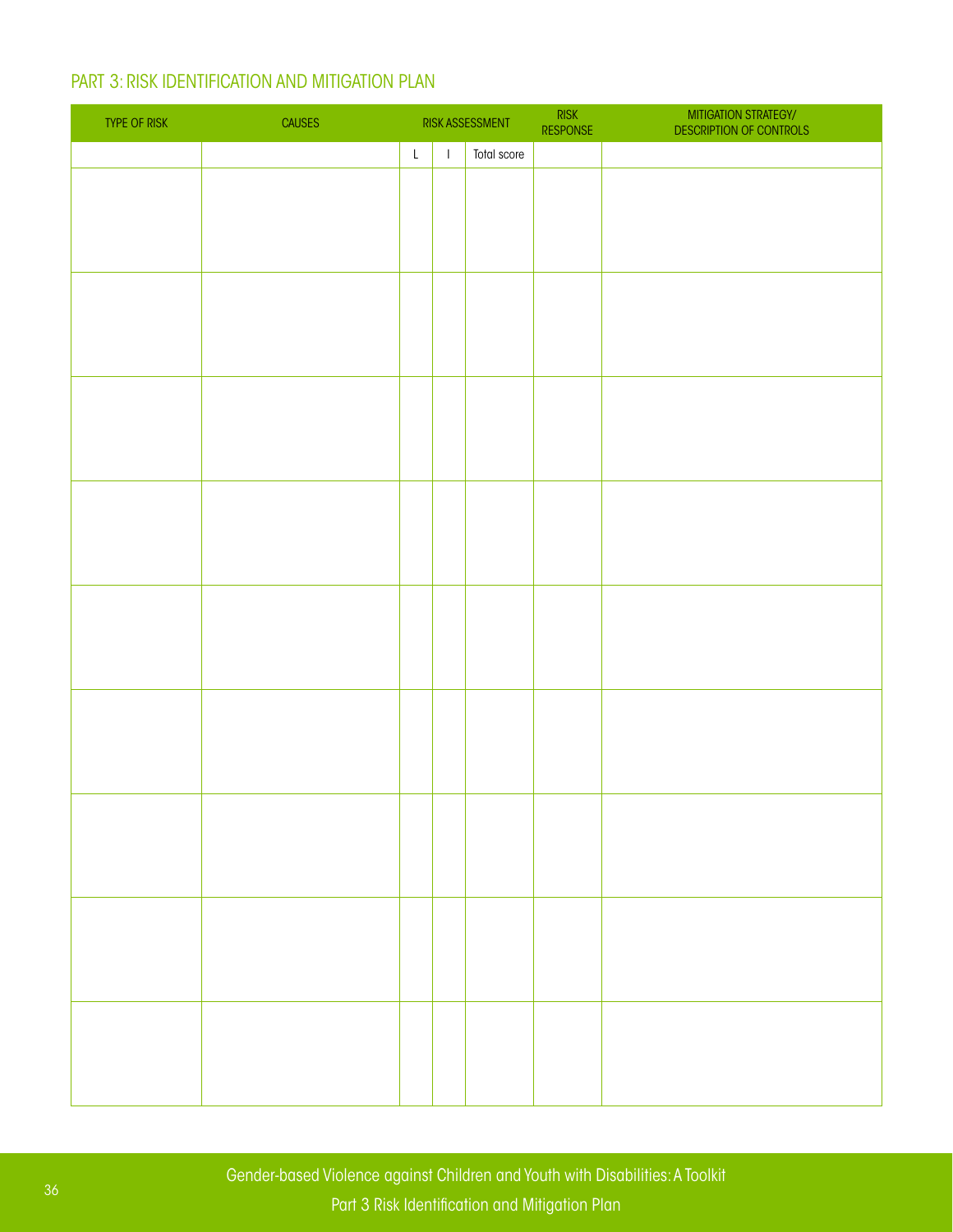## PART 3: RISK IDENTIFICATION AND MITIGATION PLAN

| TYPE OF RISK | CAUSES | RISK ASSESSMENT | | | RISK RESPONSE | MITIGATION STRATEGY/ DESCRIPTION OF CONTROLS |
|---|---|---|---|---|---|---|
| | | L | I | Total score | | |
| | | | | | | |
| | | | | | | |
| | | | | | | |
| | | | | | | |
| | | | | | | |
| | | | | | | |
| | | | | | | |
| | | | | | | |
| | | | | | | |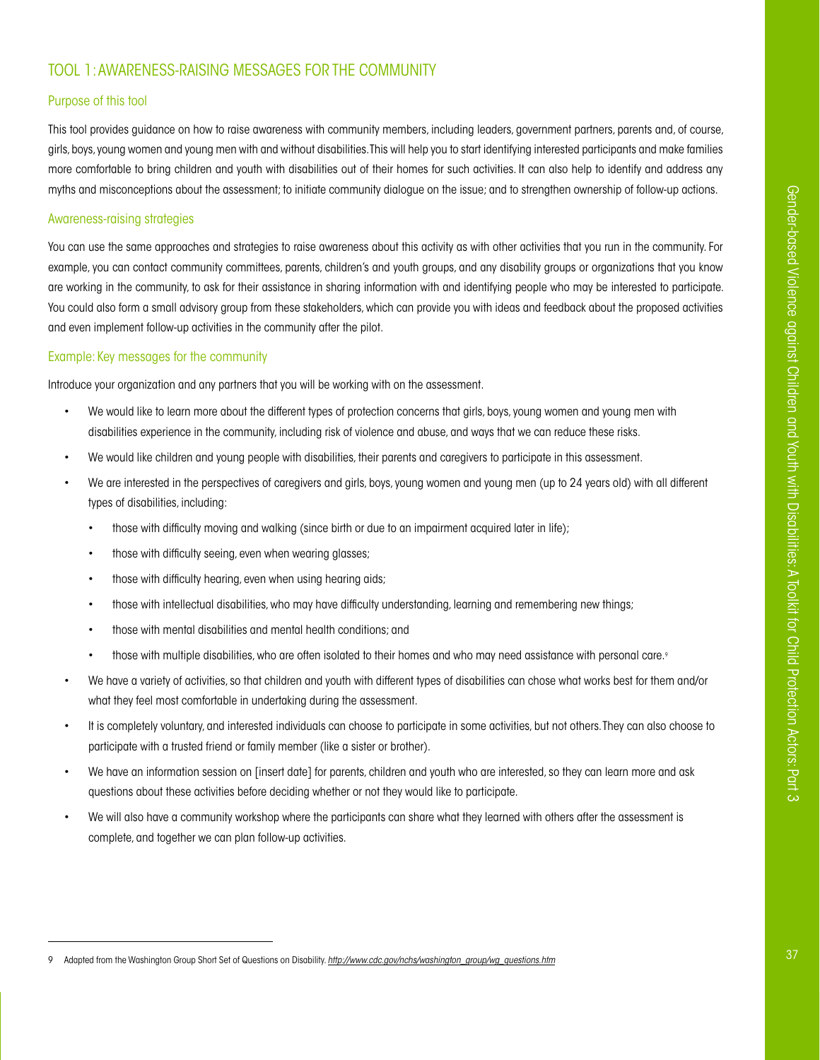## TOOL 1: AWARENESS-RAISING MESSAGES FOR THE COMMUNITY

### Purpose of this tool

This tool provides guidance on how to raise awareness with community members, including leaders, government partners, parents and, of course, girls, boys, young women and young men with and without disabilities. This will help you to start identifying interested participants and make families more comfortable to bring children and youth with disabilities out of their homes for such activities. It can also help to identify and address any myths and misconceptions about the assessment; to initiate community dialogue on the issue; and to strengthen ownership of follow-up actions.

### Awareness-raising strategies

You can use the same approaches and strategies to raise awareness about this activity as with other activities that you run in the community. For example, you can contact community committees, parents, children's and youth groups, and any disability groups or organizations that you know are working in the community, to ask for their assistance in sharing information with and identifying people who may be interested to participate. You could also form a small advisory group from these stakeholders, which can provide you with ideas and feedback about the proposed activities and even implement follow-up activities in the community after the pilot.

### Example: Key messages for the community

Introduce your organization and any partners that you will be working with on the assessment.

- We would like to learn more about the different types of protection concerns that girls, boys, young women and young men with disabilities experience in the community, including risk of violence and abuse, and ways that we can reduce these risks.
- We would like children and young people with disabilities, their parents and caregivers to participate in this assessment.
- We are interested in the perspectives of caregivers and girls, boys, young women and young men (up to 24 years old) with all different types of disabilities, including:
  - those with difficulty moving and walking (since birth or due to an impairment acquired later in life);
  - those with difficulty seeing, even when wearing glasses;
  - those with difficulty hearing, even when using hearing aids;
  - those with intellectual disabilities, who may have difficulty understanding, learning and remembering new things;
  - those with mental disabilities and mental health conditions; and
  - those with multiple disabilities, who are often isolated to their homes and who may need assistance with personal care.[9]
- We have a variety of activities, so that children and youth with different types of disabilities can chose what works best for them and/or what they feel most comfortable in undertaking during the assessment.
- It is completely voluntary, and interested individuals can choose to participate in some activities, but not others. They can also choose to participate with a trusted friend or family member (like a sister or brother).
- We have an information session on [insert date] for parents, children and youth who are interested, so they can learn more and ask questions about these activities before deciding whether or not they would like to participate.
- We will also have a community workshop where the participants can share what they learned with others after the assessment is complete, and together we can plan follow-up activities.

---

9 Adapted from the Washington Group Short Set of Questions on Disability. *http://www.cdc.gov/nchs/washington_group/wg_questions.htm*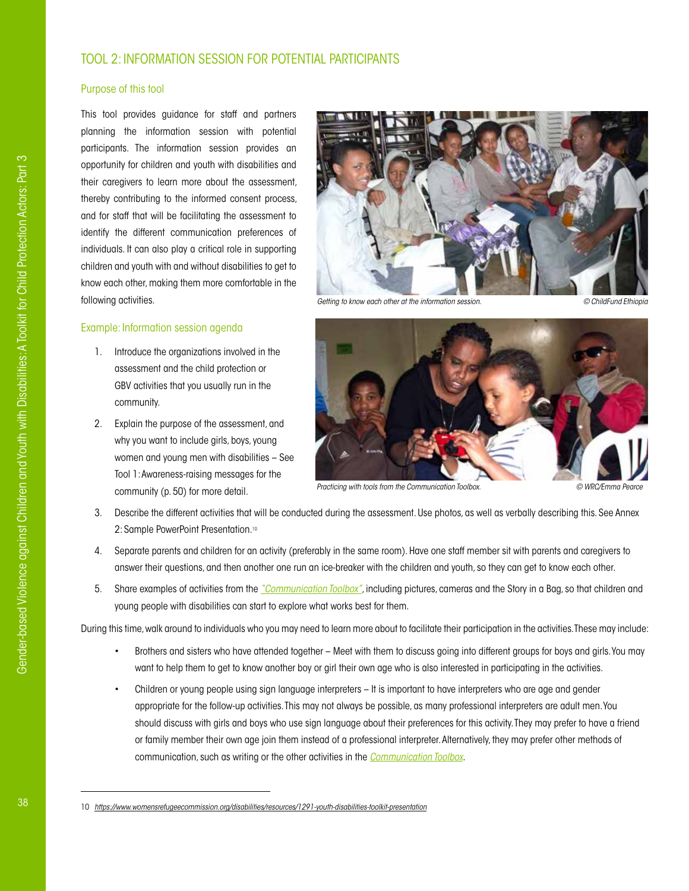## TOOL 2: INFORMATION SESSION FOR POTENTIAL PARTICIPANTS

### Purpose of this tool

This tool provides guidance for staff and partners planning the information session with potential participants. The information session provides an opportunity for children and youth with disabilities and their caregivers to learn more about the assessment, thereby contributing to the informed consent process, and for staff that will be facilitating the assessment to identify the different communication preferences of individuals. It can also play a critical role in supporting children and youth with and without disabilities to get to know each other, making them more comfortable in the following activities.

*Getting to know each other at the information session.* © ChildFund Ethiopia

*Practicing with tools from the Communication Toolbox.* © WRC/Emma Pearce

### Example: Information session agenda

1. Introduce the organizations involved in the assessment and the child protection or GBV activities that you usually run in the community.
2. Explain the purpose of the assessment, and why you want to include girls, boys, young women and young men with disabilities – See Tool 1: Awareness-raising messages for the community (p. 50) for more detail.
3. Describe the different activities that will be conducted during the assessment. Use photos, as well as verbally describing this. See Annex 2: Sample PowerPoint Presentation.[10]
4. Separate parents and children for an activity (preferably in the same room). Have one staff member sit with parents and caregivers to answer their questions, and then another one run an ice-breaker with the children and youth, so they can get to know each other.
5. Share examples of activities from the *"Communication Toolbox"*, including pictures, cameras and the Story in a Bag, so that children and young people with disabilities can start to explore what works best for them.

During this time, walk around to individuals who you may need to learn more about to facilitate their participation in the activities. These may include:

- Brothers and sisters who have attended together – Meet with them to discuss going into different groups for boys and girls. You may want to help them to get to know another boy or girl their own age who is also interested in participating in the activities.
- Children or young people using sign language interpreters – It is important to have interpreters who are age and gender appropriate for the follow-up activities. This may not always be possible, as many professional interpreters are adult men. You should discuss with girls and boys who use sign language about their preferences for this activity. They may prefer to have a friend or family member their own age join them instead of a professional interpreter. Alternatively, they may prefer other methods of communication, such as writing or the other activities in the *Communication Toolbox*.

---

10 https://www.womensrefugeecommission.org/disabilities/resources/1291-youth-disabilities-toolkit-presentation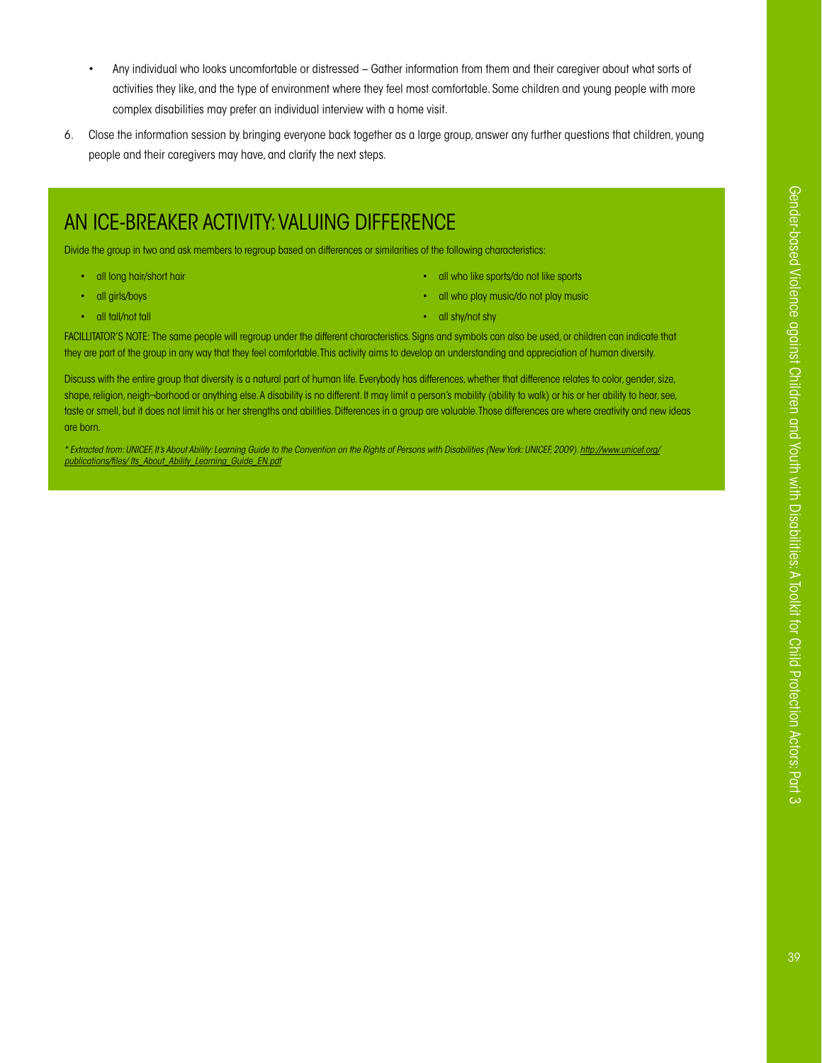- Any individual who looks uncomfortable or distressed – Gather information from them and their caregiver about what sorts of activities they like, and the type of environment where they feel most comfortable. Some children and young people with more complex disabilities may prefer an individual interview with a home visit.

6. Close the information session by bringing everyone back together as a large group, answer any further questions that children, young people and their caregivers may have, and clarify the next steps.

## AN ICE-BREAKER ACTIVITY: VALUING DIFFERENCE

Divide the group in two and ask members to regroup based on differences or similarities of the following characteristics:

- all long hair/short hair
- all girls/boys
- all tall/not tall
- all who like sports/do not like sports
- all who play music/do not play music
- all shy/not shy

FACILLITATOR'S NOTE: The same people will regroup under the different characteristics. Signs and symbols can also be used, or children can indicate that they are part of the group in any way that they feel comfortable. This activity aims to develop an understanding and appreciation of human diversity.

Discuss with the entire group that diversity is a natural part of human life. Everybody has differences, whether that difference relates to color, gender, size, shape, religion, neigh¬borhood or anything else. A disability is no different. It may limit a person's mobility (ability to walk) or his or her ability to hear, see, taste or smell, but it does not limit his or her strengths and abilities. Differences in a group are valuable. Those differences are where creativity and new ideas are born.

*\* Extracted from: UNICEF, It's About Ability: Learning Guide to the Convention on the Rights of Persons with Disabilities (New York: UNICEF, 2009). http://www.unicef.org/publications/files/ Its_About_Ability_Learning_Guide_EN.pdf*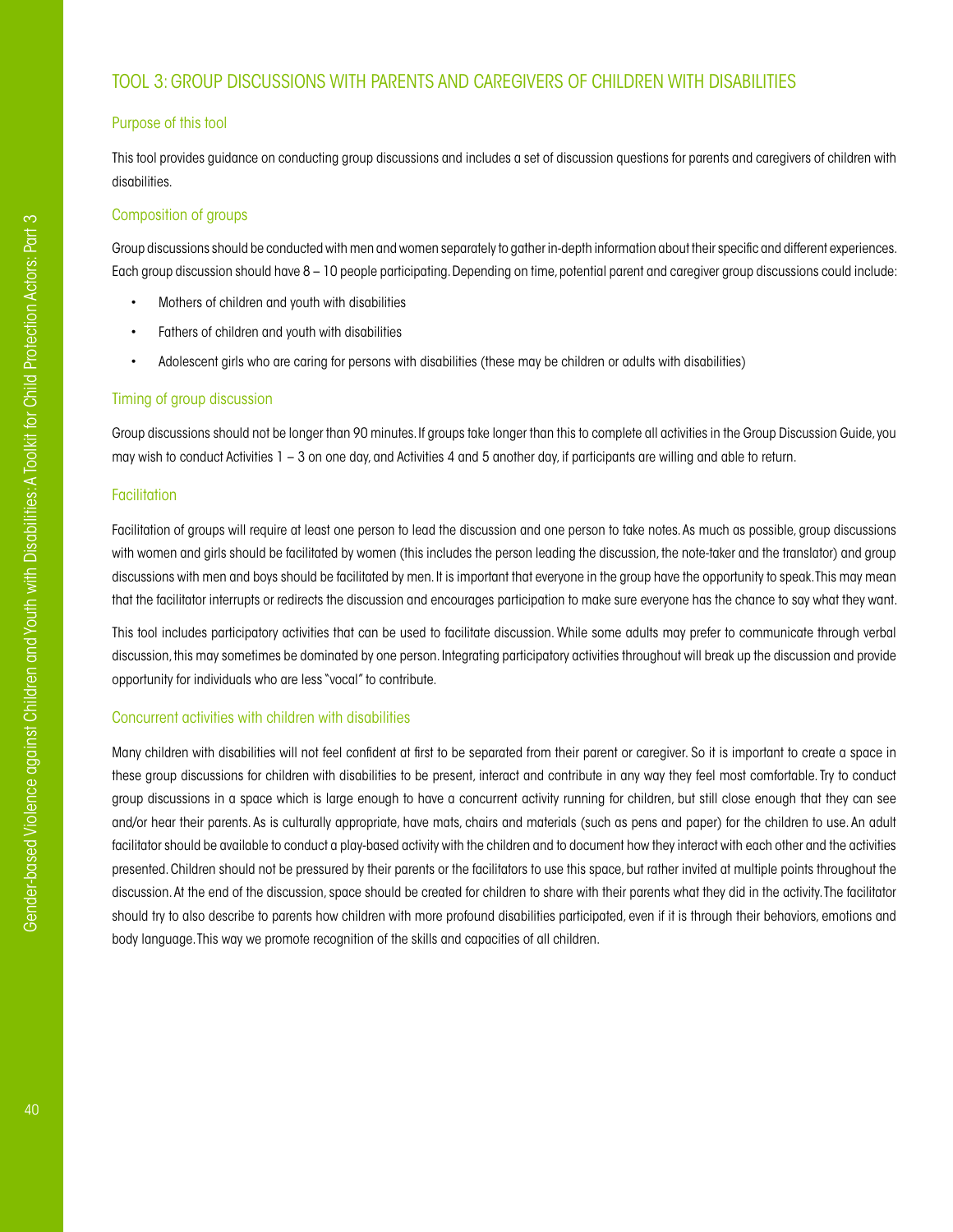# TOOL 3: GROUP DISCUSSIONS WITH PARENTS AND CAREGIVERS OF CHILDREN WITH DISABILITIES

## Purpose of this tool

This tool provides guidance on conducting group discussions and includes a set of discussion questions for parents and caregivers of children with disabilities.

## Composition of groups

Group discussions should be conducted with men and women separately to gather in-depth information about their specific and different experiences. Each group discussion should have 8 – 10 people participating. Depending on time, potential parent and caregiver group discussions could include:

- Mothers of children and youth with disabilities
- Fathers of children and youth with disabilities
- Adolescent girls who are caring for persons with disabilities (these may be children or adults with disabilities)

## Timing of group discussion

Group discussions should not be longer than 90 minutes. If groups take longer than this to complete all activities in the Group Discussion Guide, you may wish to conduct Activities 1 – 3 on one day, and Activities 4 and 5 another day, if participants are willing and able to return.

## Facilitation

Facilitation of groups will require at least one person to lead the discussion and one person to take notes. As much as possible, group discussions with women and girls should be facilitated by women (this includes the person leading the discussion, the note-taker and the translator) and group discussions with men and boys should be facilitated by men. It is important that everyone in the group have the opportunity to speak. This may mean that the facilitator interrupts or redirects the discussion and encourages participation to make sure everyone has the chance to say what they want.

This tool includes participatory activities that can be used to facilitate discussion. While some adults may prefer to communicate through verbal discussion, this may sometimes be dominated by one person. Integrating participatory activities throughout will break up the discussion and provide opportunity for individuals who are less "vocal" to contribute.

## Concurrent activities with children with disabilities

Many children with disabilities will not feel confident at first to be separated from their parent or caregiver. So it is important to create a space in these group discussions for children with disabilities to be present, interact and contribute in any way they feel most comfortable. Try to conduct group discussions in a space which is large enough to have a concurrent activity running for children, but still close enough that they can see and/or hear their parents. As is culturally appropriate, have mats, chairs and materials (such as pens and paper) for the children to use. An adult facilitator should be available to conduct a play-based activity with the children and to document how they interact with each other and the activities presented. Children should not be pressured by their parents or the facilitators to use this space, but rather invited at multiple points throughout the discussion. At the end of the discussion, space should be created for children to share with their parents what they did in the activity. The facilitator should try to also describe to parents how children with more profound disabilities participated, even if it is through their behaviors, emotions and body language. This way we promote recognition of the skills and capacities of all children.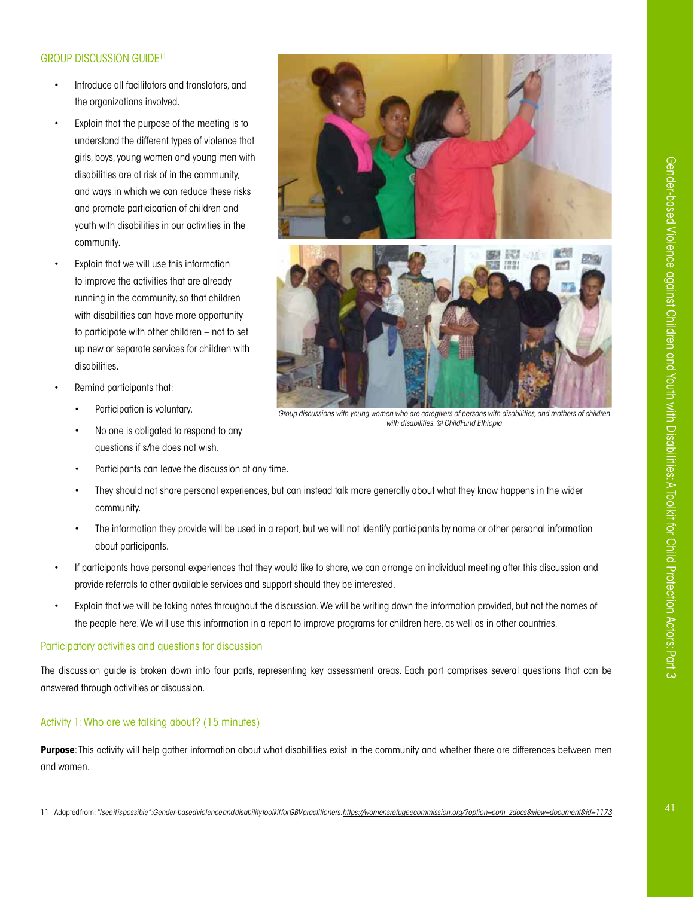## GROUP DISCUSSION GUIDE[11]

- Introduce all facilitators and translators, and the organizations involved.
- Explain that the purpose of the meeting is to understand the different types of violence that girls, boys, young women and young men with disabilities are at risk of in the community, and ways in which we can reduce these risks and promote participation of children and youth with disabilities in our activities in the community.
- Explain that we will use this information to improve the activities that are already running in the community, so that children with disabilities can have more opportunity to participate with other children – not to set up new or separate services for children with disabilities.
- Remind participants that:
  - Participation is voluntary.
  - No one is obligated to respond to any questions if s/he does not wish.
  - Participants can leave the discussion at any time.
  - They should not share personal experiences, but can instead talk more generally about what they know happens in the wider community.
  - The information they provide will be used in a report, but we will not identify participants by name or other personal information about participants.
- If participants have personal experiences that they would like to share, we can arrange an individual meeting after this discussion and provide referrals to other available services and support should they be interested.
- Explain that we will be taking notes throughout the discussion. We will be writing down the information provided, but not the names of the people here. We will use this information in a report to improve programs for children here, as well as in other countries.

*Group discussions with young women who are caregivers of persons with disabilities, and mothers of children with disabilities. © ChildFund Ethiopia*

### Participatory activities and questions for discussion

The discussion guide is broken down into four parts, representing key assessment areas. Each part comprises several questions that can be answered through activities or discussion.

### Activity 1: Who are we talking about? (15 minutes)

**Purpose**: This activity will help gather information about what disabilities exist in the community and whether there are differences between men and women.

---

11 Adapted from: *"I see it is possible": Gender-based violence and disability toolkit for GBV practitioners.* https://womensrefugeecommission.org/?option=com_zdocs&view=document&id=1173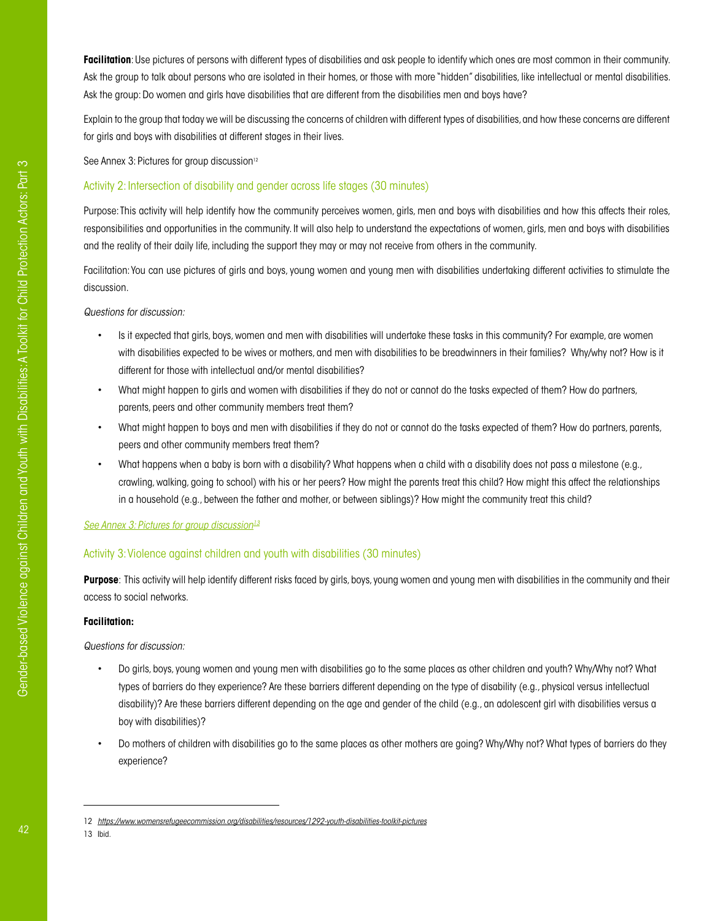**Facilitation**: Use pictures of persons with different types of disabilities and ask people to identify which ones are most common in their community. Ask the group to talk about persons who are isolated in their homes, or those with more "hidden" disabilities, like intellectual or mental disabilities. Ask the group: Do women and girls have disabilities that are different from the disabilities men and boys have?

Explain to the group that today we will be discussing the concerns of children with different types of disabilities, and how these concerns are different for girls and boys with disabilities at different stages in their lives.

See Annex 3: Pictures for group discussion[12]

### Activity 2: Intersection of disability and gender across life stages (30 minutes)

Purpose: This activity will help identify how the community perceives women, girls, men and boys with disabilities and how this affects their roles, responsibilities and opportunities in the community. It will also help to understand the expectations of women, girls, men and boys with disabilities and the reality of their daily life, including the support they may or may not receive from others in the community.

Facilitation: You can use pictures of girls and boys, young women and young men with disabilities undertaking different activities to stimulate the discussion.

*Questions for discussion:*

- Is it expected that girls, boys, women and men with disabilities will undertake these tasks in this community? For example, are women with disabilities expected to be wives or mothers, and men with disabilities to be breadwinners in their families? Why/why not? How is it different for those with intellectual and/or mental disabilities?
- What might happen to girls and women with disabilities if they do not or cannot do the tasks expected of them? How do partners, parents, peers and other community members treat them?
- What might happen to boys and men with disabilities if they do not or cannot do the tasks expected of them? How do partners, parents, peers and other community members treat them?
- What happens when a baby is born with a disability? What happens when a child with a disability does not pass a milestone (e.g., crawling, walking, going to school) with his or her peers? How might the parents treat this child? How might this affect the relationships in a household (e.g., between the father and mother, or between siblings)? How might the community treat this child?

*See Annex 3: Pictures for group discussion*[13]

### Activity 3: Violence against children and youth with disabilities (30 minutes)

**Purpose**: This activity will help identify different risks faced by girls, boys, young women and young men with disabilities in the community and their access to social networks.

**Facilitation:**

*Questions for discussion:*

- Do girls, boys, young women and young men with disabilities go to the same places as other children and youth? Why/Why not? What types of barriers do they experience? Are these barriers different depending on the type of disability (e.g., physical versus intellectual disability)? Are these barriers different depending on the age and gender of the child (e.g., an adolescent girl with disabilities versus a boy with disabilities)?
- Do mothers of children with disabilities go to the same places as other mothers are going? Why/Why not? What types of barriers do they experience?

---

12 https://www.womensrefugeecommission.org/disabilities/resources/1292-youth-disabilities-toolkit-pictures

13 Ibid.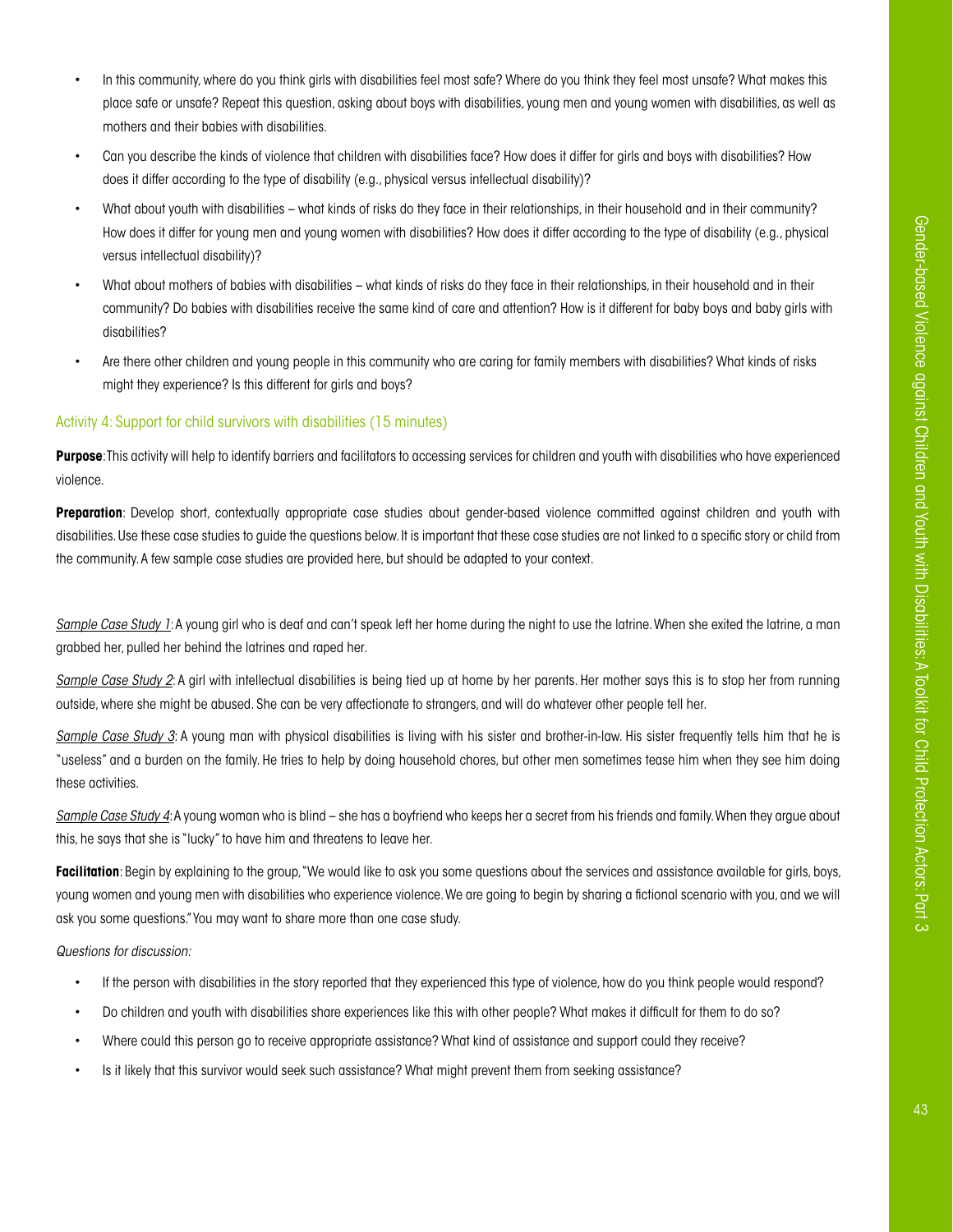- In this community, where do you think girls with disabilities feel most safe? Where do you think they feel most unsafe? What makes this place safe or unsafe? Repeat this question, asking about boys with disabilities, young men and young women with disabilities, as well as mothers and their babies with disabilities.
- Can you describe the kinds of violence that children with disabilities face? How does it differ for girls and boys with disabilities? How does it differ according to the type of disability (e.g., physical versus intellectual disability)?
- What about youth with disabilities – what kinds of risks do they face in their relationships, in their household and in their community? How does it differ for young men and young women with disabilities? How does it differ according to the type of disability (e.g., physical versus intellectual disability)?
- What about mothers of babies with disabilities – what kinds of risks do they face in their relationships, in their household and in their community? Do babies with disabilities receive the same kind of care and attention? How is it different for baby boys and baby girls with disabilities?
- Are there other children and young people in this community who are caring for family members with disabilities? What kinds of risks might they experience? Is this different for girls and boys?

### Activity 4: Support for child survivors with disabilities (15 minutes)

**Purpose**: This activity will help to identify barriers and facilitators to accessing services for children and youth with disabilities who have experienced violence.

**Preparation**: Develop short, contextually appropriate case studies about gender-based violence committed against children and youth with disabilities. Use these case studies to guide the questions below. It is important that these case studies are not linked to a specific story or child from the community. A few sample case studies are provided here, but should be adapted to your context.

*Sample Case Study 1*: A young girl who is deaf and can't speak left her home during the night to use the latrine. When she exited the latrine, a man grabbed her, pulled her behind the latrines and raped her.

*Sample Case Study 2*: A girl with intellectual disabilities is being tied up at home by her parents. Her mother says this is to stop her from running outside, where she might be abused. She can be very affectionate to strangers, and will do whatever other people tell her.

*Sample Case Study 3*: A young man with physical disabilities is living with his sister and brother-in-law. His sister frequently tells him that he is "useless" and a burden on the family. He tries to help by doing household chores, but other men sometimes tease him when they see him doing these activities.

*Sample Case Study 4*: A young woman who is blind – she has a boyfriend who keeps her a secret from his friends and family. When they argue about this, he says that she is "lucky" to have him and threatens to leave her.

**Facilitation**: Begin by explaining to the group, "We would like to ask you some questions about the services and assistance available for girls, boys, young women and young men with disabilities who experience violence. We are going to begin by sharing a fictional scenario with you, and we will ask you some questions." You may want to share more than one case study.

*Questions for discussion:*

- If the person with disabilities in the story reported that they experienced this type of violence, how do you think people would respond?
- Do children and youth with disabilities share experiences like this with other people? What makes it difficult for them to do so?
- Where could this person go to receive appropriate assistance? What kind of assistance and support could they receive?
- Is it likely that this survivor would seek such assistance? What might prevent them from seeking assistance?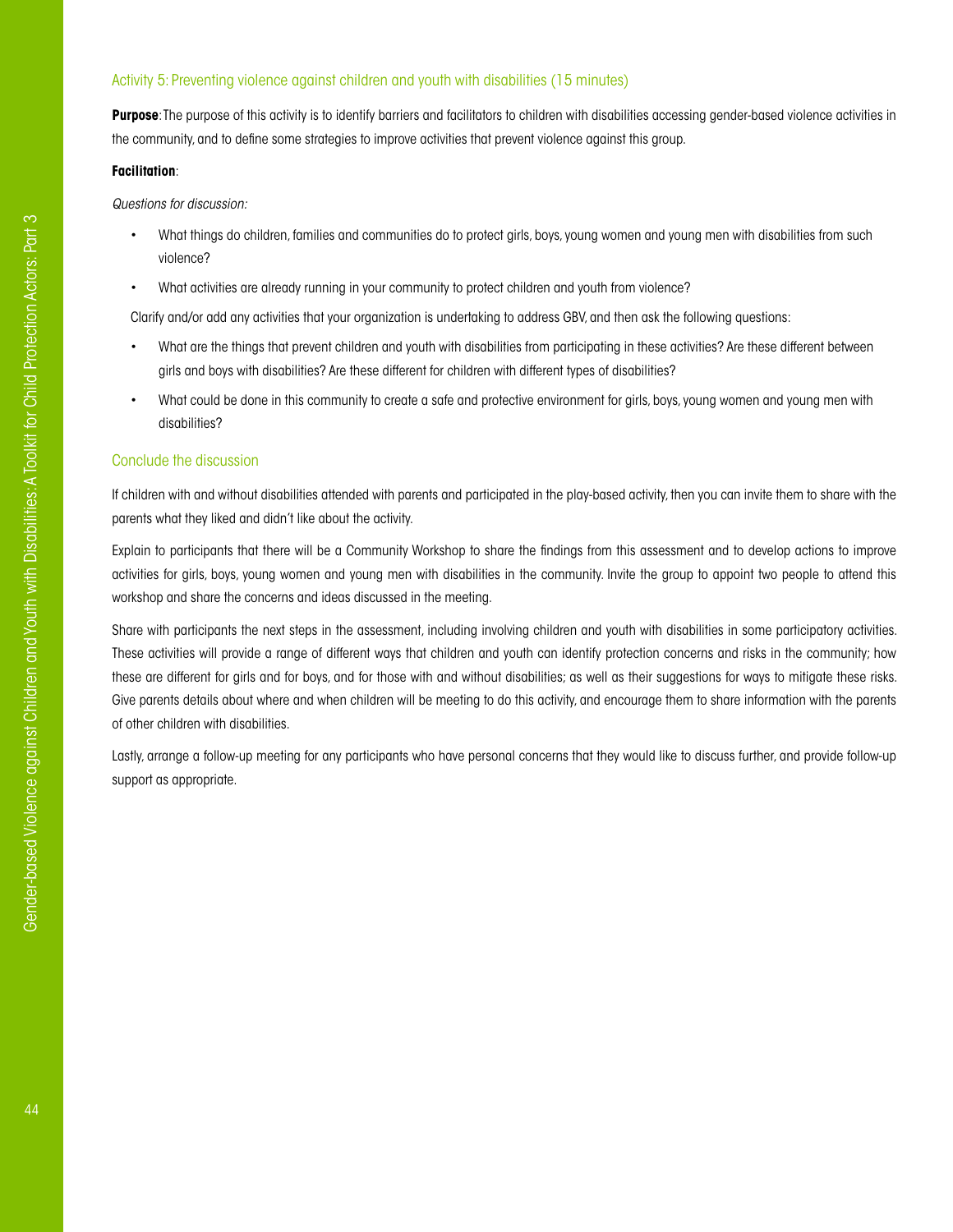### Activity 5: Preventing violence against children and youth with disabilities (15 minutes)

**Purpose**: The purpose of this activity is to identify barriers and facilitators to children with disabilities accessing gender-based violence activities in the community, and to define some strategies to improve activities that prevent violence against this group.

**Facilitation**:

*Questions for discussion:*

- What things do children, families and communities do to protect girls, boys, young women and young men with disabilities from such violence?
- What activities are already running in your community to protect children and youth from violence?

Clarify and/or add any activities that your organization is undertaking to address GBV, and then ask the following questions:

- What are the things that prevent children and youth with disabilities from participating in these activities? Are these different between girls and boys with disabilities? Are these different for children with different types of disabilities?
- What could be done in this community to create a safe and protective environment for girls, boys, young women and young men with disabilities?

### Conclude the discussion

If children with and without disabilities attended with parents and participated in the play-based activity, then you can invite them to share with the parents what they liked and didn't like about the activity.

Explain to participants that there will be a Community Workshop to share the findings from this assessment and to develop actions to improve activities for girls, boys, young women and young men with disabilities in the community. Invite the group to appoint two people to attend this workshop and share the concerns and ideas discussed in the meeting.

Share with participants the next steps in the assessment, including involving children and youth with disabilities in some participatory activities. These activities will provide a range of different ways that children and youth can identify protection concerns and risks in the community; how these are different for girls and for boys, and for those with and without disabilities; as well as their suggestions for ways to mitigate these risks. Give parents details about where and when children will be meeting to do this activity, and encourage them to share information with the parents of other children with disabilities.

Lastly, arrange a follow-up meeting for any participants who have personal concerns that they would like to discuss further, and provide follow-up support as appropriate.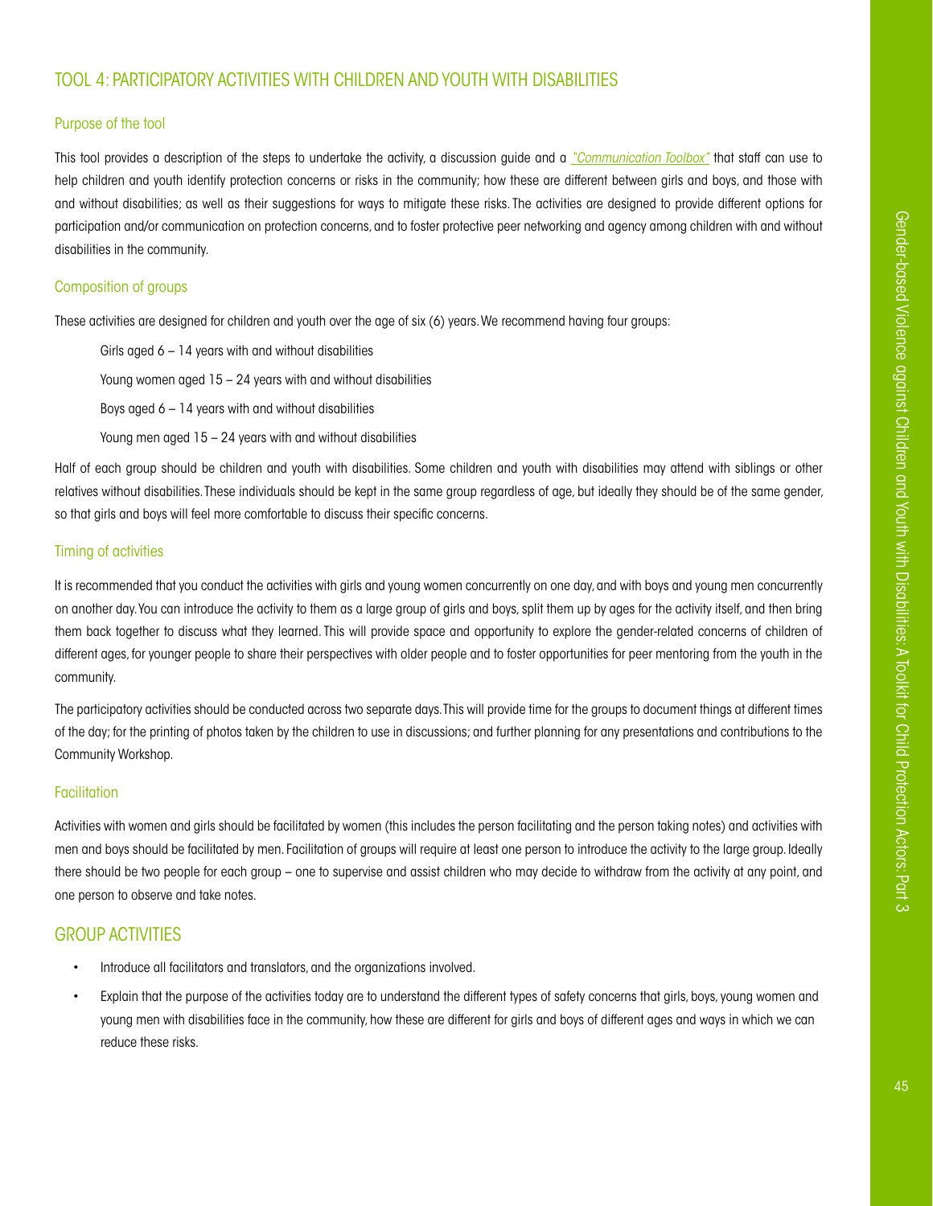## TOOL 4: PARTICIPATORY ACTIVITIES WITH CHILDREN AND YOUTH WITH DISABILITIES

### Purpose of the tool

This tool provides a description of the steps to undertake the activity, a discussion guide and a *"Communication Toolbox"* that staff can use to help children and youth identify protection concerns or risks in the community; how these are different between girls and boys, and those with and without disabilities; as well as their suggestions for ways to mitigate these risks. The activities are designed to provide different options for participation and/or communication on protection concerns, and to foster protective peer networking and agency among children with and without disabilities in the community.

### Composition of groups

These activities are designed for children and youth over the age of six (6) years. We recommend having four groups:

Girls aged 6 – 14 years with and without disabilities

Young women aged 15 – 24 years with and without disabilities

Boys aged 6 – 14 years with and without disabilities

Young men aged 15 – 24 years with and without disabilities

Half of each group should be children and youth with disabilities. Some children and youth with disabilities may attend with siblings or other relatives without disabilities. These individuals should be kept in the same group regardless of age, but ideally they should be of the same gender, so that girls and boys will feel more comfortable to discuss their specific concerns.

### Timing of activities

It is recommended that you conduct the activities with girls and young women concurrently on one day, and with boys and young men concurrently on another day. You can introduce the activity to them as a large group of girls and boys, split them up by ages for the activity itself, and then bring them back together to discuss what they learned. This will provide space and opportunity to explore the gender-related concerns of children of different ages, for younger people to share their perspectives with older people and to foster opportunities for peer mentoring from the youth in the community.

The participatory activities should be conducted across two separate days. This will provide time for the groups to document things at different times of the day; for the printing of photos taken by the children to use in discussions; and further planning for any presentations and contributions to the Community Workshop.

### Facilitation

Activities with women and girls should be facilitated by women (this includes the person facilitating and the person taking notes) and activities with men and boys should be facilitated by men. Facilitation of groups will require at least one person to introduce the activity to the large group. Ideally there should be two people for each group – one to supervise and assist children who may decide to withdraw from the activity at any point, and one person to observe and take notes.

## GROUP ACTIVITIES

- Introduce all facilitators and translators, and the organizations involved.
- Explain that the purpose of the activities today are to understand the different types of safety concerns that girls, boys, young women and young men with disabilities face in the community, how these are different for girls and boys of different ages and ways in which we can reduce these risks.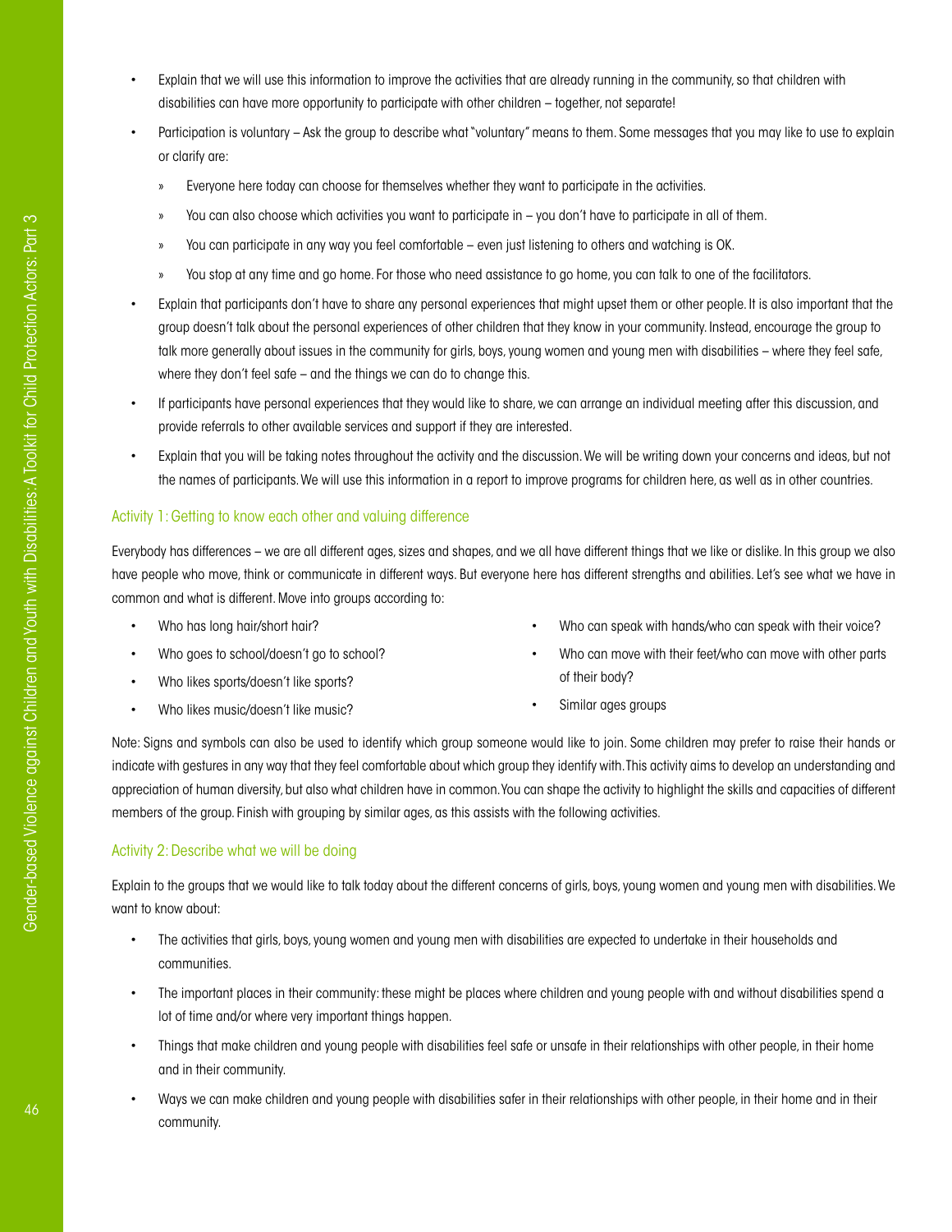- Explain that we will use this information to improve the activities that are already running in the community, so that children with disabilities can have more opportunity to participate with other children – together, not separate!
- Participation is voluntary – Ask the group to describe what "voluntary" means to them. Some messages that you may like to use to explain or clarify are:
  - Everyone here today can choose for themselves whether they want to participate in the activities.
  - You can also choose which activities you want to participate in – you don't have to participate in all of them.
  - You can participate in any way you feel comfortable – even just listening to others and watching is OK.
  - You stop at any time and go home. For those who need assistance to go home, you can talk to one of the facilitators.
- Explain that participants don't have to share any personal experiences that might upset them or other people. It is also important that the group doesn't talk about the personal experiences of other children that they know in your community. Instead, encourage the group to talk more generally about issues in the community for girls, boys, young women and young men with disabilities – where they feel safe, where they don't feel safe – and the things we can do to change this.
- If participants have personal experiences that they would like to share, we can arrange an individual meeting after this discussion, and provide referrals to other available services and support if they are interested.
- Explain that you will be taking notes throughout the activity and the discussion. We will be writing down your concerns and ideas, but not the names of participants. We will use this information in a report to improve programs for children here, as well as in other countries.

## Activity 1: Getting to know each other and valuing difference

Everybody has differences – we are all different ages, sizes and shapes, and we all have different things that we like or dislike. In this group we also have people who move, think or communicate in different ways. But everyone here has different strengths and abilities. Let's see what we have in common and what is different. Move into groups according to:

- Who has long hair/short hair?
- Who goes to school/doesn't go to school?
- Who likes sports/doesn't like sports?
- Who likes music/doesn't like music?
- Who can speak with hands/who can speak with their voice?
- Who can move with their feet/who can move with other parts of their body?
- Similar ages groups

Note: Signs and symbols can also be used to identify which group someone would like to join. Some children may prefer to raise their hands or indicate with gestures in any way that they feel comfortable about which group they identify with. This activity aims to develop an understanding and appreciation of human diversity, but also what children have in common. You can shape the activity to highlight the skills and capacities of different members of the group. Finish with grouping by similar ages, as this assists with the following activities.

## Activity 2: Describe what we will be doing

Explain to the groups that we would like to talk today about the different concerns of girls, boys, young women and young men with disabilities. We want to know about:

- The activities that girls, boys, young women and young men with disabilities are expected to undertake in their households and communities.
- The important places in their community: these might be places where children and young people with and without disabilities spend a lot of time and/or where very important things happen.
- Things that make children and young people with disabilities feel safe or unsafe in their relationships with other people, in their home and in their community.
- Ways we can make children and young people with disabilities safer in their relationships with other people, in their home and in their community.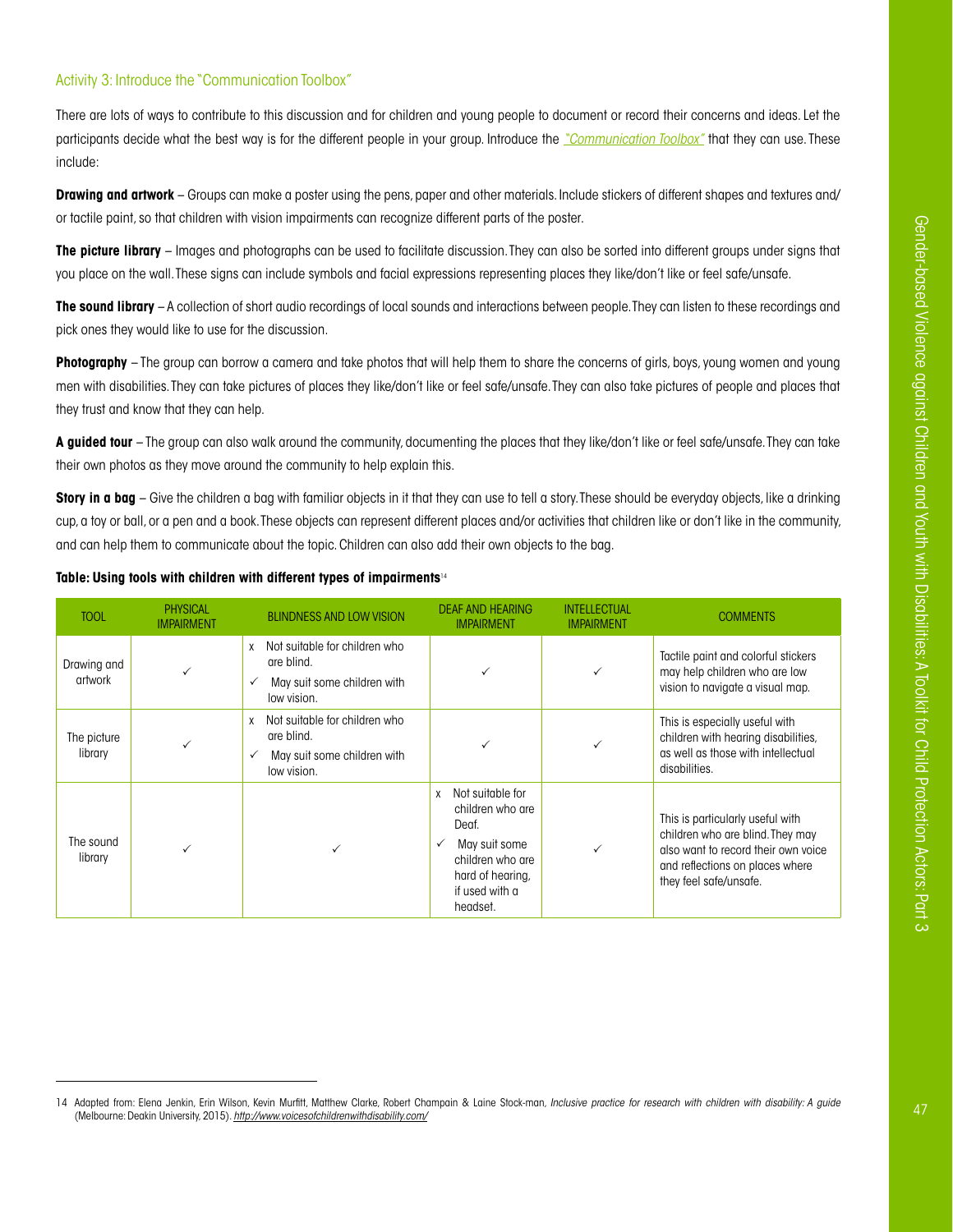### Activity 3: Introduce the "Communication Toolbox"

There are lots of ways to contribute to this discussion and for children and young people to document or record their concerns and ideas. Let the participants decide what the best way is for the different people in your group. Introduce the *"Communication Toolbox"* that they can use. These include:

**Drawing and artwork** – Groups can make a poster using the pens, paper and other materials. Include stickers of different shapes and textures and/or tactile paint, so that children with vision impairments can recognize different parts of the poster.

**The picture library** – Images and photographs can be used to facilitate discussion. They can also be sorted into different groups under signs that you place on the wall. These signs can include symbols and facial expressions representing places they like/don't like or feel safe/unsafe.

**The sound library** – A collection of short audio recordings of local sounds and interactions between people. They can listen to these recordings and pick ones they would like to use for the discussion.

**Photography** – The group can borrow a camera and take photos that will help them to share the concerns of girls, boys, young women and young men with disabilities. They can take pictures of places they like/don't like or feel safe/unsafe. They can also take pictures of people and places that they trust and know that they can help.

**A guided tour** – The group can also walk around the community, documenting the places that they like/don't like or feel safe/unsafe. They can take their own photos as they move around the community to help explain this.

**Story in a bag** – Give the children a bag with familiar objects in it that they can use to tell a story. These should be everyday objects, like a drinking cup, a toy or ball, or a pen and a book. These objects can represent different places and/or activities that children like or don't like in the community, and can help them to communicate about the topic. Children can also add their own objects to the bag.

**Table: Using tools with children with different types of impairments**[14]

| TOOL | PHYSICAL IMPAIRMENT | BLINDNESS AND LOW VISION | DEAF AND HEARING IMPAIRMENT | INTELLECTUAL IMPAIRMENT | COMMENTS |
|---|---|---|---|---|---|
| Drawing and artwork | ✓ | x Not suitable for children who are blind. ✓ May suit some children with low vision. | ✓ | ✓ | Tactile paint and colorful stickers may help children who are low vision to navigate a visual map. |
| The picture library | ✓ | x Not suitable for children who are blind. ✓ May suit some children with low vision. | ✓ | ✓ | This is especially useful with children with hearing disabilities, as well as those with intellectual disabilities. |
| The sound library | ✓ | ✓ | x Not suitable for children who are Deaf. ✓ May suit some children who are hard of hearing, if used with a headset. | ✓ | This is particularly useful with children who are blind. They may also want to record their own voice and reflections on places where they feel safe/unsafe. |

14 Adapted from: Elena Jenkin, Erin Wilson, Kevin Murfitt, Matthew Clarke, Robert Champain & Laine Stock-man, *Inclusive practice for research with children with disability: A guide* (Melbourne: Deakin University, 2015). *http://www.voicesofchildrenwithdisability.com/*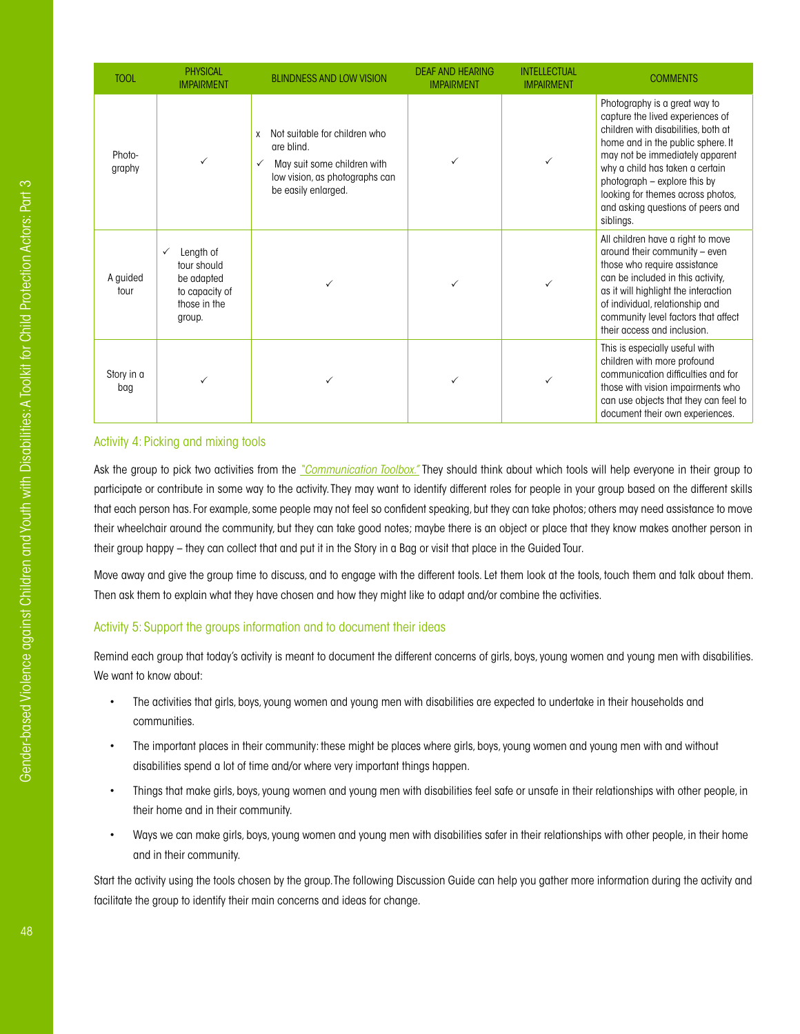| TOOL | PHYSICAL IMPAIRMENT | BLINDNESS AND LOW VISION | DEAF AND HEARING IMPAIRMENT | INTELLECTUAL IMPAIRMENT | COMMENTS |
|---|---|---|---|---|---|
| Photo-graphy | ✓ | x Not suitable for children who are blind.<br>✓ May suit some children with low vision, as photographs can be easily enlarged. | ✓ | ✓ | Photography is a great way to capture the lived experiences of children with disabilities, both at home and in the public sphere. It may not be immediately apparent why a child has taken a certain photograph – explore this by looking for themes across photos, and asking questions of peers and siblings. |
| A guided tour | ✓ Length of tour should be adapted to capacity of those in the group. | ✓ | ✓ | ✓ | All children have a right to move around their community – even those who require assistance can be included in this activity, as it will highlight the interaction of individual, relationship and community level factors that affect their access and inclusion. |
| Story in a bag | ✓ | ✓ | ✓ | ✓ | This is especially useful with children with more profound communication difficulties and for those with vision impairments who can use objects that they can feel to document their own experiences. |

### Activity 4: Picking and mixing tools

Ask the group to pick two activities from the *"Communication Toolbox."* They should think about which tools will help everyone in their group to participate or contribute in some way to the activity. They may want to identify different roles for people in your group based on the different skills that each person has. For example, some people may not feel so confident speaking, but they can take photos; others may need assistance to move their wheelchair around the community, but they can take good notes; maybe there is an object or place that they know makes another person in their group happy – they can collect that and put it in the Story in a Bag or visit that place in the Guided Tour.

Move away and give the group time to discuss, and to engage with the different tools. Let them look at the tools, touch them and talk about them. Then ask them to explain what they have chosen and how they might like to adapt and/or combine the activities.

### Activity 5: Support the groups information and to document their ideas

Remind each group that today's activity is meant to document the different concerns of girls, boys, young women and young men with disabilities. We want to know about:

- The activities that girls, boys, young women and young men with disabilities are expected to undertake in their households and communities.
- The important places in their community: these might be places where girls, boys, young women and young men with and without disabilities spend a lot of time and/or where very important things happen.
- Things that make girls, boys, young women and young men with disabilities feel safe or unsafe in their relationships with other people, in their home and in their community.
- Ways we can make girls, boys, young women and young men with disabilities safer in their relationships with other people, in their home and in their community.

Start the activity using the tools chosen by the group. The following Discussion Guide can help you gather more information during the activity and facilitate the group to identify their main concerns and ideas for change.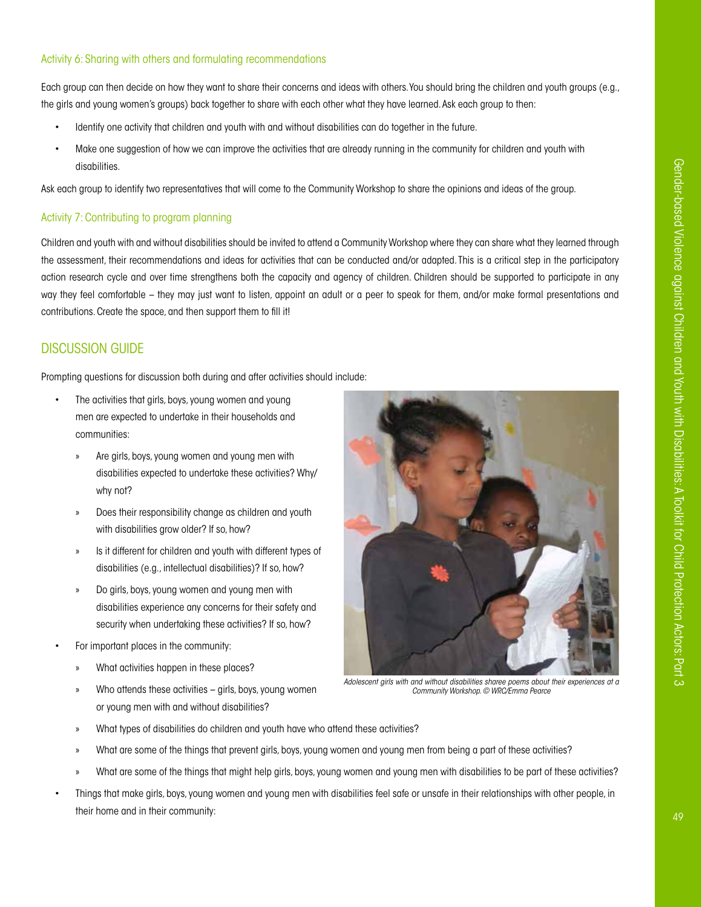### Activity 6: Sharing with others and formulating recommendations

Each group can then decide on how they want to share their concerns and ideas with others. You should bring the children and youth groups (e.g., the girls and young women's groups) back together to share with each other what they have learned. Ask each group to then:

- Identify one activity that children and youth with and without disabilities can do together in the future.
- Make one suggestion of how we can improve the activities that are already running in the community for children and youth with disabilities.

Ask each group to identify two representatives that will come to the Community Workshop to share the opinions and ideas of the group.

### Activity 7: Contributing to program planning

Children and youth with and without disabilities should be invited to attend a Community Workshop where they can share what they learned through the assessment, their recommendations and ideas for activities that can be conducted and/or adapted. This is a critical step in the participatory action research cycle and over time strengthens both the capacity and agency of children. Children should be supported to participate in any way they feel comfortable – they may just want to listen, appoint an adult or a peer to speak for them, and/or make formal presentations and contributions. Create the space, and then support them to fill it!

## DISCUSSION GUIDE

Prompting questions for discussion both during and after activities should include:

- The activities that girls, boys, young women and young men are expected to undertake in their households and communities:
  - Are girls, boys, young women and young men with disabilities expected to undertake these activities? Why/ why not?
  - Does their responsibility change as children and youth with disabilities grow older? If so, how?
  - Is it different for children and youth with different types of disabilities (e.g., intellectual disabilities)? If so, how?
  - Do girls, boys, young women and young men with disabilities experience any concerns for their safety and security when undertaking these activities? If so, how?
- For important places in the community:
  - What activities happen in these places?
  - Who attends these activities – girls, boys, young women or young men with and without disabilities?
  - What types of disabilities do children and youth have who attend these activities?
  - What are some of the things that prevent girls, boys, young women and young men from being a part of these activities?
  - What are some of the things that might help girls, boys, young women and young men with disabilities to be part of these activities?
- Things that make girls, boys, young women and young men with disabilities feel safe or unsafe in their relationships with other people, in their home and in their community:

*Adolescent girls with and without disabilities sharee poems about their experiences at a Community Workshop. © WRC/Emma Pearce*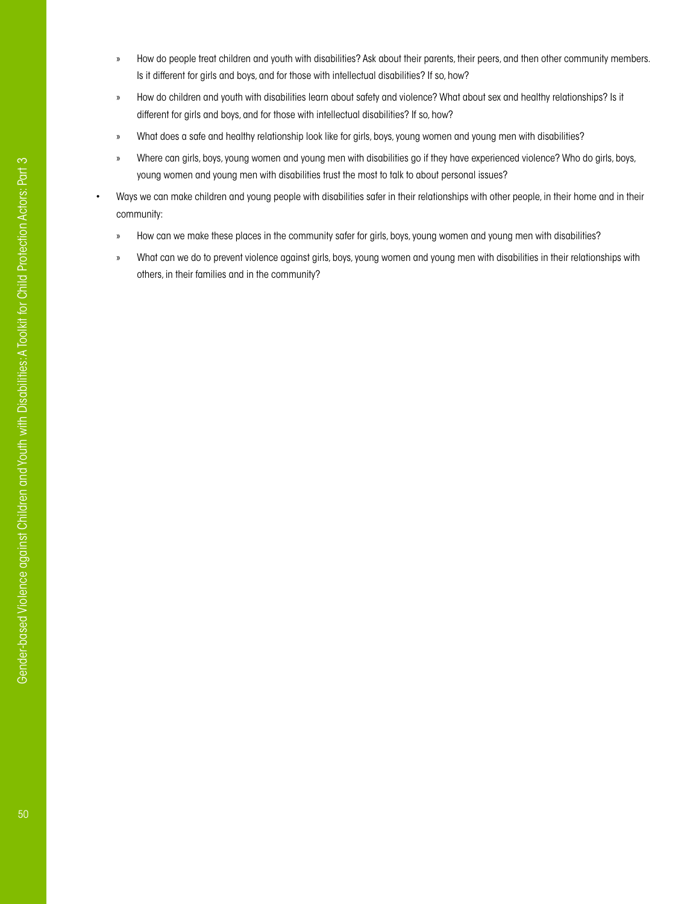- How do people treat children and youth with disabilities? Ask about their parents, their peers, and then other community members. Is it different for girls and boys, and for those with intellectual disabilities? If so, how?
  - How do children and youth with disabilities learn about safety and violence? What about sex and healthy relationships? Is it different for girls and boys, and for those with intellectual disabilities? If so, how?
  - What does a safe and healthy relationship look like for girls, boys, young women and young men with disabilities?
  - Where can girls, boys, young women and young men with disabilities go if they have experienced violence? Who do girls, boys, young women and young men with disabilities trust the most to talk to about personal issues?
- Ways we can make children and young people with disabilities safer in their relationships with other people, in their home and in their community:
  - How can we make these places in the community safer for girls, boys, young women and young men with disabilities?
  - What can we do to prevent violence against girls, boys, young women and young men with disabilities in their relationships with others, in their families and in the community?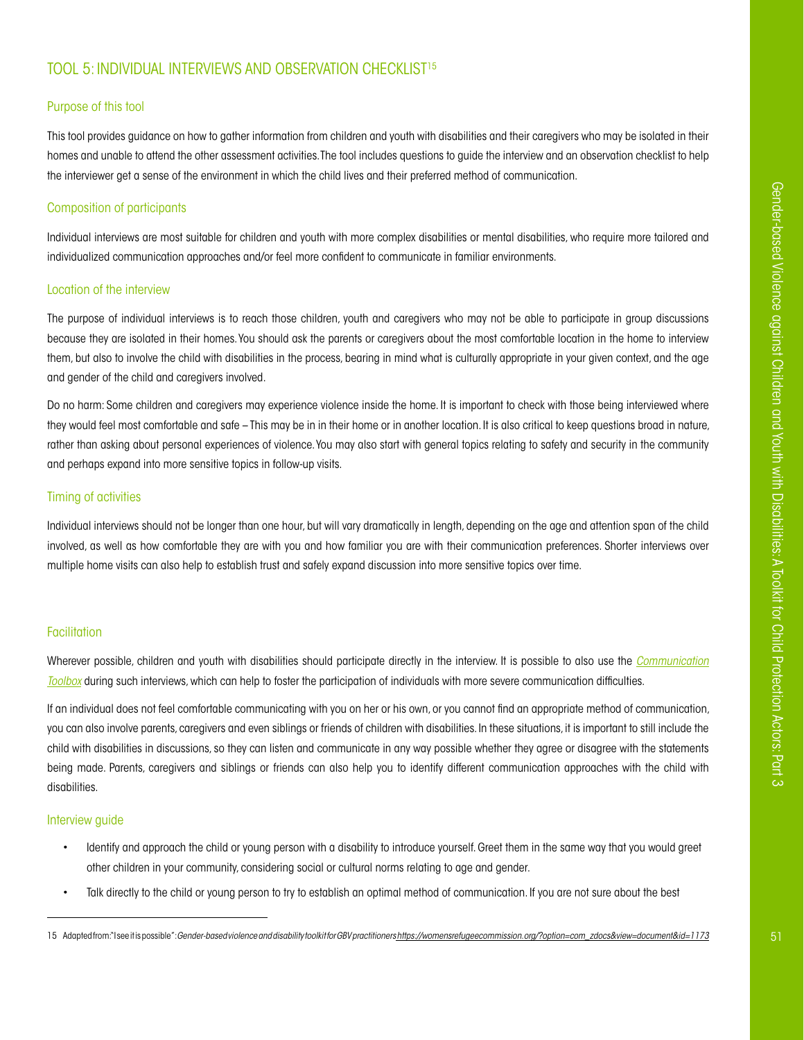## TOOL 5: INDIVIDUAL INTERVIEWS AND OBSERVATION CHECKLIST[15]

### Purpose of this tool

This tool provides guidance on how to gather information from children and youth with disabilities and their caregivers who may be isolated in their homes and unable to attend the other assessment activities. The tool includes questions to guide the interview and an observation checklist to help the interviewer get a sense of the environment in which the child lives and their preferred method of communication.

### Composition of participants

Individual interviews are most suitable for children and youth with more complex disabilities or mental disabilities, who require more tailored and individualized communication approaches and/or feel more confident to communicate in familiar environments.

### Location of the interview

The purpose of individual interviews is to reach those children, youth and caregivers who may not be able to participate in group discussions because they are isolated in their homes. You should ask the parents or caregivers about the most comfortable location in the home to interview them, but also to involve the child with disabilities in the process, bearing in mind what is culturally appropriate in your given context, and the age and gender of the child and caregivers involved.

Do no harm: Some children and caregivers may experience violence inside the home. It is important to check with those being interviewed where they would feel most comfortable and safe – This may be in in their home or in another location. It is also critical to keep questions broad in nature, rather than asking about personal experiences of violence. You may also start with general topics relating to safety and security in the community and perhaps expand into more sensitive topics in follow-up visits.

### Timing of activities

Individual interviews should not be longer than one hour, but will vary dramatically in length, depending on the age and attention span of the child involved, as well as how comfortable they are with you and how familiar you are with their communication preferences. Shorter interviews over multiple home visits can also help to establish trust and safely expand discussion into more sensitive topics over time.

### Facilitation

Wherever possible, children and youth with disabilities should participate directly in the interview. It is possible to also use the *Communication Toolbox* during such interviews, which can help to foster the participation of individuals with more severe communication difficulties.

If an individual does not feel comfortable communicating with you on her or his own, or you cannot find an appropriate method of communication, you can also involve parents, caregivers and even siblings or friends of children with disabilities. In these situations, it is important to still include the child with disabilities in discussions, so they can listen and communicate in any way possible whether they agree or disagree with the statements being made. Parents, caregivers and siblings or friends can also help you to identify different communication approaches with the child with disabilities.

### Interview guide

- Identify and approach the child or young person with a disability to introduce yourself. Greet them in the same way that you would greet other children in your community, considering social or cultural norms relating to age and gender.
- Talk directly to the child or young person to try to establish an optimal method of communication. If you are not sure about the best

---

15 Adapted from: "I see it is possible": *Gender-based violence and disability toolkit for GBV practitioners* https://womensrefugeecommission.org/?option=com_zdocs&view=document&id=1173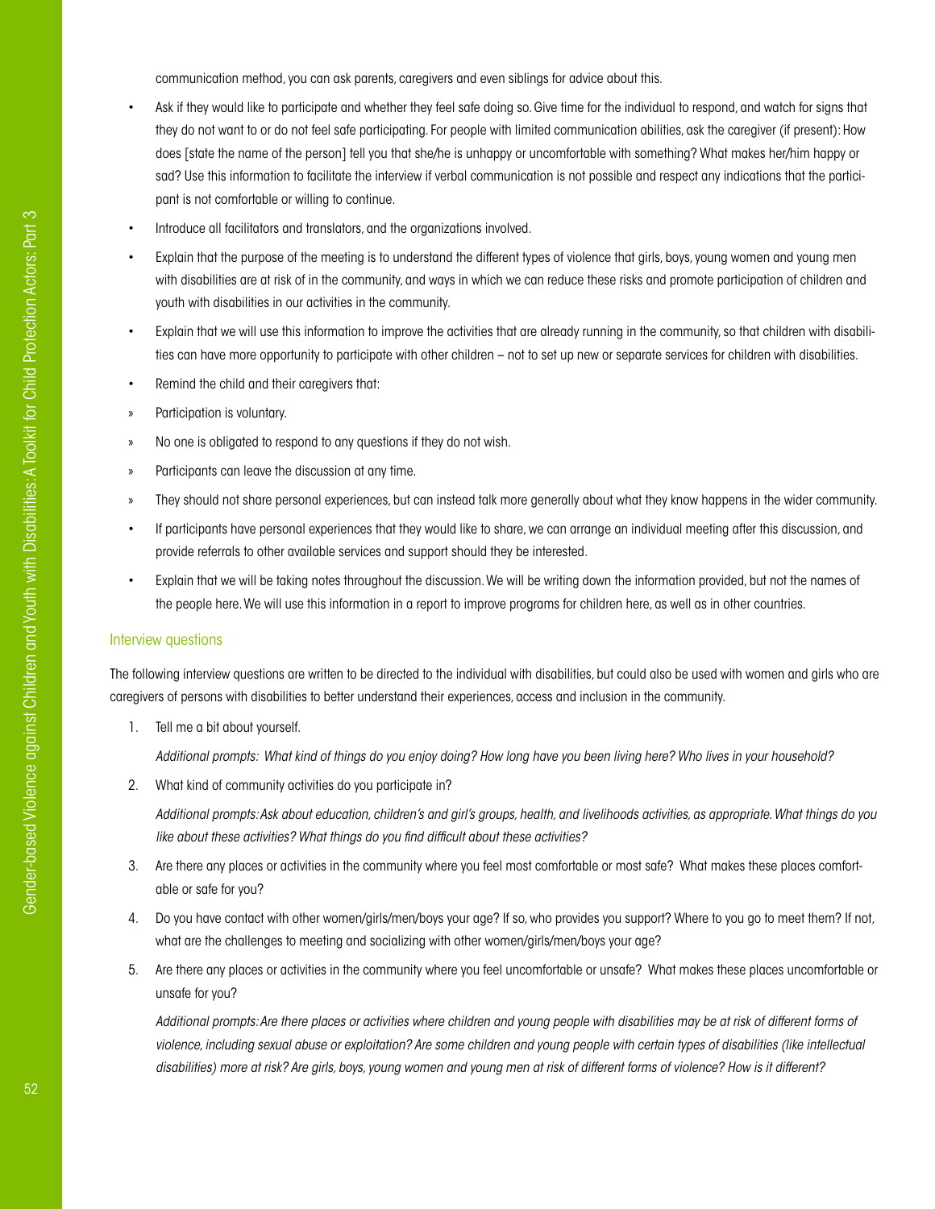communication method, you can ask parents, caregivers and even siblings for advice about this.

- Ask if they would like to participate and whether they feel safe doing so. Give time for the individual to respond, and watch for signs that they do not want to or do not feel safe participating. For people with limited communication abilities, ask the caregiver (if present): How does [state the name of the person] tell you that she/he is unhappy or uncomfortable with something? What makes her/him happy or sad? Use this information to facilitate the interview if verbal communication is not possible and respect any indications that the participant is not comfortable or willing to continue.
- Introduce all facilitators and translators, and the organizations involved.
- Explain that the purpose of the meeting is to understand the different types of violence that girls, boys, young women and young men with disabilities are at risk of in the community, and ways in which we can reduce these risks and promote participation of children and youth with disabilities in our activities in the community.
- Explain that we will use this information to improve the activities that are already running in the community, so that children with disabilities can have more opportunity to participate with other children – not to set up new or separate services for children with disabilities.
- Remind the child and their caregivers that:
  - Participation is voluntary.
  - No one is obligated to respond to any questions if they do not wish.
  - Participants can leave the discussion at any time.
  - They should not share personal experiences, but can instead talk more generally about what they know happens in the wider community.
- If participants have personal experiences that they would like to share, we can arrange an individual meeting after this discussion, and provide referrals to other available services and support should they be interested.
- Explain that we will be taking notes throughout the discussion. We will be writing down the information provided, but not the names of the people here. We will use this information in a report to improve programs for children here, as well as in other countries.

### Interview questions

The following interview questions are written to be directed to the individual with disabilities, but could also be used with women and girls who are caregivers of persons with disabilities to better understand their experiences, access and inclusion in the community.

1. Tell me a bit about yourself.

   *Additional prompts: What kind of things do you enjoy doing? How long have you been living here? Who lives in your household?*

2. What kind of community activities do you participate in?

   *Additional prompts: Ask about education, children's and girl's groups, health, and livelihoods activities, as appropriate. What things do you like about these activities? What things do you find difficult about these activities?*

3. Are there any places or activities in the community where you feel most comfortable or most safe? What makes these places comfortable or safe for you?

4. Do you have contact with other women/girls/men/boys your age? If so, who provides you support? Where to you go to meet them? If not, what are the challenges to meeting and socializing with other women/girls/men/boys your age?

5. Are there any places or activities in the community where you feel uncomfortable or unsafe? What makes these places uncomfortable or unsafe for you?

   *Additional prompts: Are there places or activities where children and young people with disabilities may be at risk of different forms of violence, including sexual abuse or exploitation? Are some children and young people with certain types of disabilities (like intellectual disabilities) more at risk? Are girls, boys, young women and young men at risk of different forms of violence? How is it different?*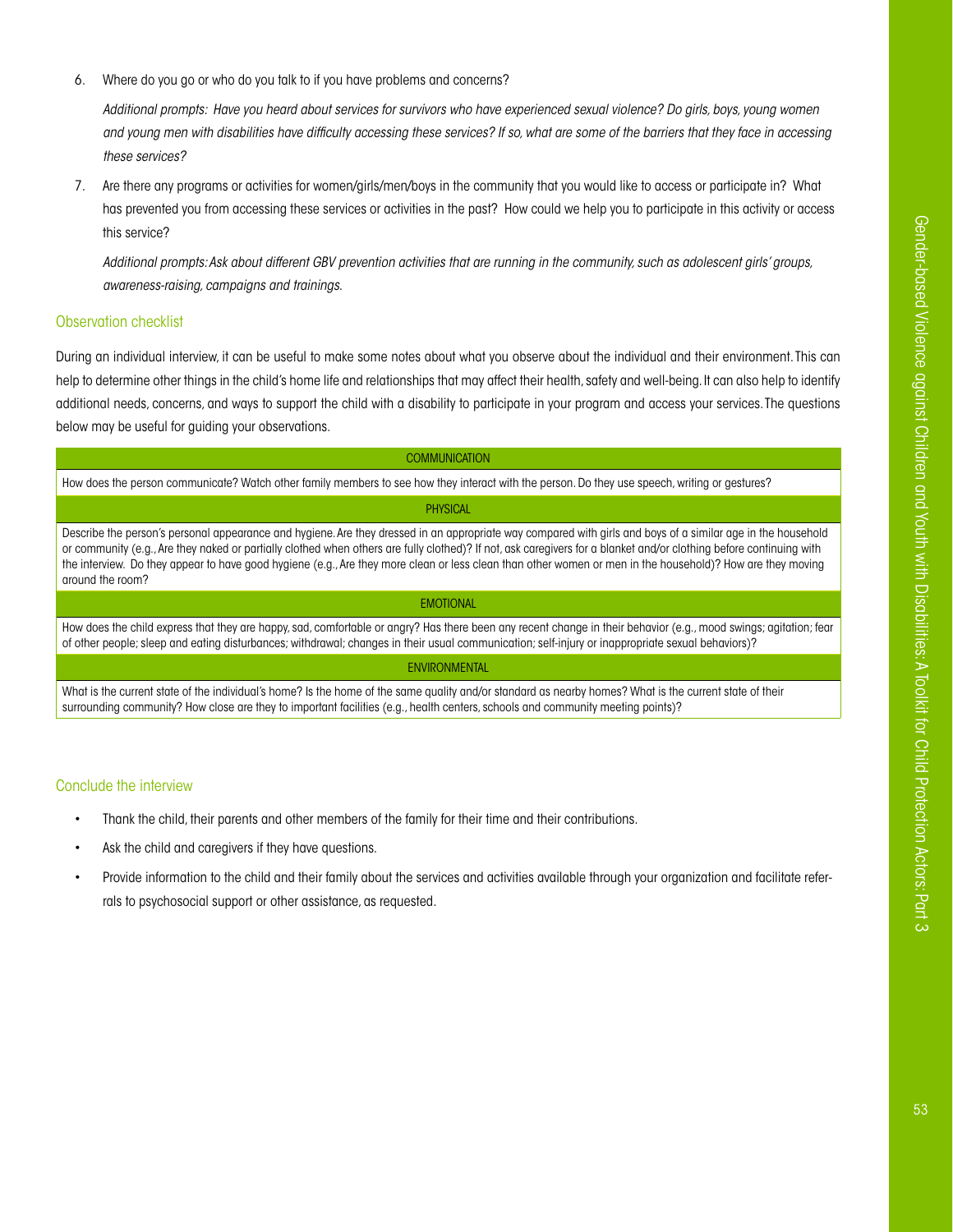6. Where do you go or who do you talk to if you have problems and concerns?

   *Additional prompts: Have you heard about services for survivors who have experienced sexual violence? Do girls, boys, young women and young men with disabilities have difficulty accessing these services? If so, what are some of the barriers that they face in accessing these services?*

7. Are there any programs or activities for women/girls/men/boys in the community that you would like to access or participate in? What has prevented you from accessing these services or activities in the past? How could we help you to participate in this activity or access this service?

   *Additional prompts: Ask about different GBV prevention activities that are running in the community, such as adolescent girls' groups, awareness-raising, campaigns and trainings.*

### Observation checklist

During an individual interview, it can be useful to make some notes about what you observe about the individual and their environment. This can help to determine other things in the child's home life and relationships that may affect their health, safety and well-being. It can also help to identify additional needs, concerns, and ways to support the child with a disability to participate in your program and access your services. The questions below may be useful for guiding your observations.

| COMMUNICATION |
|---|
| How does the person communicate? Watch other family members to see how they interact with the person. Do they use speech, writing or gestures? |
| **PHYSICAL** |
| Describe the person's personal appearance and hygiene. Are they dressed in an appropriate way compared with girls and boys of a similar age in the household or community (e.g., Are they naked or partially clothed when others are fully clothed)? If not, ask caregivers for a blanket and/or clothing before continuing with the interview. Do they appear to have good hygiene (e.g., Are they more clean or less clean than other women or men in the household)? How are they moving around the room? |
| **EMOTIONAL** |
| How does the child express that they are happy, sad, comfortable or angry? Has there been any recent change in their behavior (e.g., mood swings; agitation; fear of other people; sleep and eating disturbances; withdrawal; changes in their usual communication; self-injury or inappropriate sexual behaviors)? |
| **ENVIRONMENTAL** |
| What is the current state of the individual's home? Is the home of the same quality and/or standard as nearby homes? What is the current state of their surrounding community? How close are they to important facilities (e.g., health centers, schools and community meeting points)? |

### Conclude the interview

- Thank the child, their parents and other members of the family for their time and their contributions.
- Ask the child and caregivers if they have questions.
- Provide information to the child and their family about the services and activities available through your organization and facilitate referrals to psychosocial support or other assistance, as requested.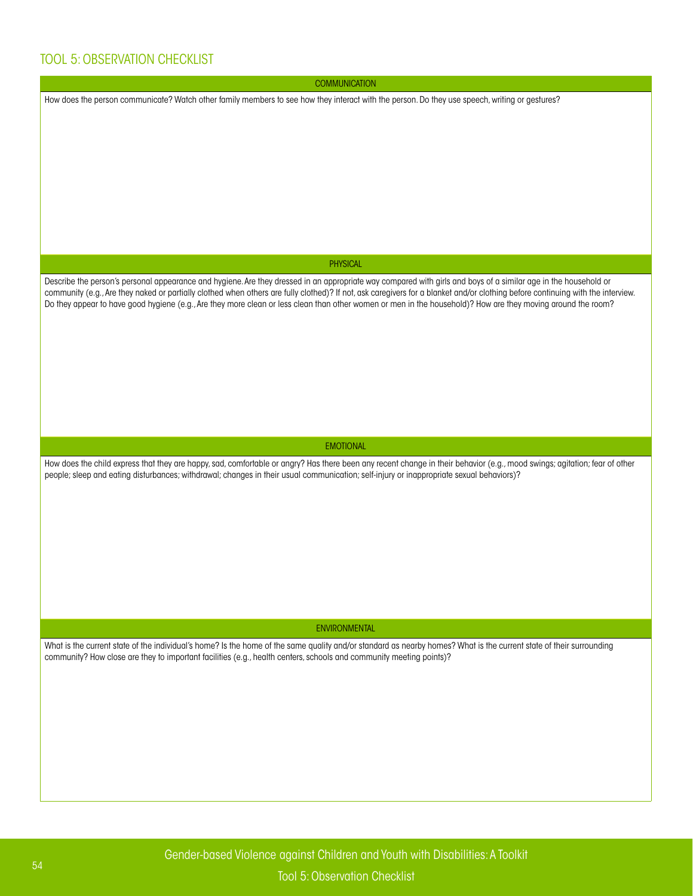## TOOL 5: OBSERVATION CHECKLIST

| COMMUNICATION |
|---|
| How does the person communicate? Watch other family members to see how they interact with the person. Do they use speech, writing or gestures? |

| PHYSICAL |
|---|
| Describe the person's personal appearance and hygiene. Are they dressed in an appropriate way compared with girls and boys of a similar age in the household or community (e.g., Are they naked or partially clothed when others are fully clothed)? If not, ask caregivers for a blanket and/or clothing before continuing with the interview. Do they appear to have good hygiene (e.g., Are they more clean or less clean than other women or men in the household)? How are they moving around the room? |

| EMOTIONAL |
|---|
| How does the child express that they are happy, sad, comfortable or angry? Has there been any recent change in their behavior (e.g., mood swings; agitation; fear of other people; sleep and eating disturbances; withdrawal; changes in their usual communication; self-injury or inappropriate sexual behaviors)? |

| ENVIRONMENTAL |
|---|
| What is the current state of the individual's home? Is the home of the same quality and/or standard as nearby homes? What is the current state of their surrounding community? How close are they to important facilities (e.g., health centers, schools and community meeting points)? |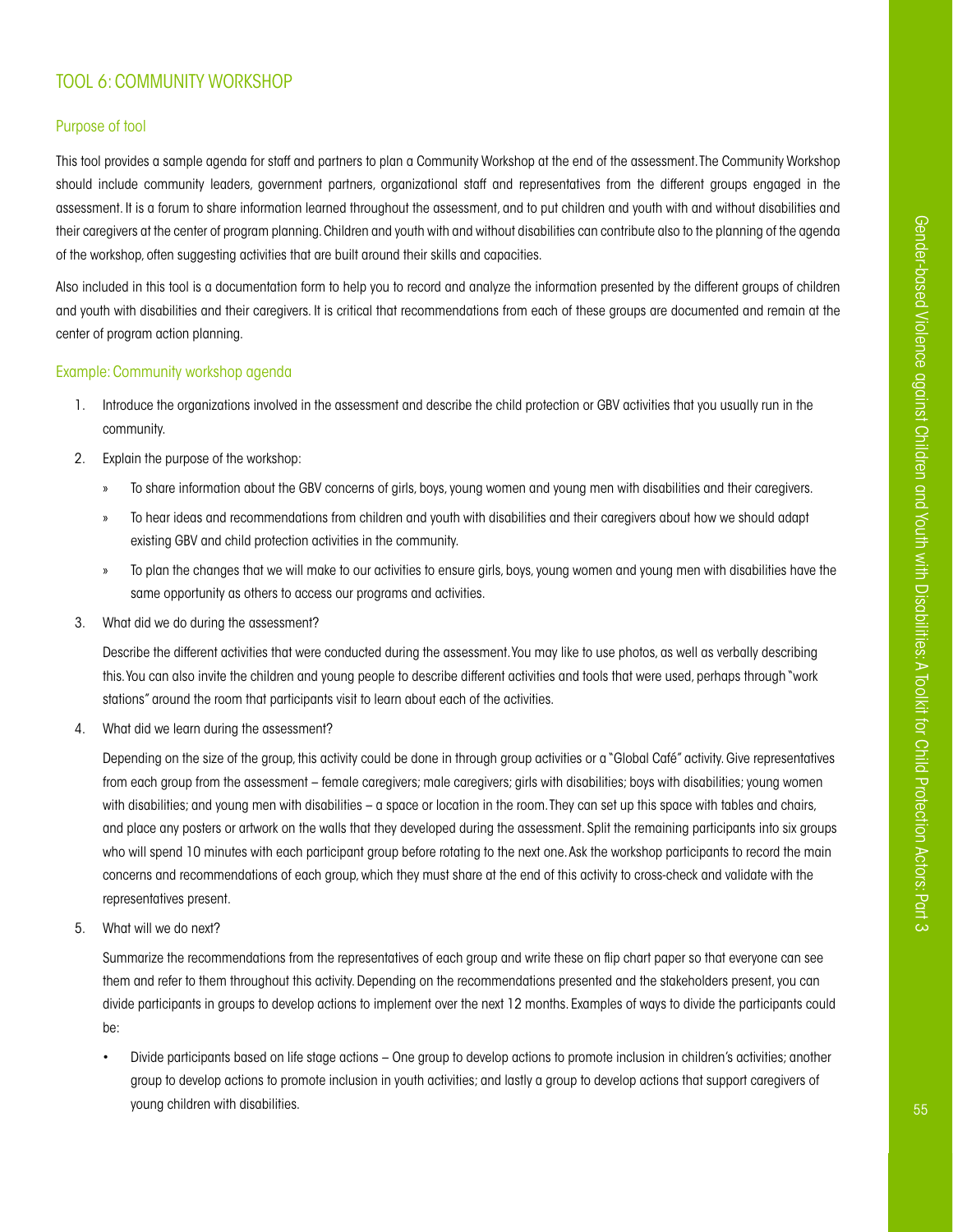## TOOL 6: COMMUNITY WORKSHOP

### Purpose of tool

This tool provides a sample agenda for staff and partners to plan a Community Workshop at the end of the assessment. The Community Workshop should include community leaders, government partners, organizational staff and representatives from the different groups engaged in the assessment. It is a forum to share information learned throughout the assessment, and to put children and youth with and without disabilities and their caregivers at the center of program planning. Children and youth with and without disabilities can contribute also to the planning of the agenda of the workshop, often suggesting activities that are built around their skills and capacities.

Also included in this tool is a documentation form to help you to record and analyze the information presented by the different groups of children and youth with disabilities and their caregivers. It is critical that recommendations from each of these groups are documented and remain at the center of program action planning.

### Example: Community workshop agenda

1. Introduce the organizations involved in the assessment and describe the child protection or GBV activities that you usually run in the community.
2. Explain the purpose of the workshop:
   - To share information about the GBV concerns of girls, boys, young women and young men with disabilities and their caregivers.
   - To hear ideas and recommendations from children and youth with disabilities and their caregivers about how we should adapt existing GBV and child protection activities in the community.
   - To plan the changes that we will make to our activities to ensure girls, boys, young women and young men with disabilities have the same opportunity as others to access our programs and activities.
3. What did we do during the assessment?

   Describe the different activities that were conducted during the assessment. You may like to use photos, as well as verbally describing this. You can also invite the children and young people to describe different activities and tools that were used, perhaps through "work stations" around the room that participants visit to learn about each of the activities.
4. What did we learn during the assessment?

   Depending on the size of the group, this activity could be done in through group activities or a "Global Café" activity. Give representatives from each group from the assessment – female caregivers; male caregivers; girls with disabilities; boys with disabilities; young women with disabilities; and young men with disabilities – a space or location in the room. They can set up this space with tables and chairs, and place any posters or artwork on the walls that they developed during the assessment. Split the remaining participants into six groups who will spend 10 minutes with each participant group before rotating to the next one. Ask the workshop participants to record the main concerns and recommendations of each group, which they must share at the end of this activity to cross-check and validate with the representatives present.
5. What will we do next?

   Summarize the recommendations from the representatives of each group and write these on flip chart paper so that everyone can see them and refer to them throughout this activity. Depending on the recommendations presented and the stakeholders present, you can divide participants in groups to develop actions to implement over the next 12 months. Examples of ways to divide the participants could be:

   - Divide participants based on life stage actions – One group to develop actions to promote inclusion in children's activities; another group to develop actions to promote inclusion in youth activities; and lastly a group to develop actions that support caregivers of young children with disabilities.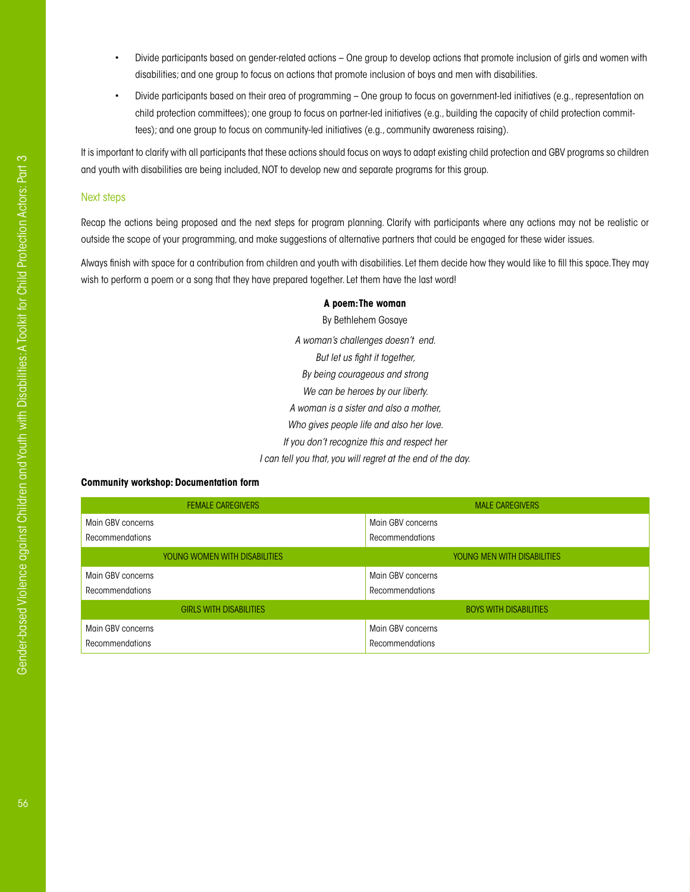- Divide participants based on gender-related actions – One group to develop actions that promote inclusion of girls and women with disabilities; and one group to focus on actions that promote inclusion of boys and men with disabilities.
- Divide participants based on their area of programming – One group to focus on government-led initiatives (e.g., representation on child protection committees); one group to focus on partner-led initiatives (e.g., building the capacity of child protection committees); and one group to focus on community-led initiatives (e.g., community awareness raising).

It is important to clarify with all participants that these actions should focus on ways to adapt existing child protection and GBV programs so children and youth with disabilities are being included, NOT to develop new and separate programs for this group.

### Next steps

Recap the actions being proposed and the next steps for program planning. Clarify with participants where any actions may not be realistic or outside the scope of your programming, and make suggestions of alternative partners that could be engaged for these wider issues.

Always finish with space for a contribution from children and youth with disabilities. Let them decide how they would like to fill this space. They may wish to perform a poem or a song that they have prepared together. Let them have the last word!

**A poem: The woman**

By Bethlehem Gosaye

*A woman's challenges doesn't end.*
*But let us fight it together,*
*By being courageous and strong*
*We can be heroes by our liberty.*
*A woman is a sister and also a mother,*
*Who gives people life and also her love.*
*If you don't recognize this and respect her*
*I can tell you that, you will regret at the end of the day.*

**Community workshop: Documentation form**

| FEMALE CAREGIVERS | MALE CAREGIVERS |
|---|---|
| Main GBV concerns<br>Recommendations | Main GBV concerns<br>Recommendations |
| YOUNG WOMEN WITH DISABILITIES | YOUNG MEN WITH DISABILITIES |
| Main GBV concerns<br>Recommendations | Main GBV concerns<br>Recommendations |
| GIRLS WITH DISABILITIES | BOYS WITH DISABILITIES |
| Main GBV concerns<br>Recommendations | Main GBV concerns<br>Recommendations |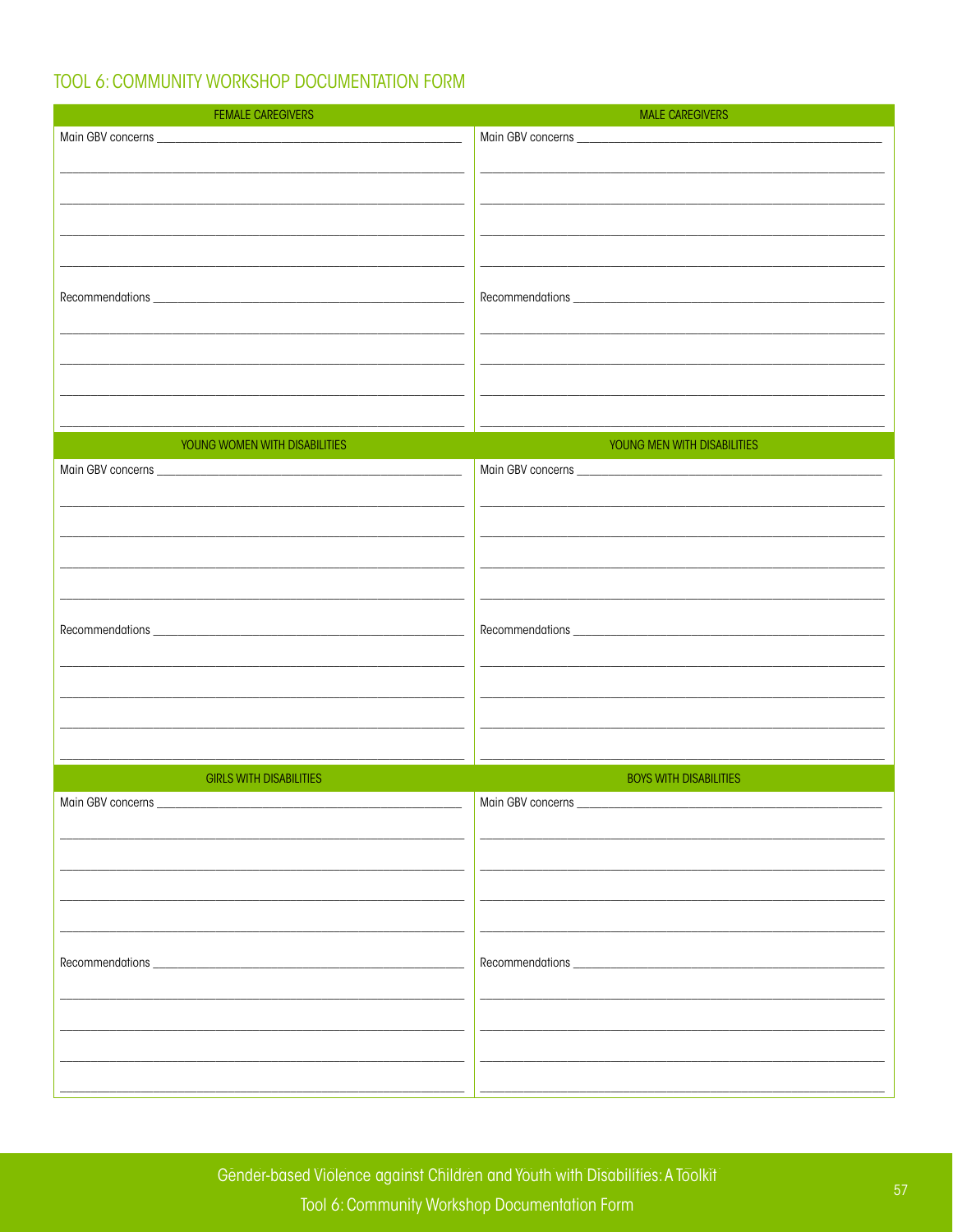## TOOL 6: COMMUNITY WORKSHOP DOCUMENTATION FORM

| FEMALE CAREGIVERS | MALE CAREGIVERS |
| --- | --- |
| Main GBV concerns ________________ | Main GBV concerns ________________ |
| ________________ | ________________ |
| ________________ | ________________ |
| ________________ | ________________ |
| ________________ | ________________ |
| Recommendations ________________ | Recommendations ________________ |
| ________________ | ________________ |
| ________________ | ________________ |
| ________________ | ________________ |
| ________________ | ________________ |
| **YOUNG WOMEN WITH DISABILITIES** | **YOUNG MEN WITH DISABILITIES** |
| Main GBV concerns ________________ | Main GBV concerns ________________ |
| ________________ | ________________ |
| ________________ | ________________ |
| ________________ | ________________ |
| ________________ | ________________ |
| Recommendations ________________ | Recommendations ________________ |
| ________________ | ________________ |
| ________________ | ________________ |
| ________________ | ________________ |
| ________________ | ________________ |
| **GIRLS WITH DISABILITIES** | **BOYS WITH DISABILITIES** |
| Main GBV concerns ________________ | Main GBV concerns ________________ |
| ________________ | ________________ |
| ________________ | ________________ |
| ________________ | ________________ |
| ________________ | ________________ |
| Recommendations ________________ | Recommendations ________________ |
| ________________ | ________________ |
| ________________ | ________________ |
| ________________ | ________________ |
| ________________ | ________________ |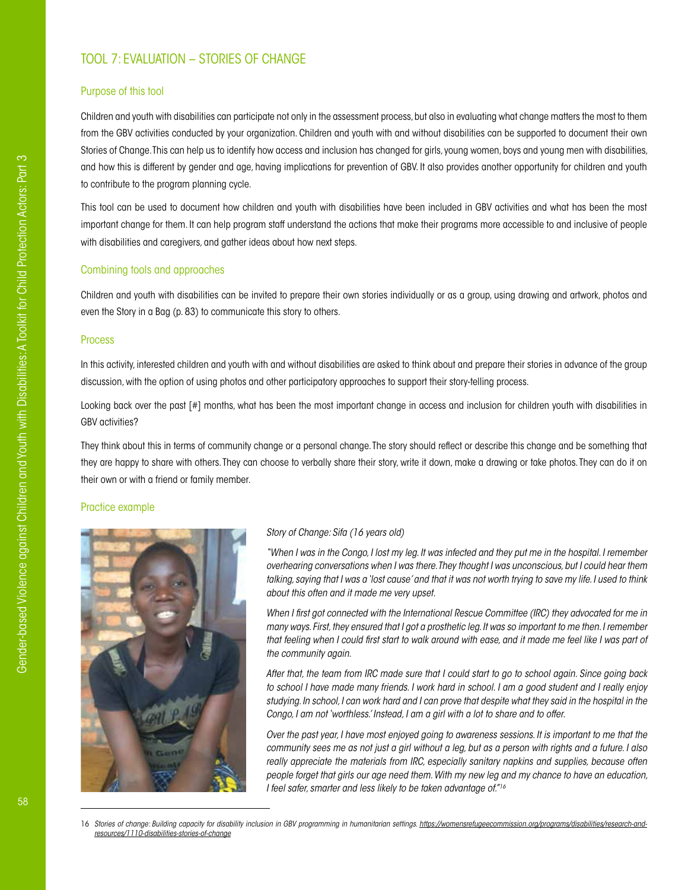# TOOL 7: EVALUATION – STORIES OF CHANGE

## Purpose of this tool

Children and youth with disabilities can participate not only in the assessment process, but also in evaluating what change matters the most to them from the GBV activities conducted by your organization. Children and youth with and without disabilities can be supported to document their own Stories of Change. This can help us to identify how access and inclusion has changed for girls, young women, boys and young men with disabilities, and how this is different by gender and age, having implications for prevention of GBV. It also provides another opportunity for children and youth to contribute to the program planning cycle.

This tool can be used to document how children and youth with disabilities have been included in GBV activities and what has been the most important change for them. It can help program staff understand the actions that make their programs more accessible to and inclusive of people with disabilities and caregivers, and gather ideas about how next steps.

## Combining tools and approaches

Children and youth with disabilities can be invited to prepare their own stories individually or as a group, using drawing and artwork, photos and even the Story in a Bag (p. 83) to communicate this story to others.

## Process

In this activity, interested children and youth with and without disabilities are asked to think about and prepare their stories in advance of the group discussion, with the option of using photos and other participatory approaches to support their story-telling process.

Looking back over the past [#] months, what has been the most important change in access and inclusion for children youth with disabilities in GBV activities?

They think about this in terms of community change or a personal change. The story should reflect or describe this change and be something that they are happy to share with others. They can choose to verbally share their story, write it down, make a drawing or take photos. They can do it on their own or with a friend or family member.

## Practice example

*Story of Change: Sifa (16 years old)*

*"When I was in the Congo, I lost my leg. It was infected and they put me in the hospital. I remember overhearing conversations when I was there. They thought I was unconscious, but I could hear them talking, saying that I was a 'lost cause' and that it was not worth trying to save my life. I used to think about this often and it made me very upset.*

*When I first got connected with the International Rescue Committee (IRC) they advocated for me in many ways. First, they ensured that I got a prosthetic leg. It was so important to me then. I remember that feeling when I could first start to walk around with ease, and it made me feel like I was part of the community again.*

*After that, the team from IRC made sure that I could start to go to school again. Since going back to school I have made many friends. I work hard in school. I am a good student and I really enjoy studying. In school, I can work hard and I can prove that despite what they said in the hospital in the Congo, I am not 'worthless.' Instead, I am a girl with a lot to share and to offer.*

*Over the past year, I have most enjoyed going to awareness sessions. It is important to me that the community sees me as not just a girl without a leg, but as a person with rights and a future. I also really appreciate the materials from IRC, especially sanitary napkins and supplies, because often people forget that girls our age need them. With my new leg and my chance to have an education, I feel safer, smarter and less likely to be taken advantage of."*[16]

---

16 *Stories of change: Building capacity for disability inclusion in GBV programming in humanitarian settings.* https://womensrefugeecommission.org/programs/disabilities/research-and-resources/1110-disabilities-stories-of-change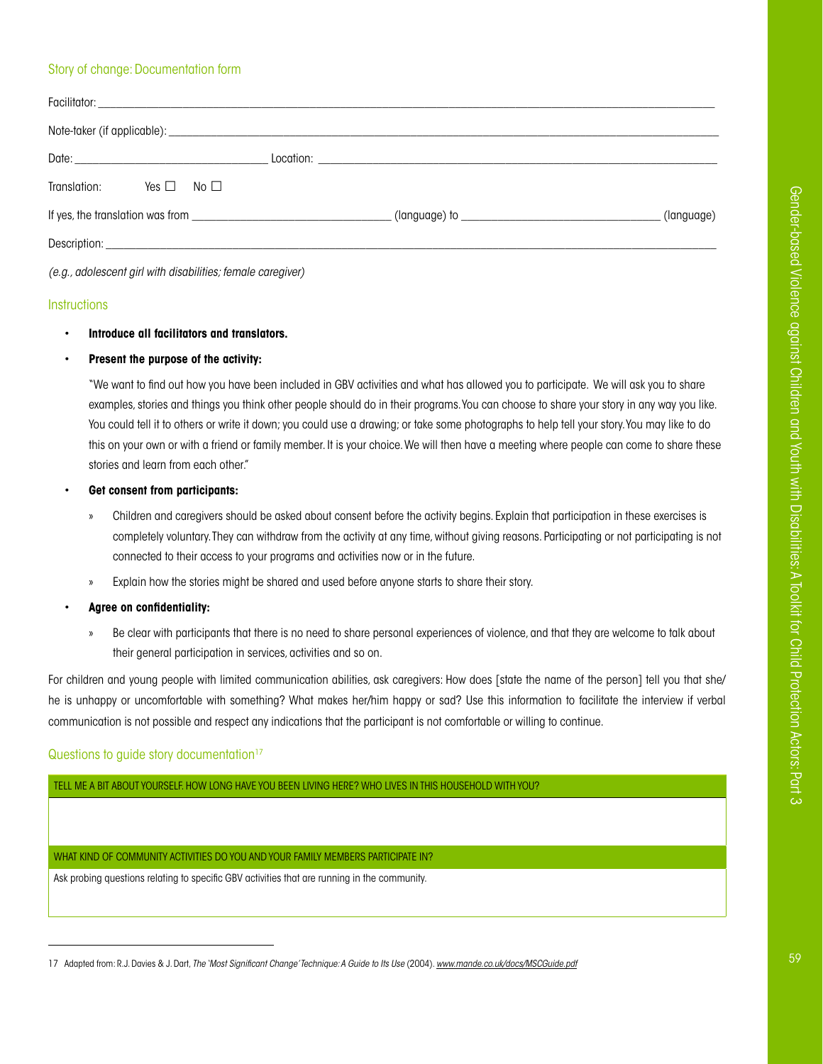## Story of change: Documentation form

Facitator: ______________________________________________

Note-taker (if applicable): ______________________________________________

Date: ______________________ Location: ______________________________________________

Translation: Yes ☐ No ☐

If yes, the translation was from ______________________ (language) to ______________________ (language)

Description: ______________________________________________

*(e.g., adolescent girl with disabilities; female caregiver)*

## Instructions

- **Introduce all facilitators and translators.**
- **Present the purpose of the activity:**

  "We want to find out how you have been included in GBV activities and what has allowed you to participate. We will ask you to share examples, stories and things you think other people should do in their programs. You can choose to share your story in any way you like. You could tell it to others or write it down; you could use a drawing; or take some photographs to help tell your story. You may like to do this on your own or with a friend or family member. It is your choice. We will then have a meeting where people can come to share these stories and learn from each other."

- **Get consent from participants:**
  - Children and caregivers should be asked about consent before the activity begins. Explain that participation in these exercises is completely voluntary. They can withdraw from the activity at any time, without giving reasons. Participating or not participating is not connected to their access to your programs and activities now or in the future.
  - Explain how the stories might be shared and used before anyone starts to share their story.
- **Agree on confidentiality:**
  - Be clear with participants that there is no need to share personal experiences of violence, and that they are welcome to talk about their general participation in services, activities and so on.

For children and young people with limited communication abilities, ask caregivers: How does [state the name of the person] tell you that she/he is unhappy or uncomfortable with something? What makes her/him happy or sad? Use this information to facilitate the interview if verbal communication is not possible and respect any indications that the participant is not comfortable or willing to continue.

## Questions to guide story documentation[17]

| TELL ME A BIT ABOUT YOURSELF. HOW LONG HAVE YOU BEEN LIVING HERE? WHO LIVES IN THIS HOUSEHOLD WITH YOU? |
| --- |
| |
| **WHAT KIND OF COMMUNITY ACTIVITIES DO YOU AND YOUR FAMILY MEMBERS PARTICIPATE IN?** |
| Ask probing questions relating to specific GBV activities that are running in the community. |

17 Adapted from: R.J. Davies & J. Dart, *The 'Most Significant Change' Technique: A Guide to Its Use* (2004). www.mande.co.uk/docs/MSCGuide.pdf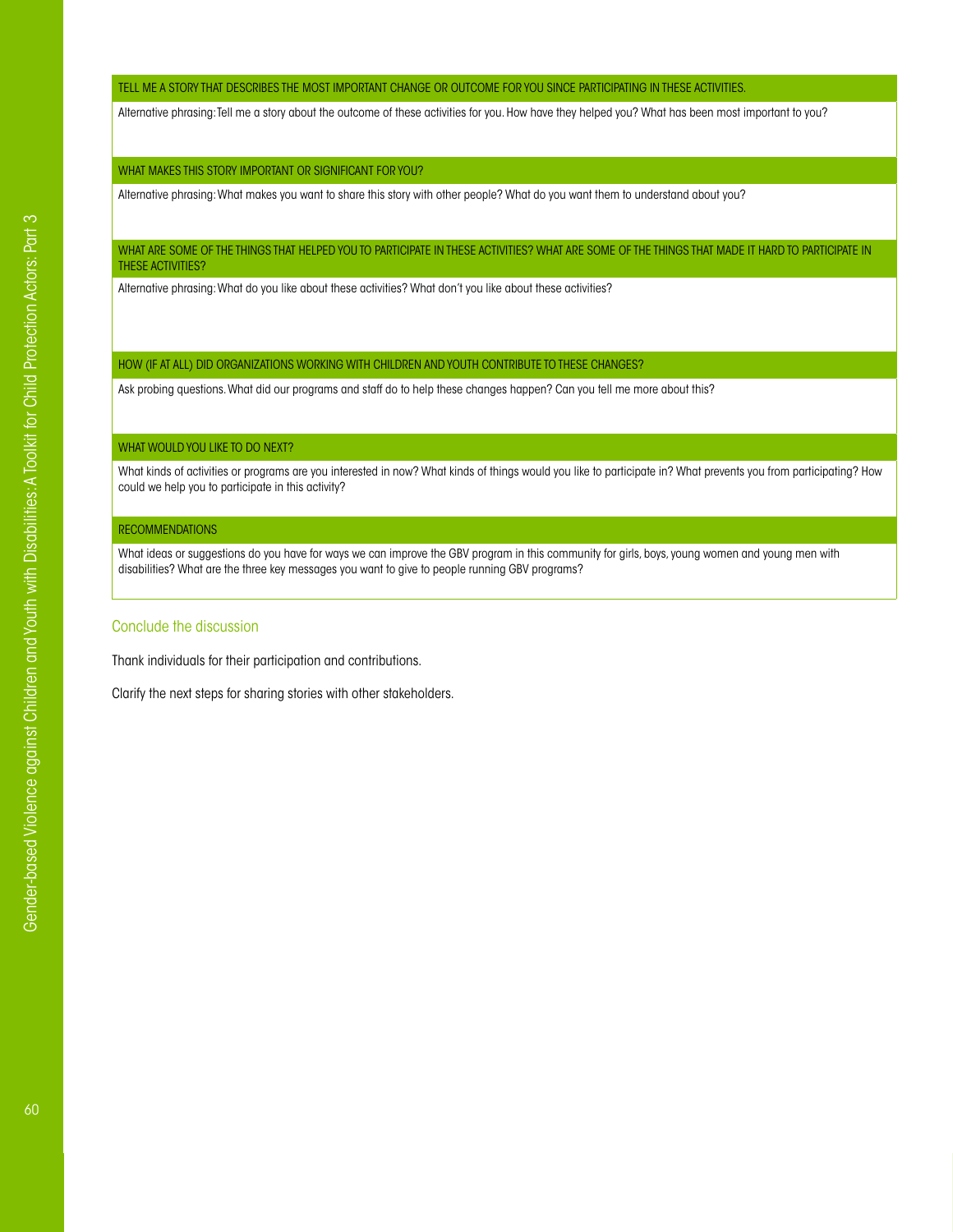| TELL ME A STORY THAT DESCRIBES THE MOST IMPORTANT CHANGE OR OUTCOME FOR YOU SINCE PARTICIPATING IN THESE ACTIVITIES. |
| --- |
| Alternative phrasing: Tell me a story about the outcome of these activities for you. How have they helped you? What has been most important to you? |
| WHAT MAKES THIS STORY IMPORTANT OR SIGNIFICANT FOR YOU? |
| Alternative phrasing: What makes you want to share this story with other people? What do you want them to understand about you? |
| WHAT ARE SOME OF THE THINGS THAT HELPED YOU TO PARTICIPATE IN THESE ACTIVITIES? WHAT ARE SOME OF THE THINGS THAT MADE IT HARD TO PARTICIPATE IN THESE ACTIVITIES? |
| Alternative phrasing: What do you like about these activities? What don't you like about these activities? |
| HOW (IF AT ALL) DID ORGANIZATIONS WORKING WITH CHILDREN AND YOUTH CONTRIBUTE TO THESE CHANGES? |
| Ask probing questions. What did our programs and staff do to help these changes happen? Can you tell me more about this? |
| WHAT WOULD YOU LIKE TO DO NEXT? |
| What kinds of activities or programs are you interested in now? What kinds of things would you like to participate in? What prevents you from participating? How could we help you to participate in this activity? |
| RECOMMENDATIONS |
| What ideas or suggestions do you have for ways we can improve the GBV program in this community for girls, boys, young women and young men with disabilities? What are the three key messages you want to give to people running GBV programs? |

## Conclude the discussion

Thank individuals for their participation and contributions.

Clarify the next steps for sharing stories with other stakeholders.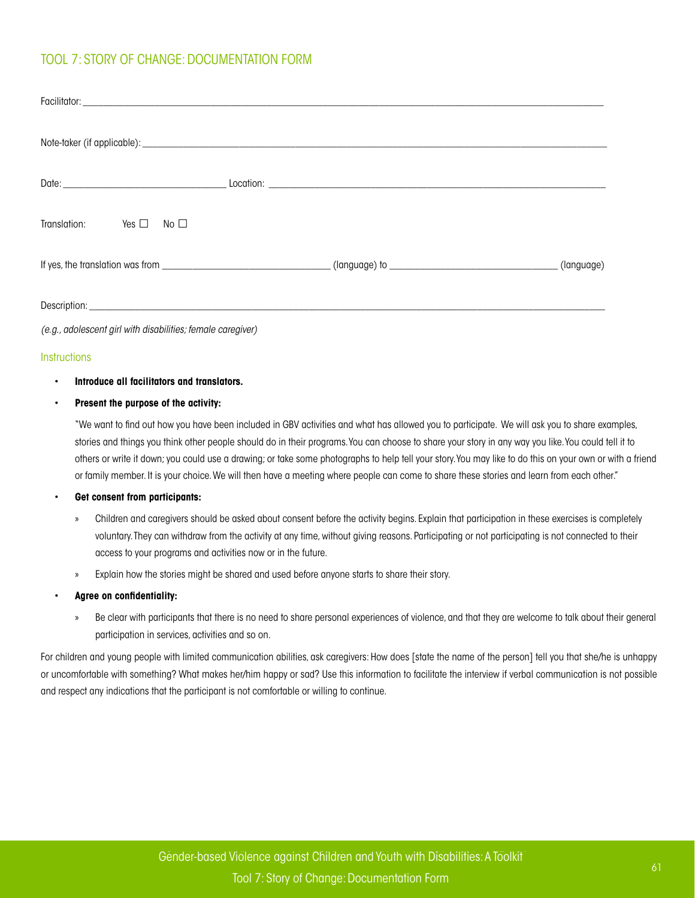## TOOL 7: STORY OF CHANGE: DOCUMENTATION FORM

Facilitator: ______________________________________________________________________________

Note-taker (if applicable): ______________________________________________________________________

Date: ______________________________ Location: ____________________________________________________

Translation:    Yes ☐   No ☐

If yes, the translation was from ______________________________ (language) to ______________________________ (language)

Description: ______________________________________________________________________________

*(e.g., adolescent girl with disabilities; female caregiver)*

### Instructions

- **Introduce all facilitators and translators.**
- **Present the purpose of the activity:**

  "We want to find out how you have been included in GBV activities and what has allowed you to participate. We will ask you to share examples, stories and things you think other people should do in their programs. You can choose to share your story in any way you like. You could tell it to others or write it down; you could use a drawing; or take some photographs to help tell your story. You may like to do this on your own or with a friend or family member. It is your choice. We will then have a meeting where people can come to share these stories and learn from each other."

- **Get consent from participants:**
  - Children and caregivers should be asked about consent before the activity begins. Explain that participation in these exercises is completely voluntary. They can withdraw from the activity at any time, without giving reasons. Participating or not participating is not connected to their access to your programs and activities now or in the future.
  - Explain how the stories might be shared and used before anyone starts to share their story.
- **Agree on confidentiality:**
  - Be clear with participants that there is no need to share personal experiences of violence, and that they are welcome to talk about their general participation in services, activities and so on.

For children and young people with limited communication abilities, ask caregivers: How does [state the name of the person] tell you that she/he is unhappy or uncomfortable with something? What makes her/him happy or sad? Use this information to facilitate the interview if verbal communication is not possible and respect any indications that the participant is not comfortable or willing to continue.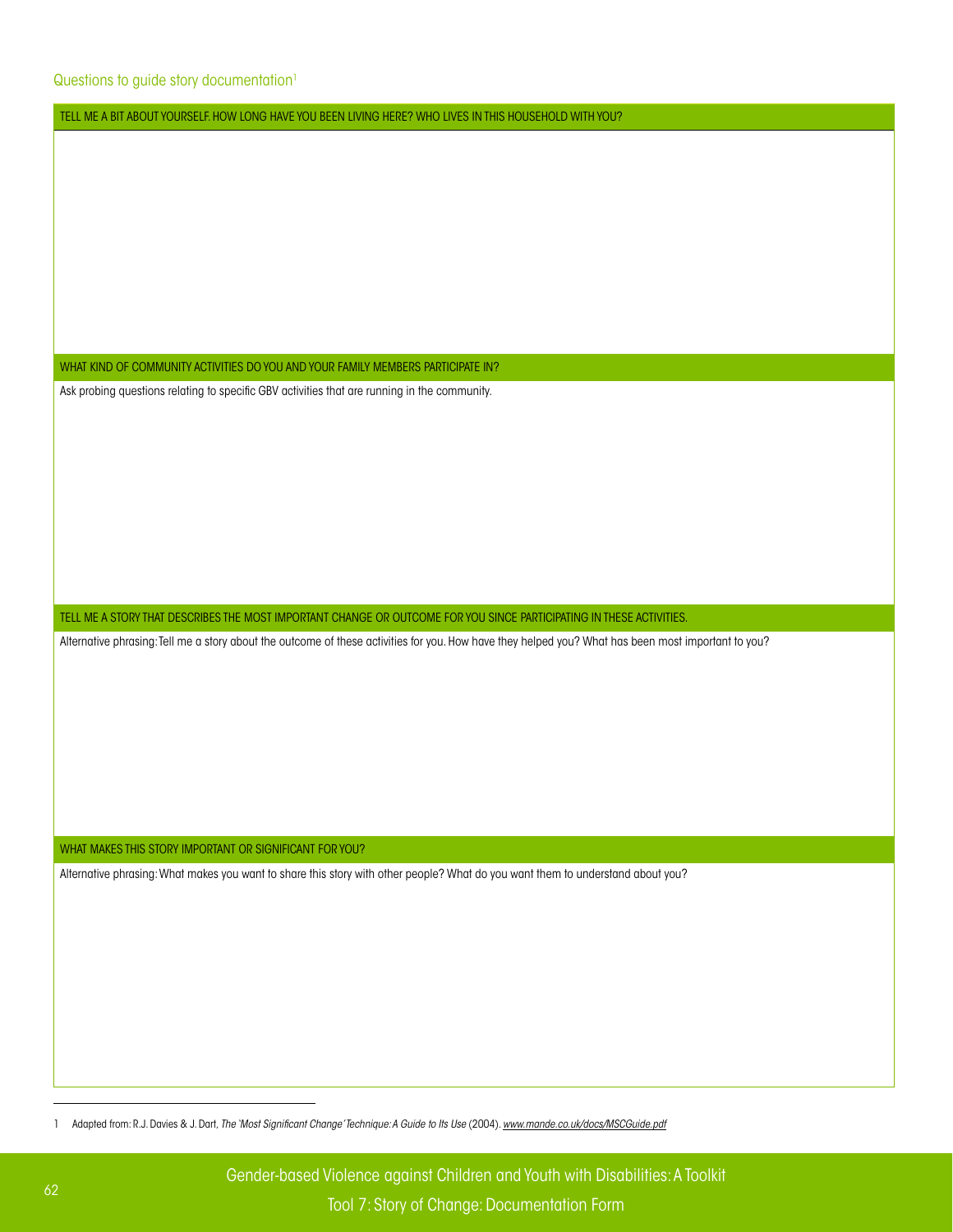## Questions to guide story documentation[1]

| TELL ME A BIT ABOUT YOURSELF. HOW LONG HAVE YOU BEEN LIVING HERE? WHO LIVES IN THIS HOUSEHOLD WITH YOU? |
| --- |
| |
| **WHAT KIND OF COMMUNITY ACTIVITIES DO YOU AND YOUR FAMILY MEMBERS PARTICIPATE IN?** |
| Ask probing questions relating to specific GBV activities that are running in the community. |
| **TELL ME A STORY THAT DESCRIBES THE MOST IMPORTANT CHANGE OR OUTCOME FOR YOU SINCE PARTICIPATING IN THESE ACTIVITIES.** |
| Alternative phrasing: Tell me a story about the outcome of these activities for you. How have they helped you? What has been most important to you? |
| **WHAT MAKES THIS STORY IMPORTANT OR SIGNIFICANT FOR YOU?** |
| Alternative phrasing: What makes you want to share this story with other people? What do you want them to understand about you? |

1 Adapted from: R.J. Davies & J. Dart, *The 'Most Significant Change' Technique: A Guide to Its Use* (2004). www.mande.co.uk/docs/MSCGuide.pdf

Tool 7: Story of Change: Documentation Form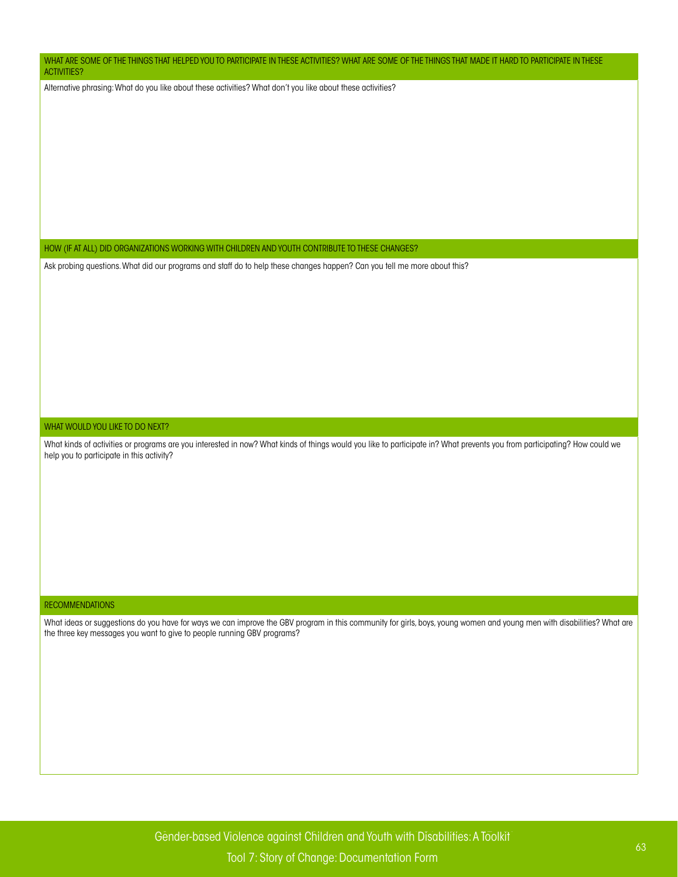### WHAT ARE SOME OF THE THINGS THAT HELPED YOU TO PARTICIPATE IN THESE ACTIVITIES? WHAT ARE SOME OF THE THINGS THAT MADE IT HARD TO PARTICIPATE IN THESE ACTIVITIES?

Alternative phrasing: What do you like about these activities? What don't you like about these activities?

### HOW (IF AT ALL) DID ORGANIZATIONS WORKING WITH CHILDREN AND YOUTH CONTRIBUTE TO THESE CHANGES?

Ask probing questions. What did our programs and staff do to help these changes happen? Can you tell me more about this?

### WHAT WOULD YOU LIKE TO DO NEXT?

What kinds of activities or programs are you interested in now? What kinds of things would you like to participate in? What prevents you from participating? How could we help you to participate in this activity?

### RECOMMENDATIONS

What ideas or suggestions do you have for ways we can improve the GBV program in this community for girls, boys, young women and young men with disabilities? What are the three key messages you want to give to people running GBV programs?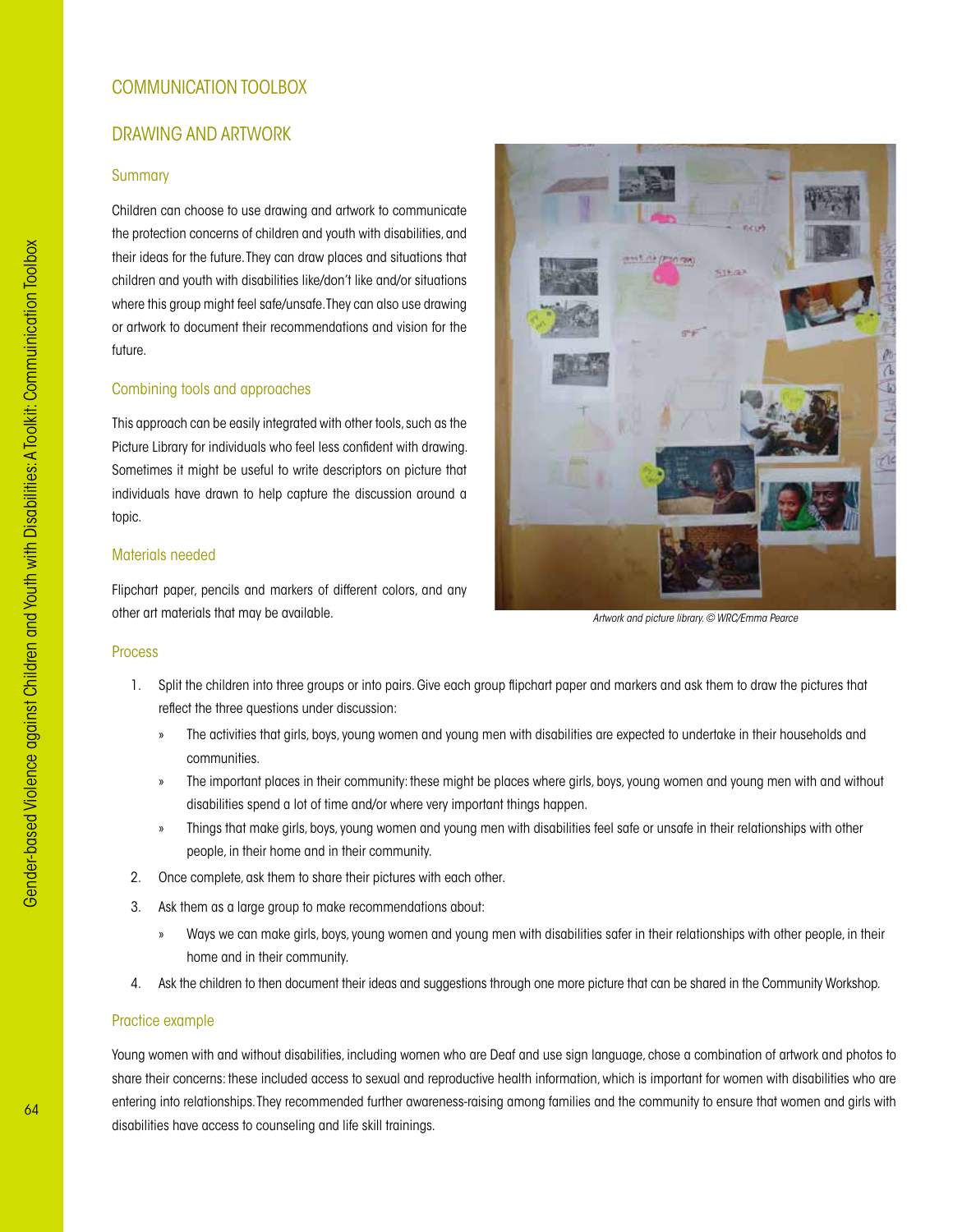## COMMUNICATION TOOLBOX

## DRAWING AND ARTWORK

### Summary

Children can choose to use drawing and artwork to communicate the protection concerns of children and youth with disabilities, and their ideas for the future. They can draw places and situations that children and youth with disabilities like/don't like and/or situations where this group might feel safe/unsafe. They can also use drawing or artwork to document their recommendations and vision for the future.

### Combining tools and approaches

This approach can be easily integrated with other tools, such as the Picture Library for individuals who feel less confident with drawing. Sometimes it might be useful to write descriptors on picture that individuals have drawn to help capture the discussion around a topic.

### Materials needed

Flipchart paper, pencils and markers of different colors, and any other art materials that may be available.

*Artwork and picture library. © WRC/Emma Pearce*

### Process

1. Split the children into three groups or into pairs. Give each group flipchart paper and markers and ask them to draw the pictures that reflect the three questions under discussion:
   - The activities that girls, boys, young women and young men with disabilities are expected to undertake in their households and communities.
   - The important places in their community: these might be places where girls, boys, young women and young men with and without disabilities spend a lot of time and/or where very important things happen.
   - Things that make girls, boys, young women and young men with disabilities feel safe or unsafe in their relationships with other people, in their home and in their community.
2. Once complete, ask them to share their pictures with each other.
3. Ask them as a large group to make recommendations about:
   - Ways we can make girls, boys, young women and young men with disabilities safer in their relationships with other people, in their home and in their community.
4. Ask the children to then document their ideas and suggestions through one more picture that can be shared in the Community Workshop.

### Practice example

Young women with and without disabilities, including women who are Deaf and use sign language, chose a combination of artwork and photos to share their concerns: these included access to sexual and reproductive health information, which is important for women with disabilities who are entering into relationships. They recommended further awareness-raising among families and the community to ensure that women and girls with disabilities have access to counseling and life skill trainings.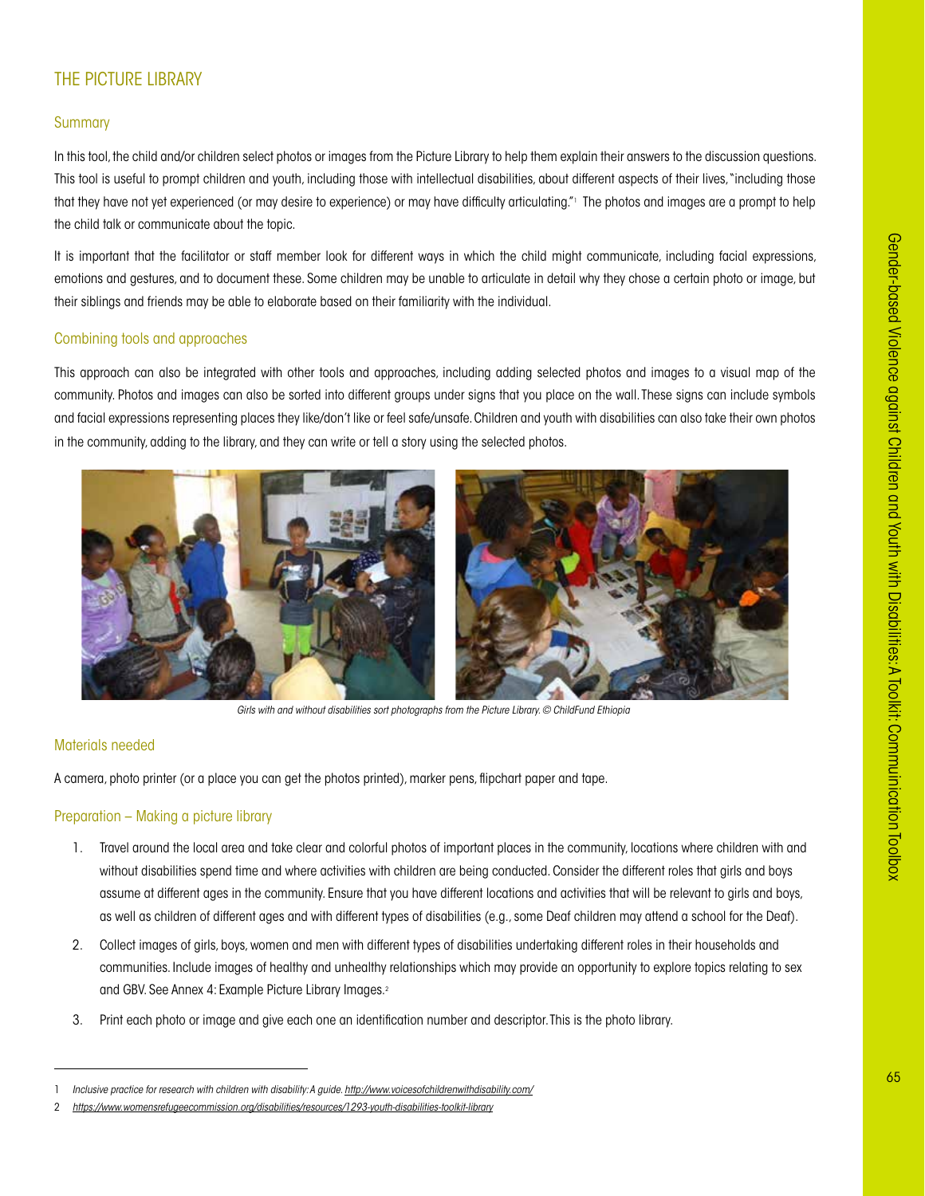## THE PICTURE LIBRARY

### Summary

In this tool, the child and/or children select photos or images from the Picture Library to help them explain their answers to the discussion questions. This tool is useful to prompt children and youth, including those with intellectual disabilities, about different aspects of their lives, "including those that they have not yet experienced (or may desire to experience) or may have difficulty articulating."[1] The photos and images are a prompt to help the child talk or communicate about the topic.

It is important that the facilitator or staff member look for different ways in which the child might communicate, including facial expressions, emotions and gestures, and to document these. Some children may be unable to articulate in detail why they chose a certain photo or image, but their siblings and friends may be able to elaborate based on their familiarity with the individual.

### Combining tools and approaches

This approach can also be integrated with other tools and approaches, including adding selected photos and images to a visual map of the community. Photos and images can also be sorted into different groups under signs that you place on the wall. These signs can include symbols and facial expressions representing places they like/don't like or feel safe/unsafe. Children and youth with disabilities can also take their own photos in the community, adding to the library, and they can write or tell a story using the selected photos.

*Girls with and without disabilities sort photographs from the Picture Library. © ChildFund Ethiopia*

### Materials needed

A camera, photo printer (or a place you can get the photos printed), marker pens, flipchart paper and tape.

### Preparation – Making a picture library

1. Travel around the local area and take clear and colorful photos of important places in the community, locations where children with and without disabilities spend time and where activities with children are being conducted. Consider the different roles that girls and boys assume at different ages in the community. Ensure that you have different locations and activities that will be relevant to girls and boys, as well as children of different ages and with different types of disabilities (e.g., some Deaf children may attend a school for the Deaf).
2. Collect images of girls, boys, women and men with different types of disabilities undertaking different roles in their households and communities. Include images of healthy and unhealthy relationships which may provide an opportunity to explore topics relating to sex and GBV. See Annex 4: Example Picture Library Images.[2]
3. Print each photo or image and give each one an identification number and descriptor. This is the photo library.

---

1 *Inclusive practice for research with children with disability: A guide.* http://www.voicesofchildrenwithdisability.com/

2 https://www.womensrefugeecommission.org/disabilities/resources/1293-youth-disabilities-toolkit-library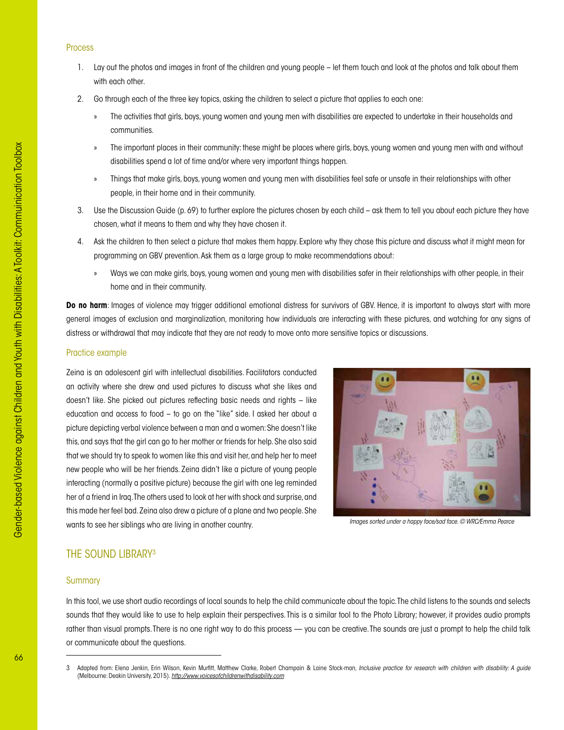### Process

1. Lay out the photos and images in front of the children and young people – let them touch and look at the photos and talk about them with each other.
2. Go through each of the three key topics, asking the children to select a picture that applies to each one:
   » The activities that girls, boys, young women and young men with disabilities are expected to undertake in their households and communities.
   » The important places in their community: these might be places where girls, boys, young women and young men with and without disabilities spend a lot of time and/or where very important things happen.
   » Things that make girls, boys, young women and young men with disabilities feel safe or unsafe in their relationships with other people, in their home and in their community.
3. Use the Discussion Guide (p. 69) to further explore the pictures chosen by each child – ask them to tell you about each picture they have chosen, what it means to them and why they have chosen it.
4. Ask the children to then select a picture that makes them happy. Explore why they chose this picture and discuss what it might mean for programming on GBV prevention. Ask them as a large group to make recommendations about:
   » Ways we can make girls, boys, young women and young men with disabilities safer in their relationships with other people, in their home and in their community.

**Do no harm**: Images of violence may trigger additional emotional distress for survivors of GBV. Hence, it is important to always start with more general images of exclusion and marginalization, monitoring how individuals are interacting with these pictures, and watching for any signs of distress or withdrawal that may indicate that they are not ready to move onto more sensitive topics or discussions.

### Practice example

Zeina is an adolescent girl with intellectual disabilities. Facilitators conducted an activity where she drew and used pictures to discuss what she likes and doesn't like. She picked out pictures reflecting basic needs and rights – like education and access to food – to go on the "like" side. I asked her about a picture depicting verbal violence between a man and a women: She doesn't like this, and says that the girl can go to her mother or friends for help. She also said that we should try to speak to women like this and visit her, and help her to meet new people who will be her friends. Zeina didn't like a picture of young people interacting (normally a positive picture) because the girl with one leg reminded her of a friend in Iraq. The others used to look at her with shock and surprise, and this made her feel bad. Zeina also drew a picture of a plane and two people. She wants to see her siblings who are living in another country.

*Images sorted under a happy face/sad face. © WRC/Emma Pearce*

## THE SOUND LIBRARY[3]

### Summary

In this tool, we use short audio recordings of local sounds to help the child communicate about the topic. The child listens to the sounds and selects sounds that they would like to use to help explain their perspectives. This is a similar tool to the Photo Library; however, it provides audio prompts rather than visual prompts. There is no one right way to do this process — you can be creative. The sounds are just a prompt to help the child talk or communicate about the questions.

---

3 Adapted from: Elena Jenkin, Erin Wilson, Kevin Murfitt, Matthew Clarke, Robert Champain & Laine Stock-man, *Inclusive practice for research with children with disability: A guide* (Melbourne: Deakin University, 2015). http://www.voicesofchildrenwithdisability.com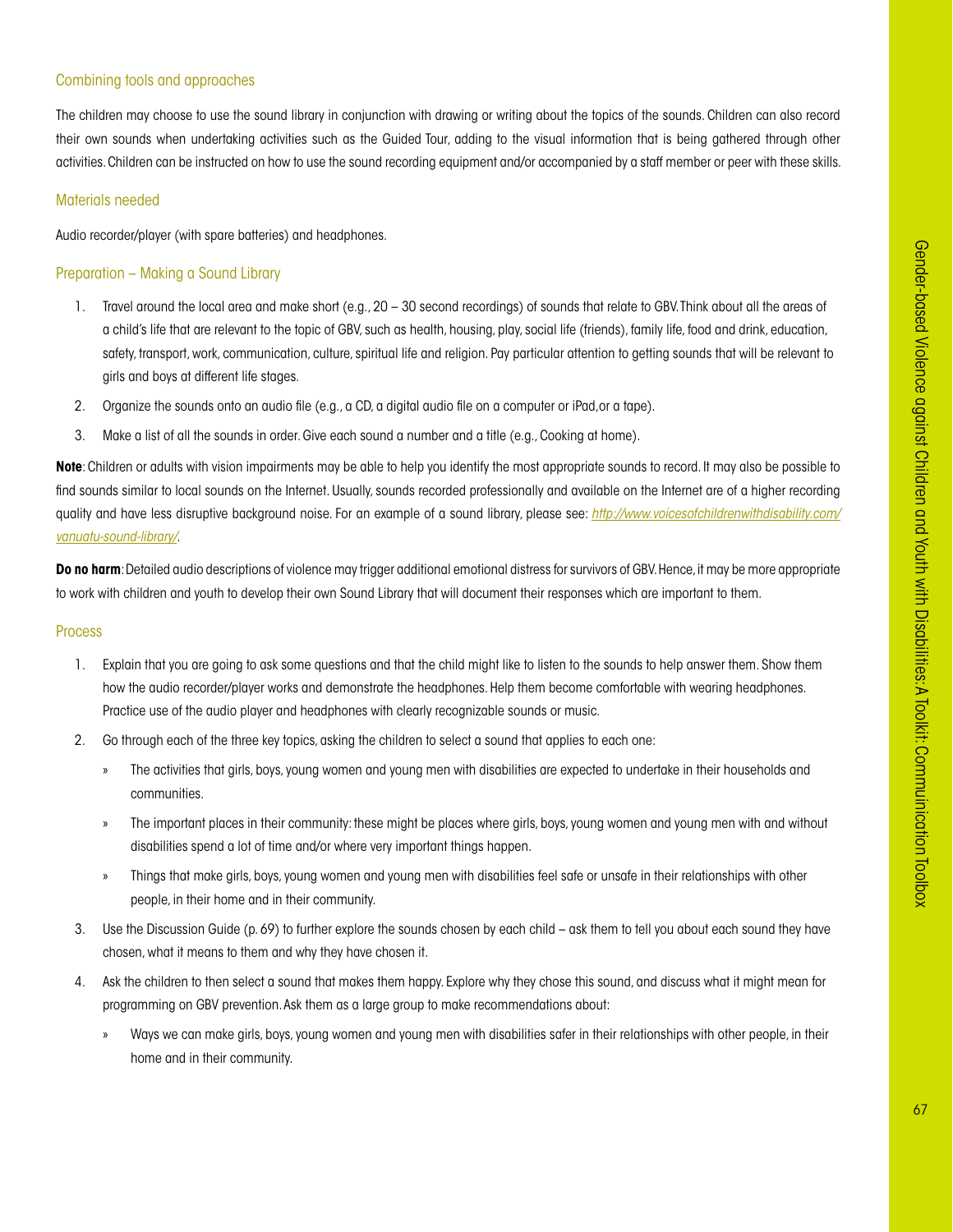### Combining tools and approaches

The children may choose to use the sound library in conjunction with drawing or writing about the topics of the sounds. Children can also record their own sounds when undertaking activities such as the Guided Tour, adding to the visual information that is being gathered through other activities. Children can be instructed on how to use the sound recording equipment and/or accompanied by a staff member or peer with these skills.

### Materials needed

Audio recorder/player (with spare batteries) and headphones.

### Preparation – Making a Sound Library

1. Travel around the local area and make short (e.g., 20 – 30 second recordings) of sounds that relate to GBV. Think about all the areas of a child's life that are relevant to the topic of GBV, such as health, housing, play, social life (friends), family life, food and drink, education, safety, transport, work, communication, culture, spiritual life and religion. Pay particular attention to getting sounds that will be relevant to girls and boys at different life stages.
2. Organize the sounds onto an audio file (e.g., a CD, a digital audio file on a computer or iPad,or a tape).
3. Make a list of all the sounds in order. Give each sound a number and a title (e.g., Cooking at home).

**Note**: Children or adults with vision impairments may be able to help you identify the most appropriate sounds to record. It may also be possible to find sounds similar to local sounds on the Internet. Usually, sounds recorded professionally and available on the Internet are of a higher recording quality and have less disruptive background noise. For an example of a sound library, please see: *http://www.voicesofchildrenwithdisability.com/vanuatu-sound-library/*.

**Do no harm**: Detailed audio descriptions of violence may trigger additional emotional distress for survivors of GBV. Hence, it may be more appropriate to work with children and youth to develop their own Sound Library that will document their responses which are important to them.

### Process

1. Explain that you are going to ask some questions and that the child might like to listen to the sounds to help answer them. Show them how the audio recorder/player works and demonstrate the headphones. Help them become comfortable with wearing headphones. Practice use of the audio player and headphones with clearly recognizable sounds or music.
2. Go through each of the three key topics, asking the children to select a sound that applies to each one:
   - The activities that girls, boys, young women and young men with disabilities are expected to undertake in their households and communities.
   - The important places in their community: these might be places where girls, boys, young women and young men with and without disabilities spend a lot of time and/or where very important things happen.
   - Things that make girls, boys, young women and young men with disabilities feel safe or unsafe in their relationships with other people, in their home and in their community.
3. Use the Discussion Guide (p. 69) to further explore the sounds chosen by each child – ask them to tell you about each sound they have chosen, what it means to them and why they have chosen it.
4. Ask the children to then select a sound that makes them happy. Explore why they chose this sound, and discuss what it might mean for programming on GBV prevention. Ask them as a large group to make recommendations about:
   - Ways we can make girls, boys, young women and young men with disabilities safer in their relationships with other people, in their home and in their community.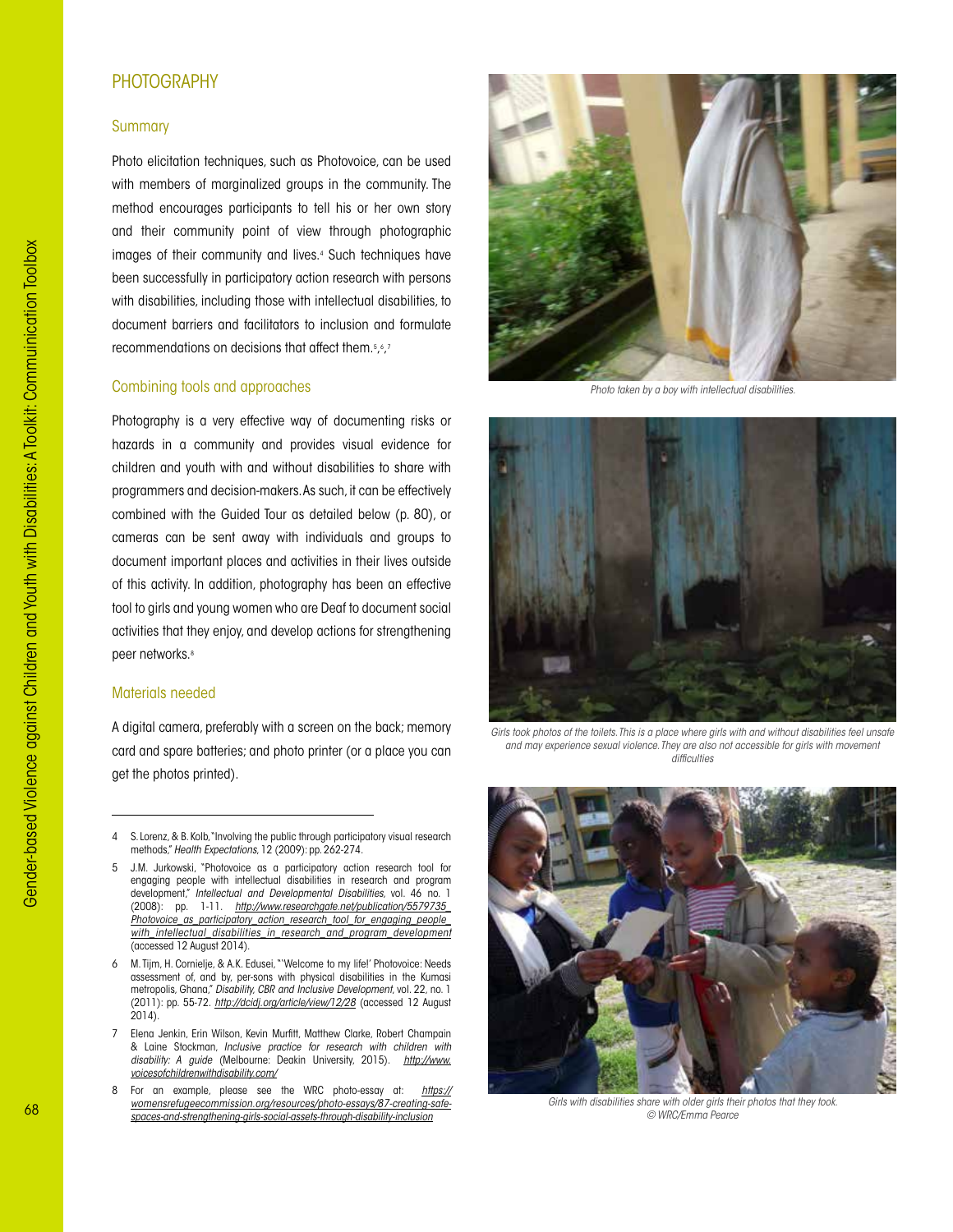## PHOTOGRAPHY

### Summary

Photo elicitation techniques, such as Photovoice, can be used with members of marginalized groups in the community. The method encourages participants to tell his or her own story and their community point of view through photographic images of their community and lives.[4] Such techniques have been successfully in participatory action research with persons with disabilities, including those with intellectual disabilities, to document barriers and facilitators to inclusion and formulate recommendations on decisions that affect them.[5,6,7]

### Combining tools and approaches

Photography is a very effective way of documenting risks or hazards in a community and provides visual evidence for children and youth with and without disabilities to share with programmers and decision-makers. As such, it can be effectively combined with the Guided Tour as detailed below (p. 80), or cameras can be sent away with individuals and groups to document important places and activities in their lives outside of this activity. In addition, photography has been an effective tool to girls and young women who are Deaf to document social activities that they enjoy, and develop actions for strengthening peer networks.[8]

### Materials needed

A digital camera, preferably with a screen on the back; memory card and spare batteries; and photo printer (or a place you can get the photos printed).

*Photo taken by a boy with intellectual disabilities.*

*Girls took photos of the toilets. This is a place where girls with and without disabilities feel unsafe and may experience sexual violence. They are also not accessible for girls with movement difficulties*

*Girls with disabilities share with older girls their photos that they took. © WRC/Emma Pearce*

---

4 S. Lorenz, & B. Kolb, "Involving the public through participatory visual research methods," *Health Expectations*, 12 (2009): pp. 262-274.

5 J.M. Jurkowski, "Photovoice as a participatory action research tool for engaging people with intellectual disabilities in research and program development," *Intellectual and Developmental Disabilities*, vol. 46 no. 1 (2008): pp. 1-11. http://www.researchgate.net/publication/5579735_Photovoice_as_participatory_action_research_tool_for_engaging_people_with_intellectual_disabilities_in_research_and_program_development (accessed 12 August 2014).

6 M. Tijm, H. Cornielje, & A.K. Edusei, "'Welcome to my life!' Photovoice: Needs assessment of, and by, per-sons with physical disabilities in the Kumasi metropolis, Ghana," *Disability, CBR and Inclusive Development*, vol. 22, no. 1 (2011): pp. 55-72. http://dcidj.org/article/view/12/28 (accessed 12 August 2014).

7 Elena Jenkin, Erin Wilson, Kevin Murfitt, Matthew Clarke, Robert Champain & Laine Stockman, *Inclusive practice for research with children with disability: A guide* (Melbourne: Deakin University, 2015). http://www.voicesofchildrenwithdisability.com/

8 For an example, please see the WRC photo-essay at: https://womensrefugeecommission.org/resources/photo-essays/87-creating-safe-spaces-and-strengthening-girls-social-assets-through-disability-inclusion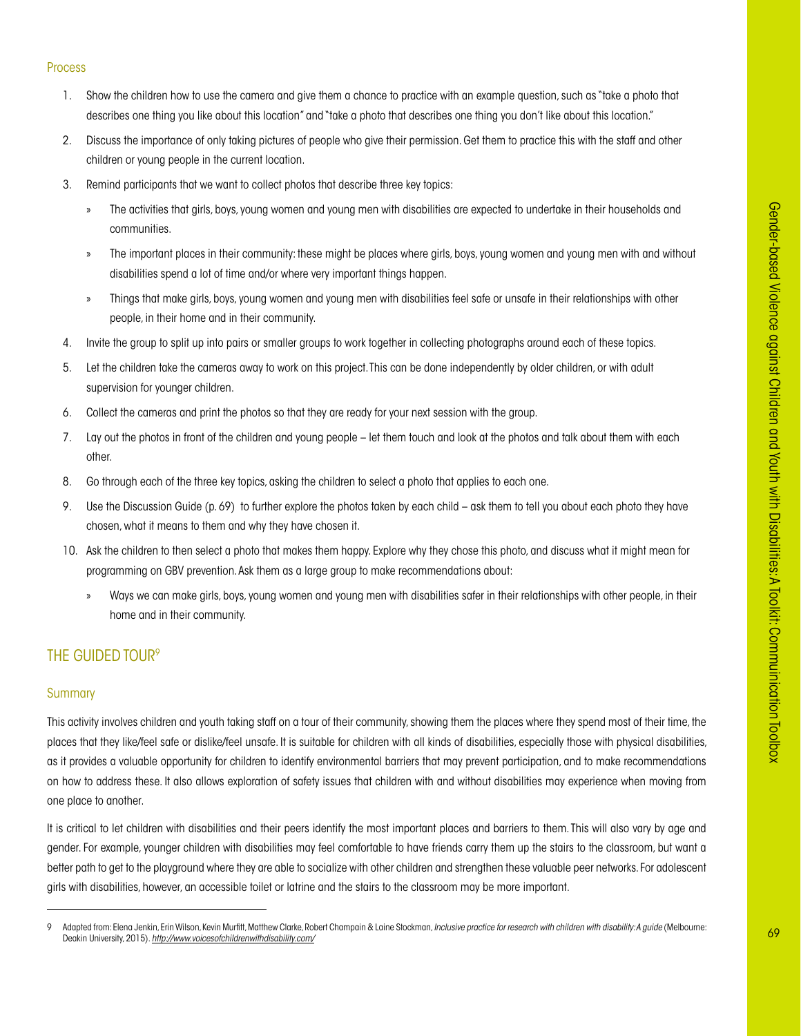### Process

1. Show the children how to use the camera and give them a chance to practice with an example question, such as "take a photo that describes one thing you like about this location" and "take a photo that describes one thing you don't like about this location."
2. Discuss the importance of only taking pictures of people who give their permission. Get them to practice this with the staff and other children or young people in the current location.
3. Remind participants that we want to collect photos that describe three key topics:
   - The activities that girls, boys, young women and young men with disabilities are expected to undertake in their households and communities.
   - The important places in their community: these might be places where girls, boys, young women and young men with and without disabilities spend a lot of time and/or where very important things happen.
   - Things that make girls, boys, young women and young men with disabilities feel safe or unsafe in their relationships with other people, in their home and in their community.
4. Invite the group to split up into pairs or smaller groups to work together in collecting photographs around each of these topics.
5. Let the children take the cameras away to work on this project. This can be done independently by older children, or with adult supervision for younger children.
6. Collect the cameras and print the photos so that they are ready for your next session with the group.
7. Lay out the photos in front of the children and young people – let them touch and look at the photos and talk about them with each other.
8. Go through each of the three key topics, asking the children to select a photo that applies to each one.
9. Use the Discussion Guide (p. 69) to further explore the photos taken by each child – ask them to tell you about each photo they have chosen, what it means to them and why they have chosen it.
10. Ask the children to then select a photo that makes them happy. Explore why they chose this photo, and discuss what it might mean for programming on GBV prevention. Ask them as a large group to make recommendations about:
    - Ways we can make girls, boys, young women and young men with disabilities safer in their relationships with other people, in their home and in their community.

## THE GUIDED TOUR[9]

### Summary

This activity involves children and youth taking staff on a tour of their community, showing them the places where they spend most of their time, the places that they like/feel safe or dislike/feel unsafe. It is suitable for children with all kinds of disabilities, especially those with physical disabilities, as it provides a valuable opportunity for children to identify environmental barriers that may prevent participation, and to make recommendations on how to address these. It also allows exploration of safety issues that children with and without disabilities may experience when moving from one place to another.

It is critical to let children with disabilities and their peers identify the most important places and barriers to them. This will also vary by age and gender. For example, younger children with disabilities may feel comfortable to have friends carry them up the stairs to the classroom, but want a better path to get to the playground where they are able to socialize with other children and strengthen these valuable peer networks. For adolescent girls with disabilities, however, an accessible toilet or latrine and the stairs to the classroom may be more important.

---

9 Adapted from: Elena Jenkin, Erin Wilson, Kevin Murfitt, Matthew Clarke, Robert Champain & Laine Stockman, *Inclusive practice for research with children with disability: A guide* (Melbourne: Deakin University, 2015). *http://www.voicesofchildrenwithdisability.com/*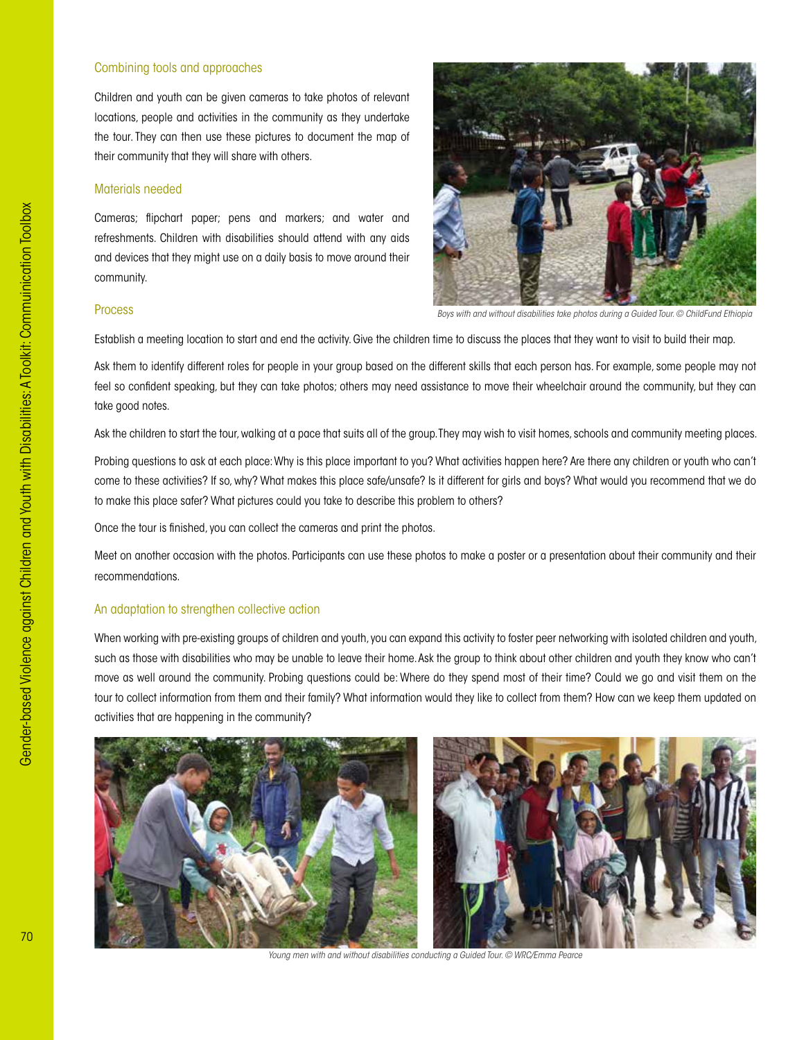### Combining tools and approaches

Children and youth can be given cameras to take photos of relevant locations, people and activities in the community as they undertake the tour. They can then use these pictures to document the map of their community that they will share with others.

### Materials needed

Cameras; flipchart paper; pens and markers; and water and refreshments. Children with disabilities should attend with any aids and devices that they might use on a daily basis to move around their community.

*Boys with and without disabilities take photos during a Guided Tour. © ChildFund Ethiopia*

### Process

Establish a meeting location to start and end the activity. Give the children time to discuss the places that they want to visit to build their map.

Ask them to identify different roles for people in your group based on the different skills that each person has. For example, some people may not feel so confident speaking, but they can take photos; others may need assistance to move their wheelchair around the community, but they can take good notes.

Ask the children to start the tour, walking at a pace that suits all of the group. They may wish to visit homes, schools and community meeting places.

Probing questions to ask at each place: Why is this place important to you? What activities happen here? Are there any children or youth who can't come to these activities? If so, why? What makes this place safe/unsafe? Is it different for girls and boys? What would you recommend that we do to make this place safer? What pictures could you take to describe this problem to others?

Once the tour is finished, you can collect the cameras and print the photos.

Meet on another occasion with the photos. Participants can use these photos to make a poster or a presentation about their community and their recommendations.

### An adaptation to strengthen collective action

When working with pre-existing groups of children and youth, you can expand this activity to foster peer networking with isolated children and youth, such as those with disabilities who may be unable to leave their home. Ask the group to think about other children and youth they know who can't move as well around the community. Probing questions could be: Where do they spend most of their time? Could we go and visit them on the tour to collect information from them and their family? What information would they like to collect from them? How can we keep them updated on activities that are happening in the community?

*Young men with and without disabilities conducting a Guided Tour. © WRC/Emma Pearce*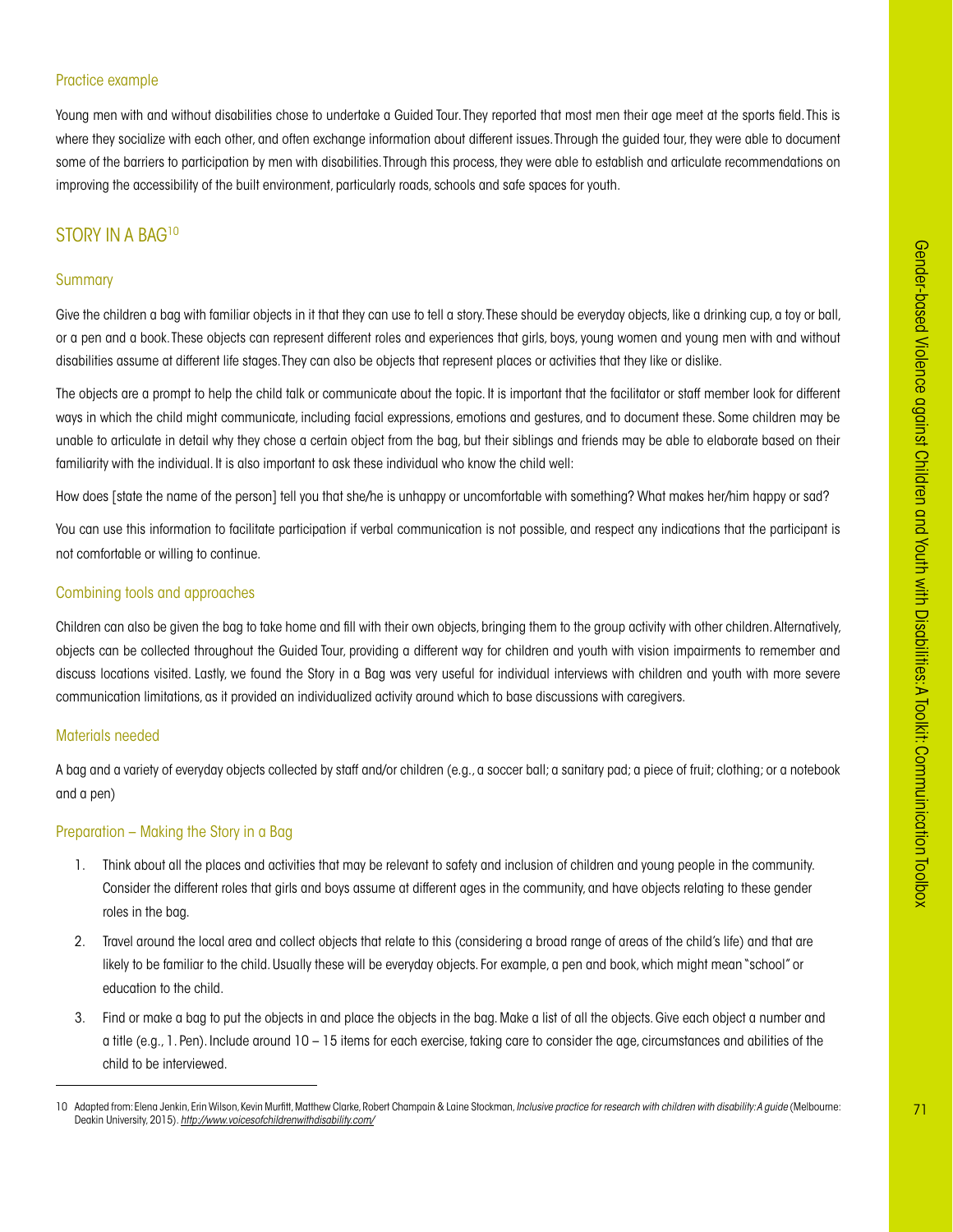### Practice example

Young men with and without disabilities chose to undertake a Guided Tour. They reported that most men their age meet at the sports field. This is where they socialize with each other, and often exchange information about different issues. Through the guided tour, they were able to document some of the barriers to participation by men with disabilities. Through this process, they were able to establish and articulate recommendations on improving the accessibility of the built environment, particularly roads, schools and safe spaces for youth.

## STORY IN A BAG[10]

### Summary

Give the children a bag with familiar objects in it that they can use to tell a story. These should be everyday objects, like a drinking cup, a toy or ball, or a pen and a book. These objects can represent different roles and experiences that girls, boys, young women and young men with and without disabilities assume at different life stages. They can also be objects that represent places or activities that they like or dislike.

The objects are a prompt to help the child talk or communicate about the topic. It is important that the facilitator or staff member look for different ways in which the child might communicate, including facial expressions, emotions and gestures, and to document these. Some children may be unable to articulate in detail why they chose a certain object from the bag, but their siblings and friends may be able to elaborate based on their familiarity with the individual. It is also important to ask these individual who know the child well:

How does [state the name of the person] tell you that she/he is unhappy or uncomfortable with something? What makes her/him happy or sad?

You can use this information to facilitate participation if verbal communication is not possible, and respect any indications that the participant is not comfortable or willing to continue.

### Combining tools and approaches

Children can also be given the bag to take home and fill with their own objects, bringing them to the group activity with other children. Alternatively, objects can be collected throughout the Guided Tour, providing a different way for children and youth with vision impairments to remember and discuss locations visited. Lastly, we found the Story in a Bag was very useful for individual interviews with children and youth with more severe communication limitations, as it provided an individualized activity around which to base discussions with caregivers.

### Materials needed

A bag and a variety of everyday objects collected by staff and/or children (e.g., a soccer ball; a sanitary pad; a piece of fruit; clothing; or a notebook and a pen)

### Preparation – Making the Story in a Bag

1. Think about all the places and activities that may be relevant to safety and inclusion of children and young people in the community. Consider the different roles that girls and boys assume at different ages in the community, and have objects relating to these gender roles in the bag.
2. Travel around the local area and collect objects that relate to this (considering a broad range of areas of the child's life) and that are likely to be familiar to the child. Usually these will be everyday objects. For example, a pen and book, which might mean "school" or education to the child.
3. Find or make a bag to put the objects in and place the objects in the bag. Make a list of all the objects. Give each object a number and a title (e.g., 1. Pen). Include around 10 – 15 items for each exercise, taking care to consider the age, circumstances and abilities of the child to be interviewed.

---

10 Adapted from: Elena Jenkin, Erin Wilson, Kevin Murfitt, Matthew Clarke, Robert Champain & Laine Stockman, *Inclusive practice for research with children with disability: A guide* (Melbourne: Deakin University, 2015). *http://www.voicesofchildrenwithdisability.com/*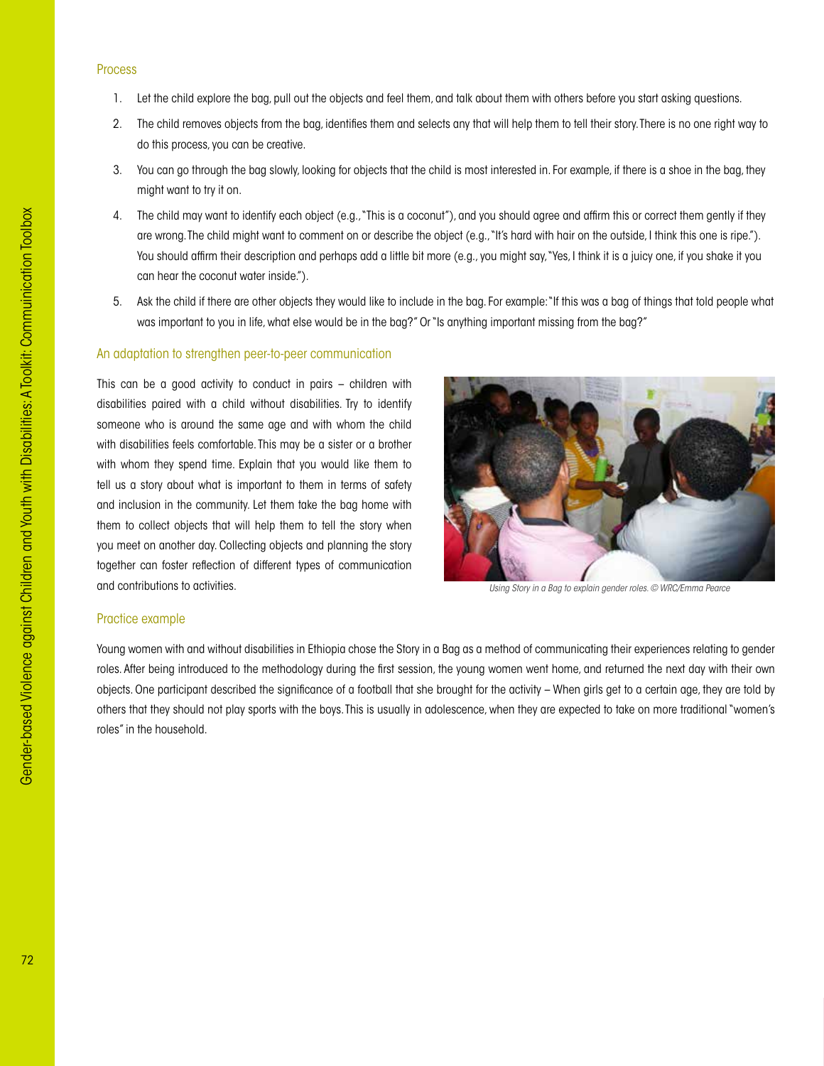## Process

1. Let the child explore the bag, pull out the objects and feel them, and talk about them with others before you start asking questions.
2. The child removes objects from the bag, identifies them and selects any that will help them to tell their story. There is no one right way to do this process, you can be creative.
3. You can go through the bag slowly, looking for objects that the child is most interested in. For example, if there is a shoe in the bag, they might want to try it on.
4. The child may want to identify each object (e.g., "This is a coconut"), and you should agree and affirm this or correct them gently if they are wrong. The child might want to comment on or describe the object (e.g., "It's hard with hair on the outside, I think this one is ripe."). You should affirm their description and perhaps add a little bit more (e.g., you might say, "Yes, I think it is a juicy one, if you shake it you can hear the coconut water inside.").
5. Ask the child if there are other objects they would like to include in the bag. For example: "If this was a bag of things that told people what was important to you in life, what else would be in the bag?" Or "Is anything important missing from the bag?"

## An adaptation to strengthen peer-to-peer communication

This can be a good activity to conduct in pairs – children with disabilities paired with a child without disabilities. Try to identify someone who is around the same age and with whom the child with disabilities feels comfortable. This may be a sister or a brother with whom they spend time. Explain that you would like them to tell us a story about what is important to them in terms of safety and inclusion in the community. Let them take the bag home with them to collect objects that will help them to tell the story when you meet on another day. Collecting objects and planning the story together can foster reflection of different types of communication and contributions to activities.

*Using Story in a Bag to explain gender roles. © WRC/Emma Pearce*

## Practice example

Young women with and without disabilities in Ethiopia chose the Story in a Bag as a method of communicating their experiences relating to gender roles. After being introduced to the methodology during the first session, the young women went home, and returned the next day with their own objects. One participant described the significance of a football that she brought for the activity – When girls get to a certain age, they are told by others that they should not play sports with the boys. This is usually in adolescence, when they are expected to take on more traditional "women's roles" in the household.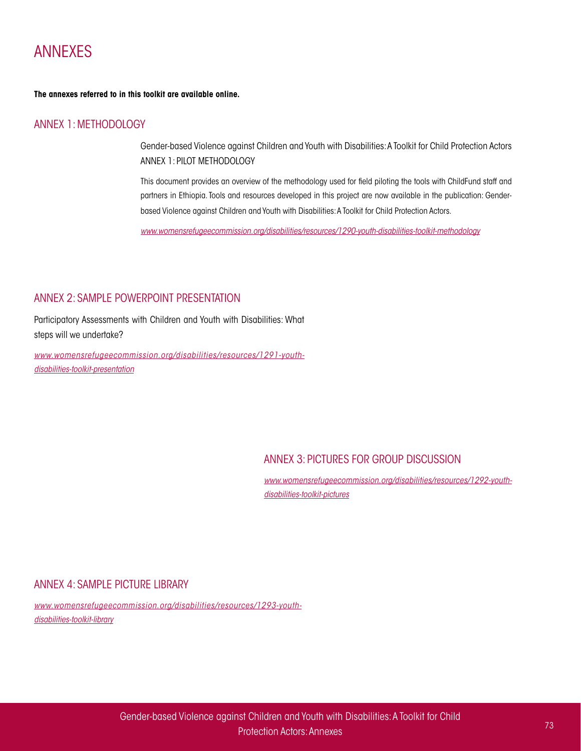# ANNEXES

**The annexes referred to in this toolkit are available online.**

## ANNEX 1: METHODOLOGY

Gender-based Violence against Children and Youth with Disabilities: A Toolkit for Child Protection Actors
ANNEX 1: PILOT METHODOLOGY

This document provides an overview of the methodology used for field piloting the tools with ChildFund staff and partners in Ethiopia. Tools and resources developed in this project are now available in the publication: Gender-based Violence against Children and Youth with Disabilities: A Toolkit for Child Protection Actors.

*www.womensrefugeecommission.org/disabilities/resources/1290-youth-disabilities-toolkit-methodology*

## ANNEX 2: SAMPLE POWERPOINT PRESENTATION

Participatory Assessments with Children and Youth with Disabilities: What steps will we undertake?

*www.womensrefugeecommission.org/disabilities/resources/1291-youth-disabilities-toolkit-presentation*

## ANNEX 3: PICTURES FOR GROUP DISCUSSION

*www.womensrefugeecommission.org/disabilities/resources/1292-youth-disabilities-toolkit-pictures*

## ANNEX 4: SAMPLE PICTURE LIBRARY

*www.womensrefugeecommission.org/disabilities/resources/1293-youth-disabilities-toolkit-library*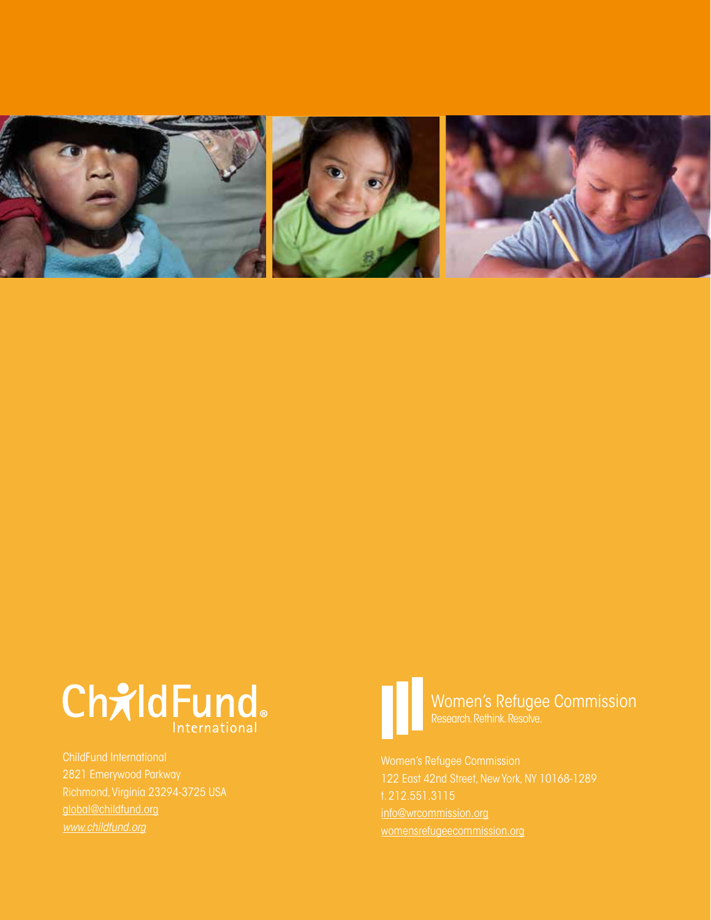ChildFund International

ChildFund International
2821 Emerywood Parkway
Richmond, Virginia 23294-3725 USA
global@childfund.org
www.childfund.org

Women's Refugee Commission
Research. Rethink. Resolve.

Women's Refugee Commission
122 East 42nd Street, New York, NY 10168-1289
t. 212.551.3115
info@wrcommission.org
womensrefugeecommission.org